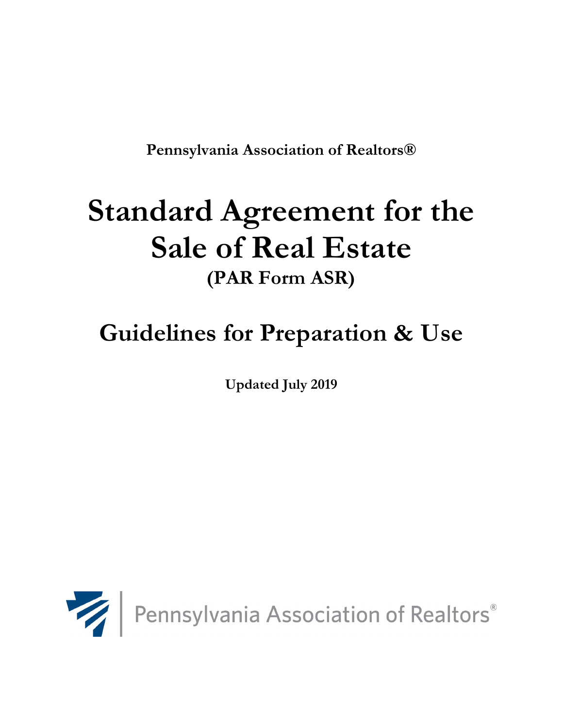**Pennsylvania Association of Realtors®**

# Standard Agreement for the Sale of Real Estate

## (PAR Form ASR)

# Guidelines for Preparation & Use

**Updated July 2019**

Pennsylvania Association of Realtors®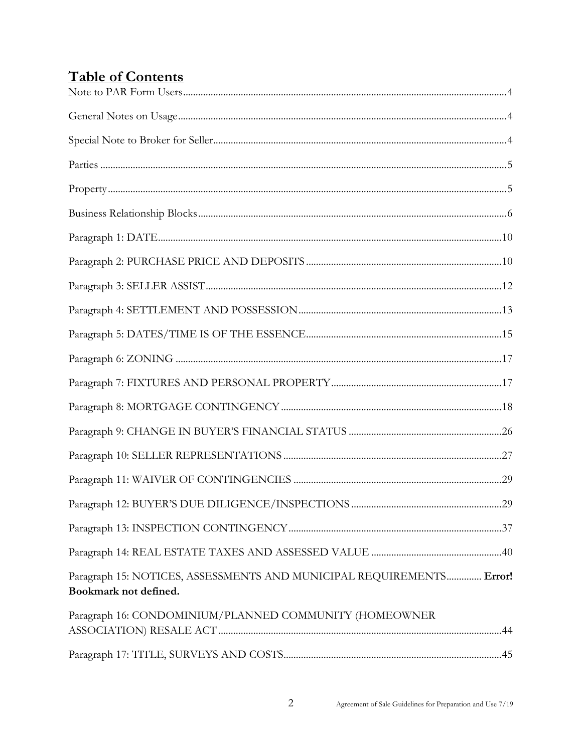# Table of Contents

Note to PAR Form Users....................................................................................................................4

General Notes on Usage....................................................................................................................4

Special Note to Broker for Seller......................................................................................................4

Parties ...............................................................................................................................................5

Property............................................................................................................................................5

Business Relationship Blocks............................................................................................................6

Paragraph 1: DATE.........................................................................................................................10

Paragraph 2: PURCHASE PRICE AND DEPOSITS ...................................................................10

Paragraph 3: SELLER ASSIST.......................................................................................................12

Paragraph 4: SETTLEMENT AND POSSESSION.......................................................................13

Paragraph 5: DATES/TIME IS OF THE ESSENCE.....................................................................15

Paragraph 6: ZONING ...................................................................................................................17

Paragraph 7: FIXTURES AND PERSONAL PROPERTY...........................................................17

Paragraph 8: MORTGAGE CONTINGENCY..............................................................................18

Paragraph 9: CHANGE IN BUYER'S FINANCIAL STATUS ....................................................26

Paragraph 10: SELLER REPRESENTATIONS ............................................................................27

Paragraph 11: WAIVER OF CONTINGENCIES .........................................................................29

Paragraph 12: BUYER'S DUE DILIGENCE/INSPECTIONS.....................................................29

Paragraph 13: INSPECTION CONTINGENCY...........................................................................37

Paragraph 14: REAL ESTATE TAXES AND ASSESSED VALUE ..............................................40

Paragraph 15: NOTICES, ASSESSMENTS AND MUNICIPAL REQUIREMENTS............. **Error! Bookmark not defined.**

Paragraph 16: CONDOMINIUM/PLANNED COMMUNITY (HOMEOWNER ASSOCIATION) RESALE ACT..........................................................................................................44

Paragraph 17: TITLE, SURVEYS AND COSTS............................................................................45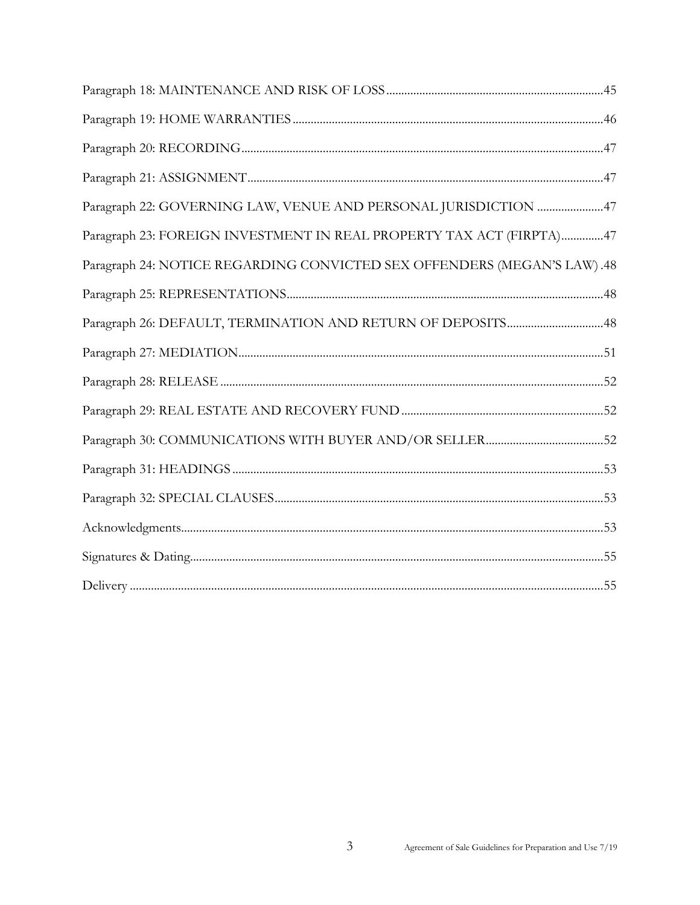Paragraph 18: MAINTENANCE AND RISK OF LOSS.......................................................................45

Paragraph 19: HOME WARRANTIES.......................................................................................46

Paragraph 20: RECORDING....................................................................................................47

Paragraph 21: ASSIGNMENT...................................................................................................47

Paragraph 22: GOVERNING LAW, VENUE AND PERSONAL JURISDICTION ......................47

Paragraph 23: FOREIGN INVESTMENT IN REAL PROPERTY TAX ACT (FIRPTA)..............47

Paragraph 24: NOTICE REGARDING CONVICTED SEX OFFENDERS (MEGAN'S LAW) .48

Paragraph 25: REPRESENTATIONS.........................................................................................48

Paragraph 26: DEFAULT, TERMINATION AND RETURN OF DEPOSITS................................48

Paragraph 27: MEDIATION......................................................................................................51

Paragraph 28: RELEASE...........................................................................................................52

Paragraph 29: REAL ESTATE AND RECOVERY FUND...........................................................52

Paragraph 30: COMMUNICATIONS WITH BUYER AND/OR SELLER.......................................52

Paragraph 31: HEADINGS........................................................................................................53

Paragraph 32: SPECIAL CLAUSES............................................................................................53

Acknowledgments......................................................................................................................53

Signatures & Dating...................................................................................................................55

Delivery.....................................................................................................................................55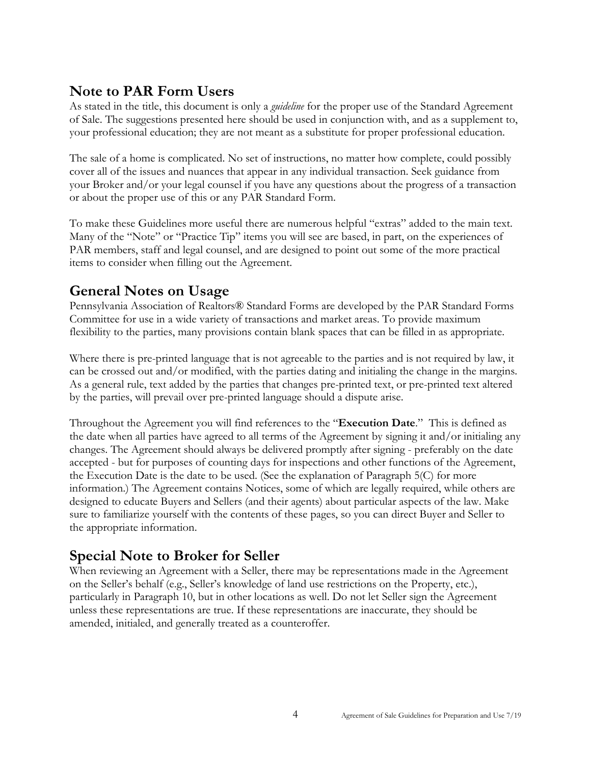## Note to PAR Form Users

As stated in the title, this document is only a *guideline* for the proper use of the Standard Agreement of Sale. The suggestions presented here should be used in conjunction with, and as a supplement to, your professional education; they are not meant as a substitute for proper professional education.

The sale of a home is complicated. No set of instructions, no matter how complete, could possibly cover all of the issues and nuances that appear in any individual transaction. Seek guidance from your Broker and/or your legal counsel if you have any questions about the progress of a transaction or about the proper use of this or any PAR Standard Form.

To make these Guidelines more useful there are numerous helpful "extras" added to the main text. Many of the "Note" or "Practice Tip" items you will see are based, in part, on the experiences of PAR members, staff and legal counsel, and are designed to point out some of the more practical items to consider when filling out the Agreement.

## General Notes on Usage

Pennsylvania Association of Realtors® Standard Forms are developed by the PAR Standard Forms Committee for use in a wide variety of transactions and market areas. To provide maximum flexibility to the parties, many provisions contain blank spaces that can be filled in as appropriate.

Where there is pre-printed language that is not agreeable to the parties and is not required by law, it can be crossed out and/or modified, with the parties dating and initialing the change in the margins. As a general rule, text added by the parties that changes pre-printed text, or pre-printed text altered by the parties, will prevail over pre-printed language should a dispute arise.

Throughout the Agreement you will find references to the "**Execution Date**." This is defined as the date when all parties have agreed to all terms of the Agreement by signing it and/or initialing any changes. The Agreement should always be delivered promptly after signing - preferably on the date accepted - but for purposes of counting days for inspections and other functions of the Agreement, the Execution Date is the date to be used. (See the explanation of Paragraph 5(C) for more information.) The Agreement contains Notices, some of which are legally required, while others are designed to educate Buyers and Sellers (and their agents) about particular aspects of the law. Make sure to familiarize yourself with the contents of these pages, so you can direct Buyer and Seller to the appropriate information.

## Special Note to Broker for Seller

When reviewing an Agreement with a Seller, there may be representations made in the Agreement on the Seller's behalf (e.g., Seller's knowledge of land use restrictions on the Property, etc.), particularly in Paragraph 10, but in other locations as well. Do not let Seller sign the Agreement unless these representations are true. If these representations are inaccurate, they should be amended, initialed, and generally treated as a counteroffer.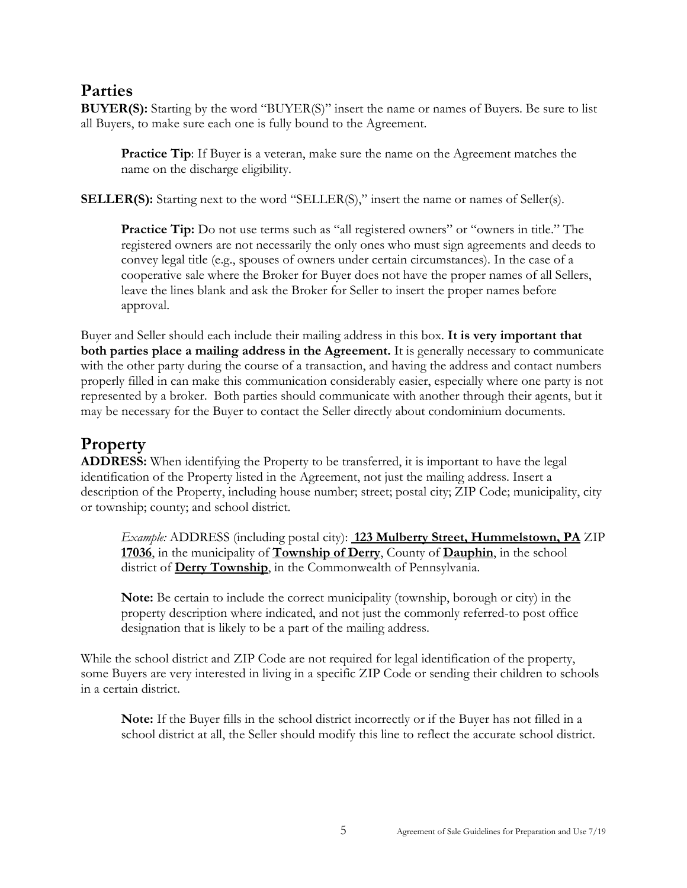## Parties

**BUYER(S):** Starting by the word "BUYER(S)" insert the name or names of Buyers. Be sure to list all Buyers, to make sure each one is fully bound to the Agreement.

> **Practice Tip**: If Buyer is a veteran, make sure the name on the Agreement matches the name on the discharge eligibility.

**SELLER(S):** Starting next to the word "SELLER(S)," insert the name or names of Seller(s).

> **Practice Tip:** Do not use terms such as "all registered owners" or "owners in title." The registered owners are not necessarily the only ones who must sign agreements and deeds to convey legal title (e.g., spouses of owners under certain circumstances). In the case of a cooperative sale where the Broker for Buyer does not have the proper names of all Sellers, leave the lines blank and ask the Broker for Seller to insert the proper names before approval.

Buyer and Seller should each include their mailing address in this box. **It is very important that both parties place a mailing address in the Agreement.** It is generally necessary to communicate with the other party during the course of a transaction, and having the address and contact numbers properly filled in can make this communication considerably easier, especially where one party is not represented by a broker. Both parties should communicate with another through their agents, but it may be necessary for the Buyer to contact the Seller directly about condominium documents.

## Property

**ADDRESS:** When identifying the Property to be transferred, it is important to have the legal identification of the Property listed in the Agreement, not just the mailing address. Insert a description of the Property, including house number; street; postal city; ZIP Code; municipality, city or township; county; and school district.

> *Example:* ADDRESS (including postal city): **123 Mulberry Street, Hummelstown, PA** ZIP **17036**, in the municipality of **Township of Derry**, County of **Dauphin**, in the school district of **Derry Township**, in the Commonwealth of Pennsylvania.
>
> **Note:** Be certain to include the correct municipality (township, borough or city) in the property description where indicated, and not just the commonly referred-to post office designation that is likely to be a part of the mailing address.

While the school district and ZIP Code are not required for legal identification of the property, some Buyers are very interested in living in a specific ZIP Code or sending their children to schools in a certain district.

> **Note:** If the Buyer fills in the school district incorrectly or if the Buyer has not filled in a school district at all, the Seller should modify this line to reflect the accurate school district.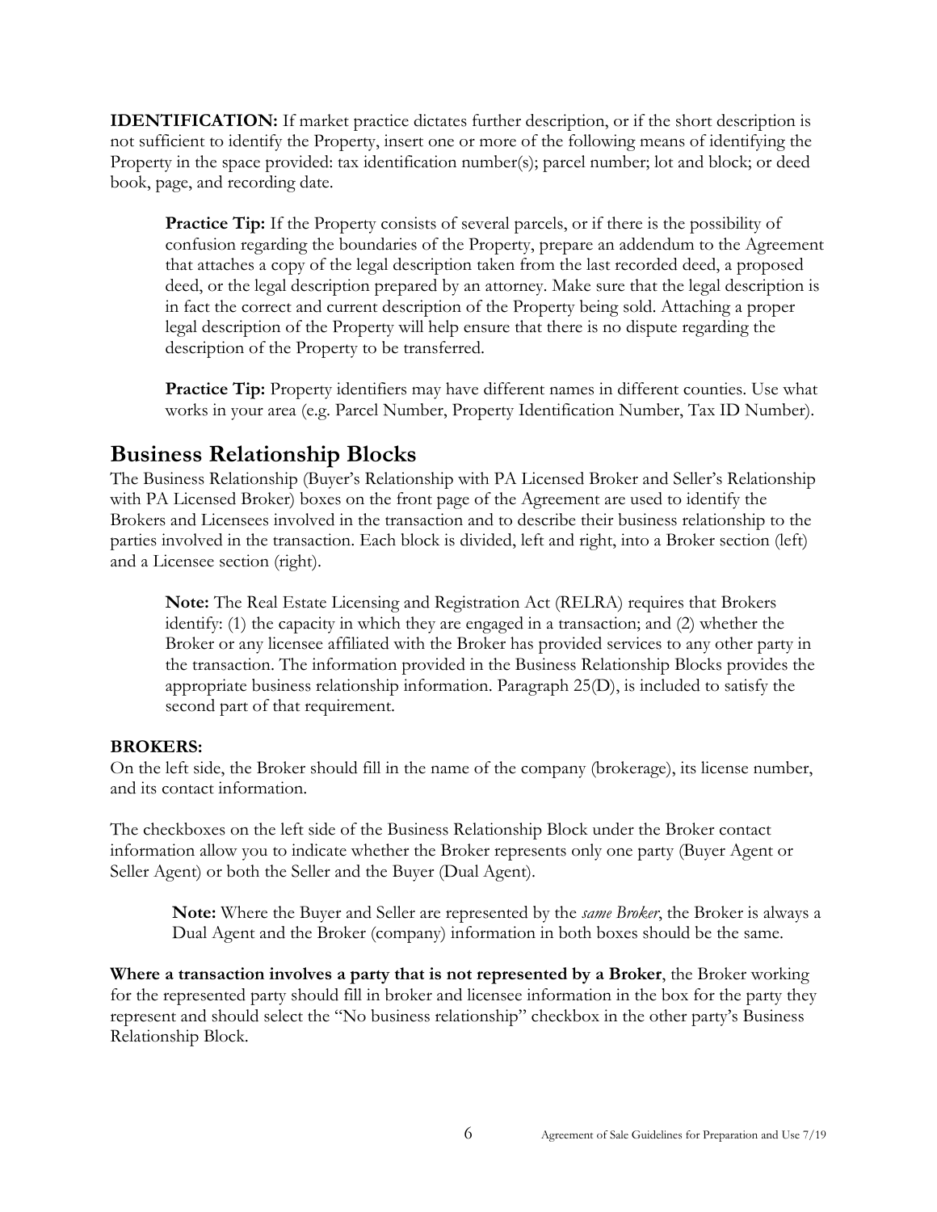**IDENTIFICATION:** If market practice dictates further description, or if the short description is not sufficient to identify the Property, insert one or more of the following means of identifying the Property in the space provided: tax identification number(s); parcel number; lot and block; or deed book, page, and recording date.

> **Practice Tip:** If the Property consists of several parcels, or if there is the possibility of confusion regarding the boundaries of the Property, prepare an addendum to the Agreement that attaches a copy of the legal description taken from the last recorded deed, a proposed deed, or the legal description prepared by an attorney. Make sure that the legal description is in fact the correct and current description of the Property being sold. Attaching a proper legal description of the Property will help ensure that there is no dispute regarding the description of the Property to be transferred.
>
> **Practice Tip:** Property identifiers may have different names in different counties. Use what works in your area (e.g. Parcel Number, Property Identification Number, Tax ID Number).

## Business Relationship Blocks

The Business Relationship (Buyer's Relationship with PA Licensed Broker and Seller's Relationship with PA Licensed Broker) boxes on the front page of the Agreement are used to identify the Brokers and Licensees involved in the transaction and to describe their business relationship to the parties involved in the transaction. Each block is divided, left and right, into a Broker section (left) and a Licensee section (right).

> **Note:** The Real Estate Licensing and Registration Act (RELRA) requires that Brokers identify: (1) the capacity in which they are engaged in a transaction; and (2) whether the Broker or any licensee affiliated with the Broker has provided services to any other party in the transaction. The information provided in the Business Relationship Blocks provides the appropriate business relationship information. Paragraph 25(D), is included to satisfy the second part of that requirement.

**BROKERS:**

On the left side, the Broker should fill in the name of the company (brokerage), its license number, and its contact information.

The checkboxes on the left side of the Business Relationship Block under the Broker contact information allow you to indicate whether the Broker represents only one party (Buyer Agent or Seller Agent) or both the Seller and the Buyer (Dual Agent).

> **Note:** Where the Buyer and Seller are represented by the *same Broker*, the Broker is always a Dual Agent and the Broker (company) information in both boxes should be the same.

**Where a transaction involves a party that is not represented by a Broker**, the Broker working for the represented party should fill in broker and licensee information in the box for the party they represent and should select the "No business relationship" checkbox in the other party's Business Relationship Block.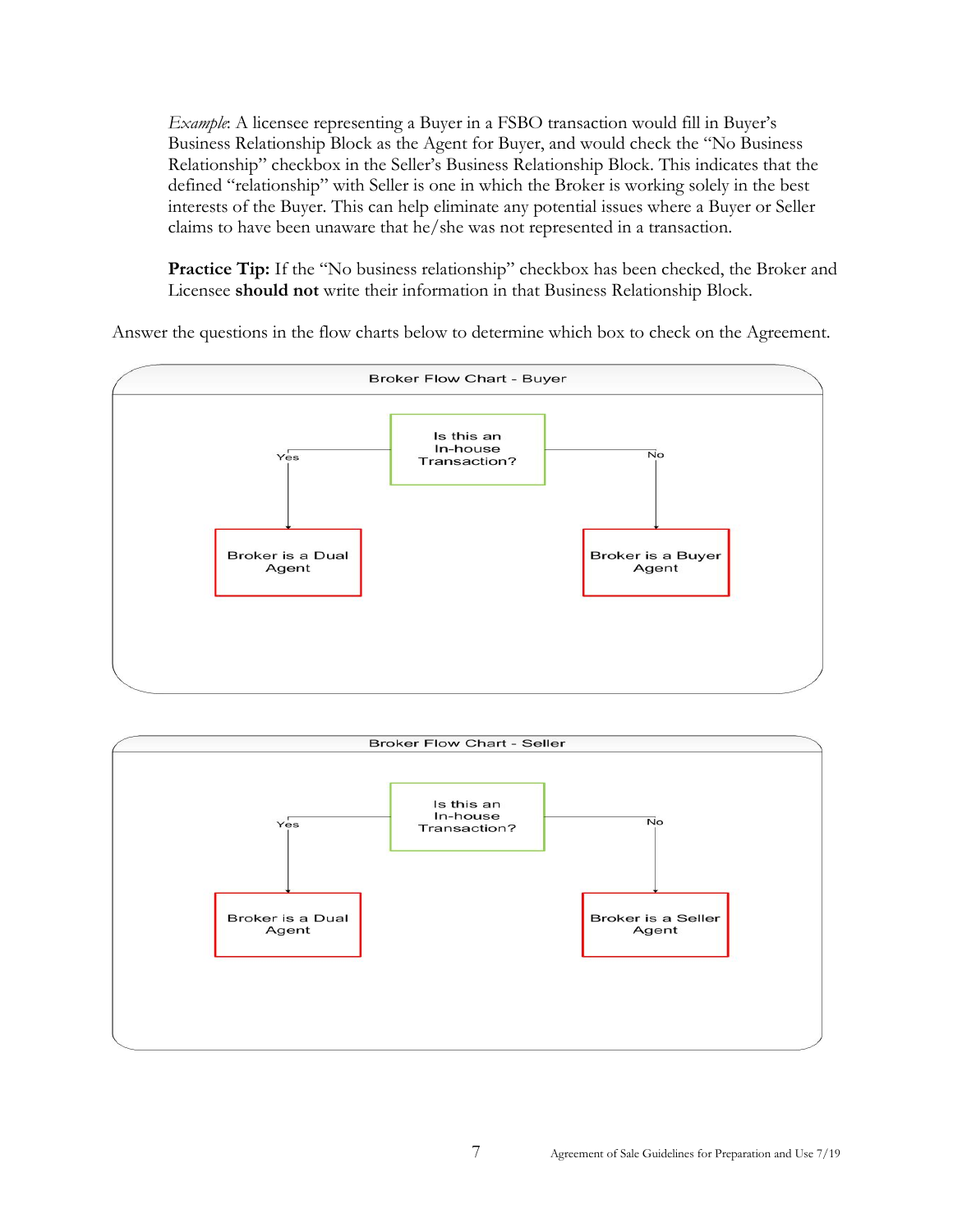*Example*: A licensee representing a Buyer in a FSBO transaction would fill in Buyer's Business Relationship Block as the Agent for Buyer, and would check the "No Business Relationship" checkbox in the Seller's Business Relationship Block. This indicates that the defined "relationship" with Seller is one in which the Broker is working solely in the best interests of the Buyer. This can help eliminate any potential issues where a Buyer or Seller claims to have been unaware that he/she was not represented in a transaction.

**Practice Tip:** If the "No business relationship" checkbox has been checked, the Broker and Licensee **should not** write their information in that Business Relationship Block.

Answer the questions in the flow charts below to determine which box to check on the Agreement.

**Broker Flow Chart - Buyer**

Is this an In-house Transaction?

- Yes → Broker is a Dual Agent
- No → Broker is a Buyer Agent

**Broker Flow Chart - Seller**

Is this an In-house Transaction?

- Yes → Broker is a Dual Agent
- No → Broker is a Seller Agent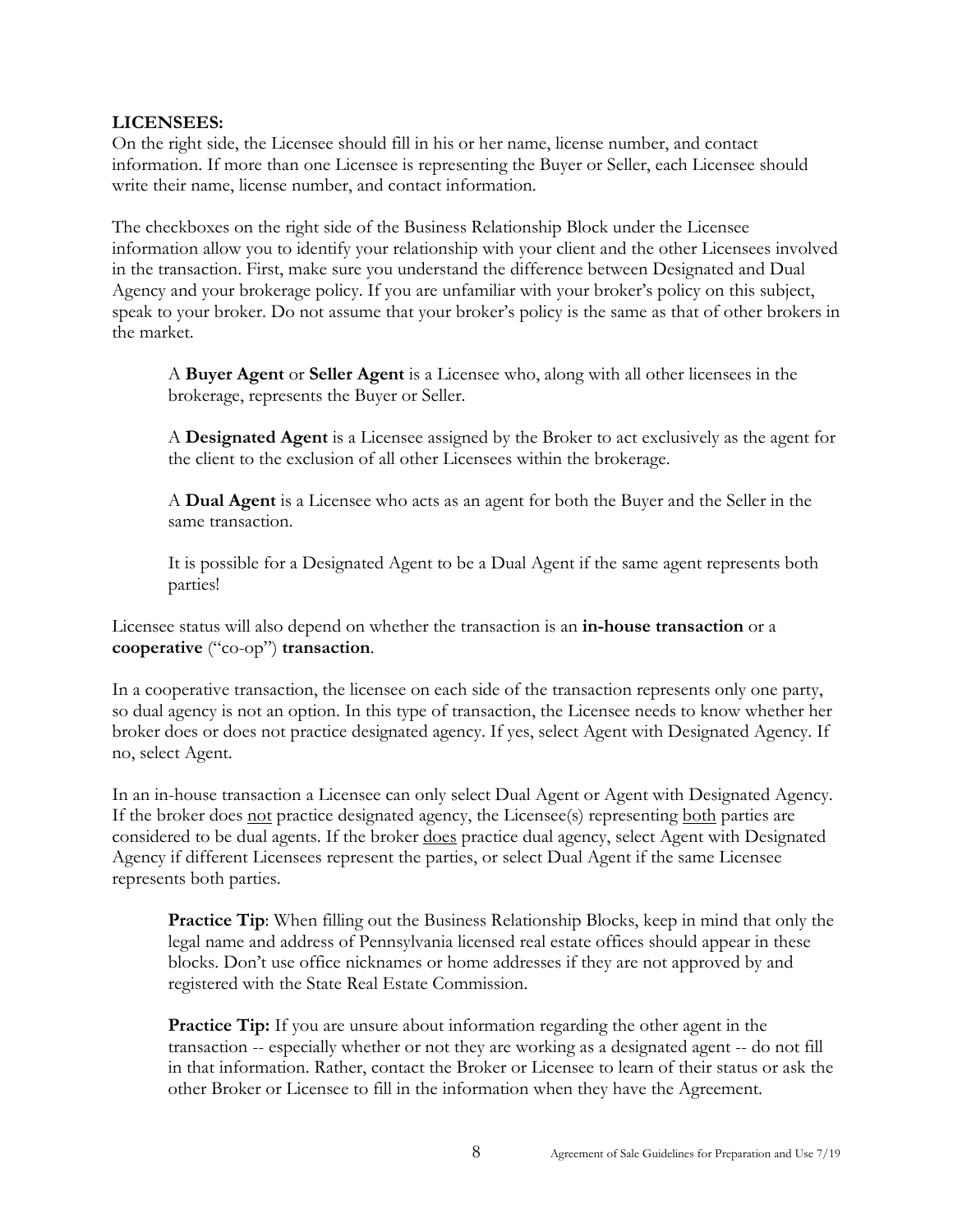**LICENSEES:**

On the right side, the Licensee should fill in his or her name, license number, and contact information. If more than one Licensee is representing the Buyer or Seller, each Licensee should write their name, license number, and contact information.

The checkboxes on the right side of the Business Relationship Block under the Licensee information allow you to identify your relationship with your client and the other Licensees involved in the transaction. First, make sure you understand the difference between Designated and Dual Agency and your brokerage policy. If you are unfamiliar with your broker's policy on this subject, speak to your broker. Do not assume that your broker's policy is the same as that of other brokers in the market.

> A **Buyer Agent** or **Seller Agent** is a Licensee who, along with all other licensees in the brokerage, represents the Buyer or Seller.
>
> A **Designated Agent** is a Licensee assigned by the Broker to act exclusively as the agent for the client to the exclusion of all other Licensees within the brokerage.
>
> A **Dual Agent** is a Licensee who acts as an agent for both the Buyer and the Seller in the same transaction.
>
> It is possible for a Designated Agent to be a Dual Agent if the same agent represents both parties!

Licensee status will also depend on whether the transaction is an **in-house transaction** or a **cooperative** ("co-op") **transaction**.

In a cooperative transaction, the licensee on each side of the transaction represents only one party, so dual agency is not an option. In this type of transaction, the Licensee needs to know whether her broker does or does not practice designated agency. If yes, select Agent with Designated Agency. If no, select Agent.

In an in-house transaction a Licensee can only select Dual Agent or Agent with Designated Agency. If the broker does <u>not</u> practice designated agency, the Licensee(s) representing <u>both</u> parties are considered to be dual agents. If the broker <u>does</u> practice dual agency, select Agent with Designated Agency if different Licensees represent the parties, or select Dual Agent if the same Licensee represents both parties.

> **Practice Tip**: When filling out the Business Relationship Blocks, keep in mind that only the legal name and address of Pennsylvania licensed real estate offices should appear in these blocks. Don't use office nicknames or home addresses if they are not approved by and registered with the State Real Estate Commission.
>
> **Practice Tip:** If you are unsure about information regarding the other agent in the transaction -- especially whether or not they are working as a designated agent -- do not fill in that information. Rather, contact the Broker or Licensee to learn of their status or ask the other Broker or Licensee to fill in the information when they have the Agreement.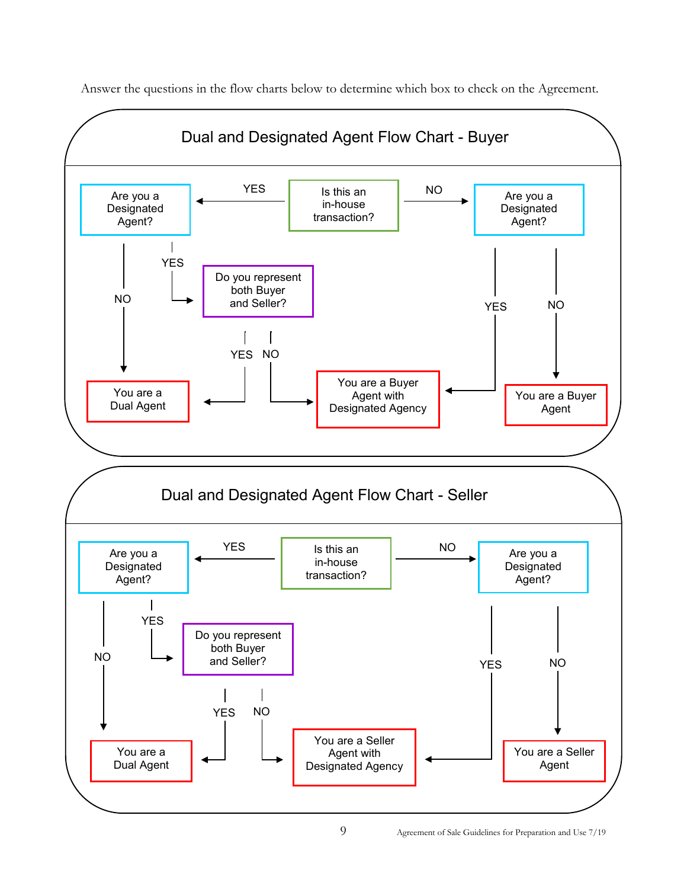Answer the questions in the flow charts below to determine which box to check on the Agreement.

## Dual and Designated Agent Flow Chart - Buyer

Is this an in-house transaction?

- YES → Are you a Designated Agent?
  - YES → Do you represent both Buyer and Seller?
    - YES → You are a Dual Agent
    - NO → You are a Buyer Agent with Designated Agency
  - NO → You are a Dual Agent
- NO → Are you a Designated Agent?
  - YES → You are a Buyer Agent with Designated Agency
  - NO → You are a Buyer Agent

## Dual and Designated Agent Flow Chart - Seller

Is this an in-house transaction?

- YES → Are you a Designated Agent?
  - YES → Do you represent both Buyer and Seller?
    - YES → You are a Dual Agent
    - NO → You are a Seller Agent with Designated Agency
  - NO → You are a Dual Agent
- NO → Are you a Designated Agent?
  - YES → You are a Seller Agent with Designated Agency
  - NO → You are a Seller Agent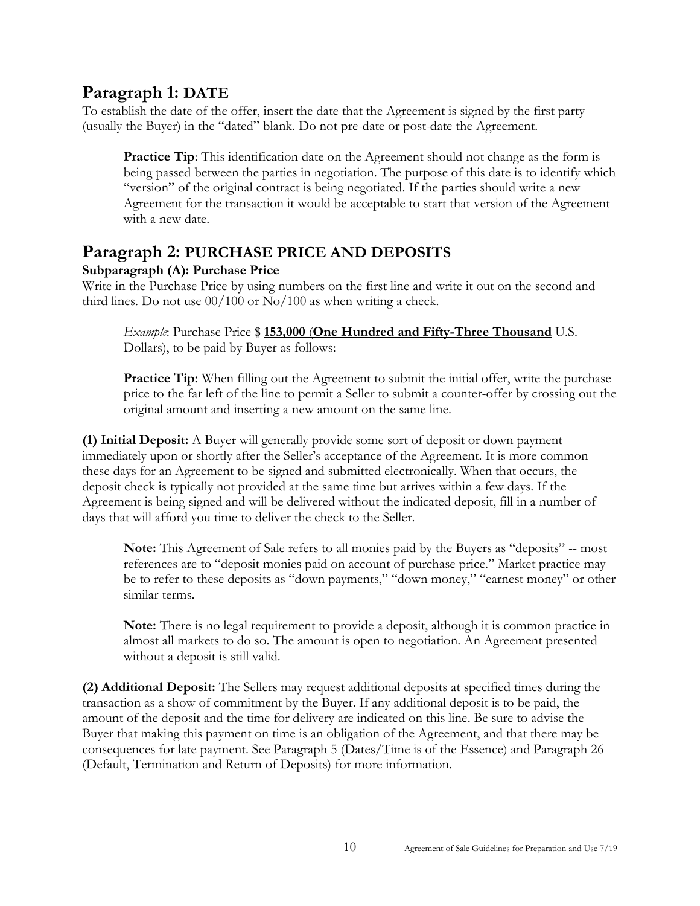## Paragraph 1: DATE

To establish the date of the offer, insert the date that the Agreement is signed by the first party (usually the Buyer) in the "dated" blank. Do not pre-date or post-date the Agreement.

> **Practice Tip**: This identification date on the Agreement should not change as the form is being passed between the parties in negotiation. The purpose of this date is to identify which "version" of the original contract is being negotiated. If the parties should write a new Agreement for the transaction it would be acceptable to start that version of the Agreement with a new date.

## Paragraph 2: PURCHASE PRICE AND DEPOSITS

### Subparagraph (A): Purchase Price

Write in the Purchase Price by using numbers on the first line and write it out on the second and third lines. Do not use 00/100 or No/100 as when writing a check.

> *Example*: Purchase Price $ **153,000** (**One Hundred and Fifty-Three Thousand** U.S. Dollars), to be paid by Buyer as follows:

> **Practice Tip:** When filling out the Agreement to submit the initial offer, write the purchase price to the far left of the line to permit a Seller to submit a counter-offer by crossing out the original amount and inserting a new amount on the same line.

**(1) Initial Deposit:** A Buyer will generally provide some sort of deposit or down payment immediately upon or shortly after the Seller's acceptance of the Agreement. It is more common these days for an Agreement to be signed and submitted electronically. When that occurs, the deposit check is typically not provided at the same time but arrives within a few days. If the Agreement is being signed and will be delivered without the indicated deposit, fill in a number of days that will afford you time to deliver the check to the Seller.

> **Note:** This Agreement of Sale refers to all monies paid by the Buyers as "deposits" -- most references are to "deposit monies paid on account of purchase price." Market practice may be to refer to these deposits as "down payments," "down money," "earnest money" or other similar terms.

> **Note:** There is no legal requirement to provide a deposit, although it is common practice in almost all markets to do so. The amount is open to negotiation. An Agreement presented without a deposit is still valid.

**(2) Additional Deposit:** The Sellers may request additional deposits at specified times during the transaction as a show of commitment by the Buyer. If any additional deposit is to be paid, the amount of the deposit and the time for delivery are indicated on this line. Be sure to advise the Buyer that making this payment on time is an obligation of the Agreement, and that there may be consequences for late payment. See Paragraph 5 (Dates/Time is of the Essence) and Paragraph 26 (Default, Termination and Return of Deposits) for more information.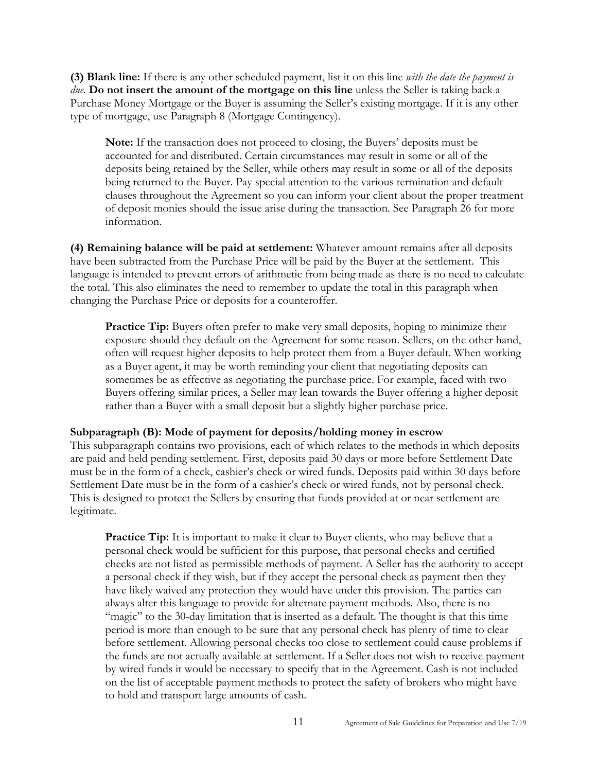**(3) Blank line:** If there is any other scheduled payment, list it on this line *with the date the payment is due*. **Do not insert the amount of the mortgage on this line** unless the Seller is taking back a Purchase Money Mortgage or the Buyer is assuming the Seller's existing mortgage. If it is any other type of mortgage, use Paragraph 8 (Mortgage Contingency).

> **Note:** If the transaction does not proceed to closing, the Buyers' deposits must be accounted for and distributed. Certain circumstances may result in some or all of the deposits being retained by the Seller, while others may result in some or all of the deposits being returned to the Buyer. Pay special attention to the various termination and default clauses throughout the Agreement so you can inform your client about the proper treatment of deposit monies should the issue arise during the transaction. See Paragraph 26 for more information.

**(4) Remaining balance will be paid at settlement:** Whatever amount remains after all deposits have been subtracted from the Purchase Price will be paid by the Buyer at the settlement. This language is intended to prevent errors of arithmetic from being made as there is no need to calculate the total. This also eliminates the need to remember to update the total in this paragraph when changing the Purchase Price or deposits for a counteroffer.

> **Practice Tip:** Buyers often prefer to make very small deposits, hoping to minimize their exposure should they default on the Agreement for some reason. Sellers, on the other hand, often will request higher deposits to help protect them from a Buyer default. When working as a Buyer agent, it may be worth reminding your client that negotiating deposits can sometimes be as effective as negotiating the purchase price. For example, faced with two Buyers offering similar prices, a Seller may lean towards the Buyer offering a higher deposit rather than a Buyer with a small deposit but a slightly higher purchase price.

**Subparagraph (B): Mode of payment for deposits/holding money in escrow**

This subparagraph contains two provisions, each of which relates to the methods in which deposits are paid and held pending settlement. First, deposits paid 30 days or more before Settlement Date must be in the form of a check, cashier's check or wired funds. Deposits paid within 30 days before Settlement Date must be in the form of a cashier's check or wired funds, not by personal check. This is designed to protect the Sellers by ensuring that funds provided at or near settlement are legitimate.

> **Practice Tip:** It is important to make it clear to Buyer clients, who may believe that a personal check would be sufficient for this purpose, that personal checks and certified checks are not listed as permissible methods of payment. A Seller has the authority to accept a personal check if they wish, but if they accept the personal check as payment then they have likely waived any protection they would have under this provision. The parties can always alter this language to provide for alternate payment methods. Also, there is no "magic" to the 30-day limitation that is inserted as a default. The thought is that this time period is more than enough to be sure that any personal check has plenty of time to clear before settlement. Allowing personal checks too close to settlement could cause problems if the funds are not actually available at settlement. If a Seller does not wish to receive payment by wired funds it would be necessary to specify that in the Agreement. Cash is not included on the list of acceptable payment methods to protect the safety of brokers who might have to hold and transport large amounts of cash.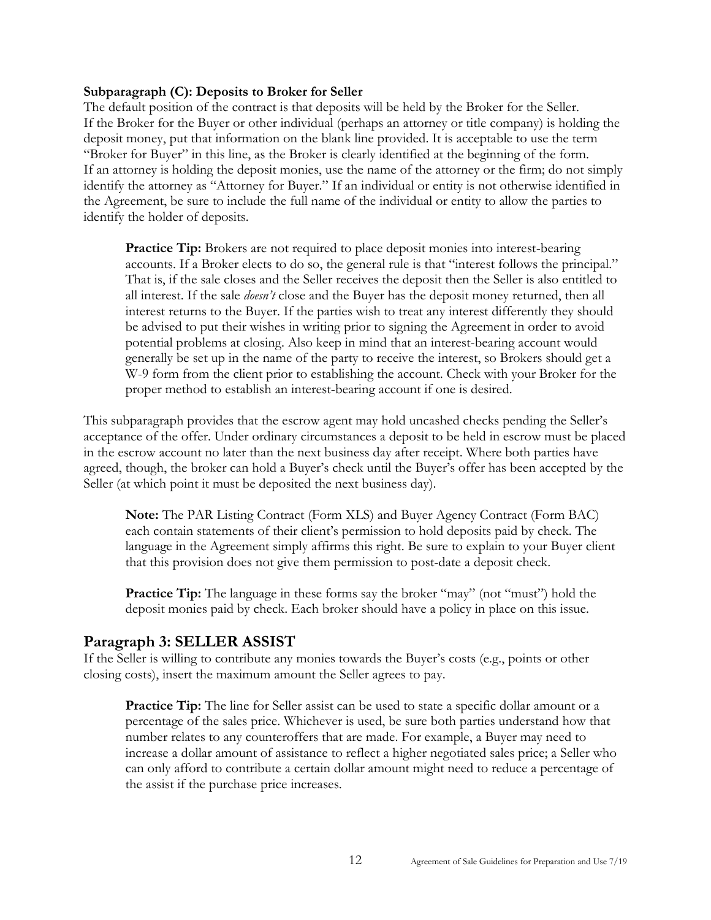**Subparagraph (C): Deposits to Broker for Seller**

The default position of the contract is that deposits will be held by the Broker for the Seller. If the Broker for the Buyer or other individual (perhaps an attorney or title company) is holding the deposit money, put that information on the blank line provided. It is acceptable to use the term "Broker for Buyer" in this line, as the Broker is clearly identified at the beginning of the form. If an attorney is holding the deposit monies, use the name of the attorney or the firm; do not simply identify the attorney as "Attorney for Buyer." If an individual or entity is not otherwise identified in the Agreement, be sure to include the full name of the individual or entity to allow the parties to identify the holder of deposits.

> **Practice Tip:** Brokers are not required to place deposit monies into interest-bearing accounts. If a Broker elects to do so, the general rule is that "interest follows the principal." That is, if the sale closes and the Seller receives the deposit then the Seller is also entitled to all interest. If the sale *doesn't* close and the Buyer has the deposit money returned, then all interest returns to the Buyer. If the parties wish to treat any interest differently they should be advised to put their wishes in writing prior to signing the Agreement in order to avoid potential problems at closing. Also keep in mind that an interest-bearing account would generally be set up in the name of the party to receive the interest, so Brokers should get a W-9 form from the client prior to establishing the account. Check with your Broker for the proper method to establish an interest-bearing account if one is desired.

This subparagraph provides that the escrow agent may hold uncashed checks pending the Seller's acceptance of the offer. Under ordinary circumstances a deposit to be held in escrow must be placed in the escrow account no later than the next business day after receipt. Where both parties have agreed, though, the broker can hold a Buyer's check until the Buyer's offer has been accepted by the Seller (at which point it must be deposited the next business day).

> **Note:** The PAR Listing Contract (Form XLS) and Buyer Agency Contract (Form BAC) each contain statements of their client's permission to hold deposits paid by check. The language in the Agreement simply affirms this right. Be sure to explain to your Buyer client that this provision does not give them permission to post-date a deposit check.

> **Practice Tip:** The language in these forms say the broker "may" (not "must") hold the deposit monies paid by check. Each broker should have a policy in place on this issue.

## Paragraph 3: SELLER ASSIST

If the Seller is willing to contribute any monies towards the Buyer's costs (e.g., points or other closing costs), insert the maximum amount the Seller agrees to pay.

> **Practice Tip:** The line for Seller assist can be used to state a specific dollar amount or a percentage of the sales price. Whichever is used, be sure both parties understand how that number relates to any counteroffers that are made. For example, a Buyer may need to increase a dollar amount of assistance to reflect a higher negotiated sales price; a Seller who can only afford to contribute a certain dollar amount might need to reduce a percentage of the assist if the purchase price increases.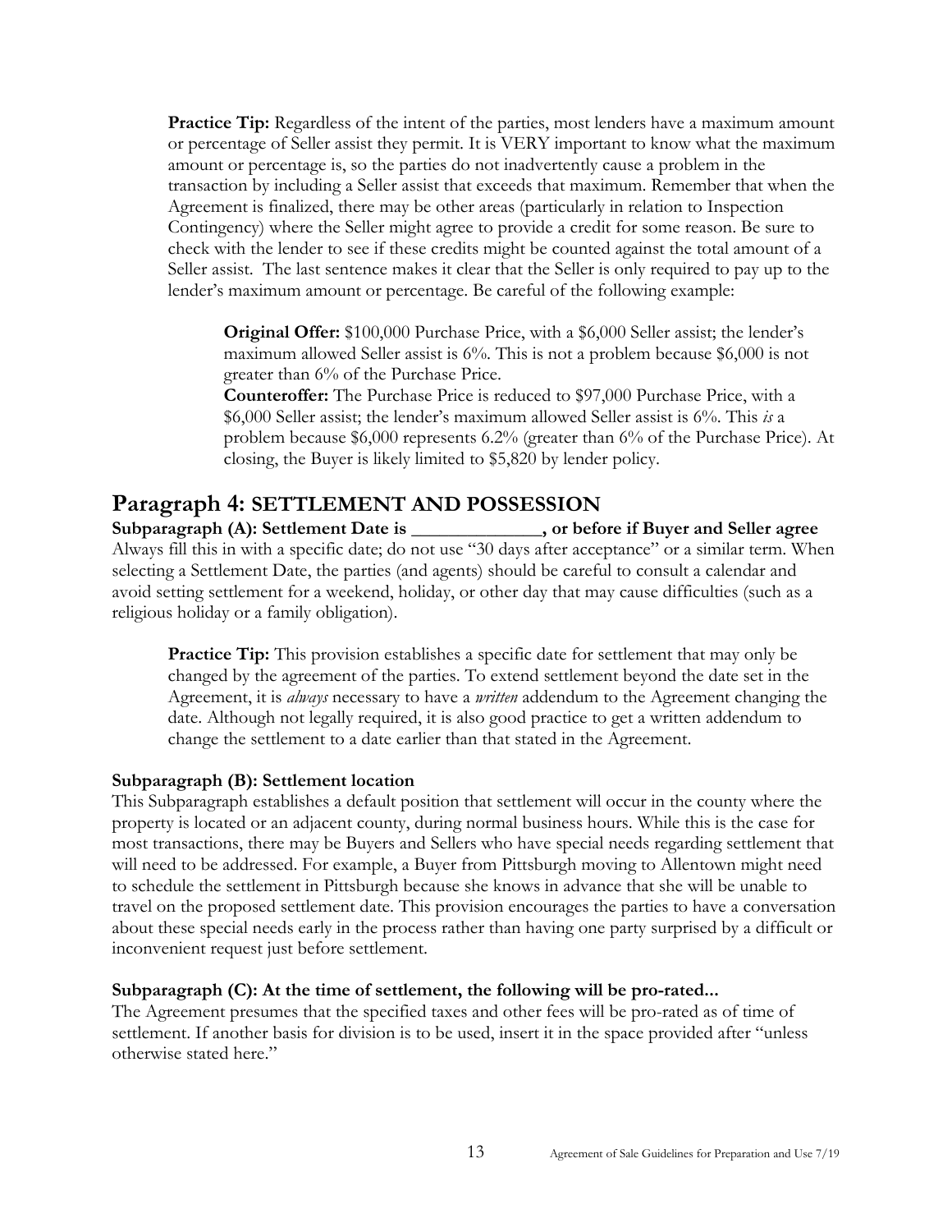**Practice Tip:** Regardless of the intent of the parties, most lenders have a maximum amount or percentage of Seller assist they permit. It is VERY important to know what the maximum amount or percentage is, so the parties do not inadvertently cause a problem in the transaction by including a Seller assist that exceeds that maximum. Remember that when the Agreement is finalized, there may be other areas (particularly in relation to Inspection Contingency) where the Seller might agree to provide a credit for some reason. Be sure to check with the lender to see if these credits might be counted against the total amount of a Seller assist. The last sentence makes it clear that the Seller is only required to pay up to the lender's maximum amount or percentage. Be careful of the following example:

> **Original Offer:** $100,000 Purchase Price, with a $6,000 Seller assist; the lender's maximum allowed Seller assist is 6%. This is not a problem because $6,000 is not greater than 6% of the Purchase Price.
> **Counteroffer:** The Purchase Price is reduced to $97,000 Purchase Price, with a $6,000 Seller assist; the lender's maximum allowed Seller assist is 6%. This *is* a problem because $6,000 represents 6.2% (greater than 6% of the Purchase Price). At closing, the Buyer is likely limited to $5,820 by lender policy.

## Paragraph 4: SETTLEMENT AND POSSESSION

**Subparagraph (A): Settlement Date is ______________, or before if Buyer and Seller agree**
Always fill this in with a specific date; do not use "30 days after acceptance" or a similar term. When selecting a Settlement Date, the parties (and agents) should be careful to consult a calendar and avoid setting settlement for a weekend, holiday, or other day that may cause difficulties (such as a religious holiday or a family obligation).

> **Practice Tip:** This provision establishes a specific date for settlement that may only be changed by the agreement of the parties. To extend settlement beyond the date set in the Agreement, it is *always* necessary to have a *written* addendum to the Agreement changing the date. Although not legally required, it is also good practice to get a written addendum to change the settlement to a date earlier than that stated in the Agreement.

**Subparagraph (B): Settlement location**
This Subparagraph establishes a default position that settlement will occur in the county where the property is located or an adjacent county, during normal business hours. While this is the case for most transactions, there may be Buyers and Sellers who have special needs regarding settlement that will need to be addressed. For example, a Buyer from Pittsburgh moving to Allentown might need to schedule the settlement in Pittsburgh because she knows in advance that she will be unable to travel on the proposed settlement date. This provision encourages the parties to have a conversation about these special needs early in the process rather than having one party surprised by a difficult or inconvenient request just before settlement.

**Subparagraph (C): At the time of settlement, the following will be pro-rated...**
The Agreement presumes that the specified taxes and other fees will be pro-rated as of time of settlement. If another basis for division is to be used, insert it in the space provided after "unless otherwise stated here."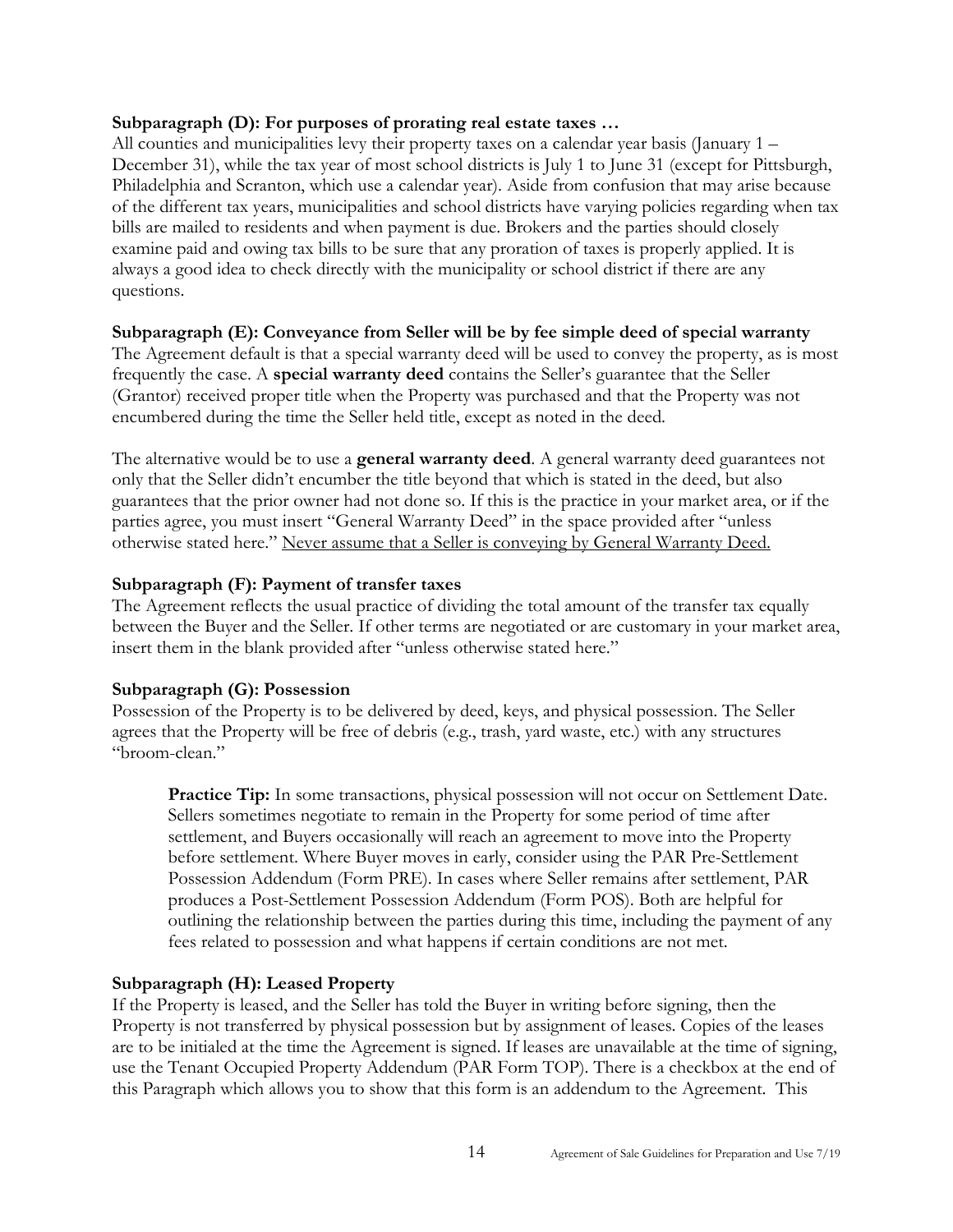**Subparagraph (D): For purposes of prorating real estate taxes …**

All counties and municipalities levy their property taxes on a calendar year basis (January 1 – December 31), while the tax year of most school districts is July 1 to June 31 (except for Pittsburgh, Philadelphia and Scranton, which use a calendar year). Aside from confusion that may arise because of the different tax years, municipalities and school districts have varying policies regarding when tax bills are mailed to residents and when payment is due. Brokers and the parties should closely examine paid and owing tax bills to be sure that any proration of taxes is properly applied. It is always a good idea to check directly with the municipality or school district if there are any questions.

**Subparagraph (E): Conveyance from Seller will be by fee simple deed of special warranty**

The Agreement default is that a special warranty deed will be used to convey the property, as is most frequently the case. A **special warranty deed** contains the Seller's guarantee that the Seller (Grantor) received proper title when the Property was purchased and that the Property was not encumbered during the time the Seller held title, except as noted in the deed.

The alternative would be to use a **general warranty deed**. A general warranty deed guarantees not only that the Seller didn't encumber the title beyond that which is stated in the deed, but also guarantees that the prior owner had not done so. If this is the practice in your market area, or if the parties agree, you must insert "General Warranty Deed" in the space provided after "unless otherwise stated here." <u>Never assume that a Seller is conveying by General Warranty Deed.</u>

**Subparagraph (F): Payment of transfer taxes**

The Agreement reflects the usual practice of dividing the total amount of the transfer tax equally between the Buyer and the Seller. If other terms are negotiated or are customary in your market area, insert them in the blank provided after "unless otherwise stated here."

**Subparagraph (G): Possession**

Possession of the Property is to be delivered by deed, keys, and physical possession. The Seller agrees that the Property will be free of debris (e.g., trash, yard waste, etc.) with any structures "broom-clean."

> **Practice Tip:** In some transactions, physical possession will not occur on Settlement Date. Sellers sometimes negotiate to remain in the Property for some period of time after settlement, and Buyers occasionally will reach an agreement to move into the Property before settlement. Where Buyer moves in early, consider using the PAR Pre-Settlement Possession Addendum (Form PRE). In cases where Seller remains after settlement, PAR produces a Post-Settlement Possession Addendum (Form POS). Both are helpful for outlining the relationship between the parties during this time, including the payment of any fees related to possession and what happens if certain conditions are not met.

**Subparagraph (H): Leased Property**

If the Property is leased, and the Seller has told the Buyer in writing before signing, then the Property is not transferred by physical possession but by assignment of leases. Copies of the leases are to be initialed at the time the Agreement is signed. If leases are unavailable at the time of signing, use the Tenant Occupied Property Addendum (PAR Form TOP). There is a checkbox at the end of this Paragraph which allows you to show that this form is an addendum to the Agreement. This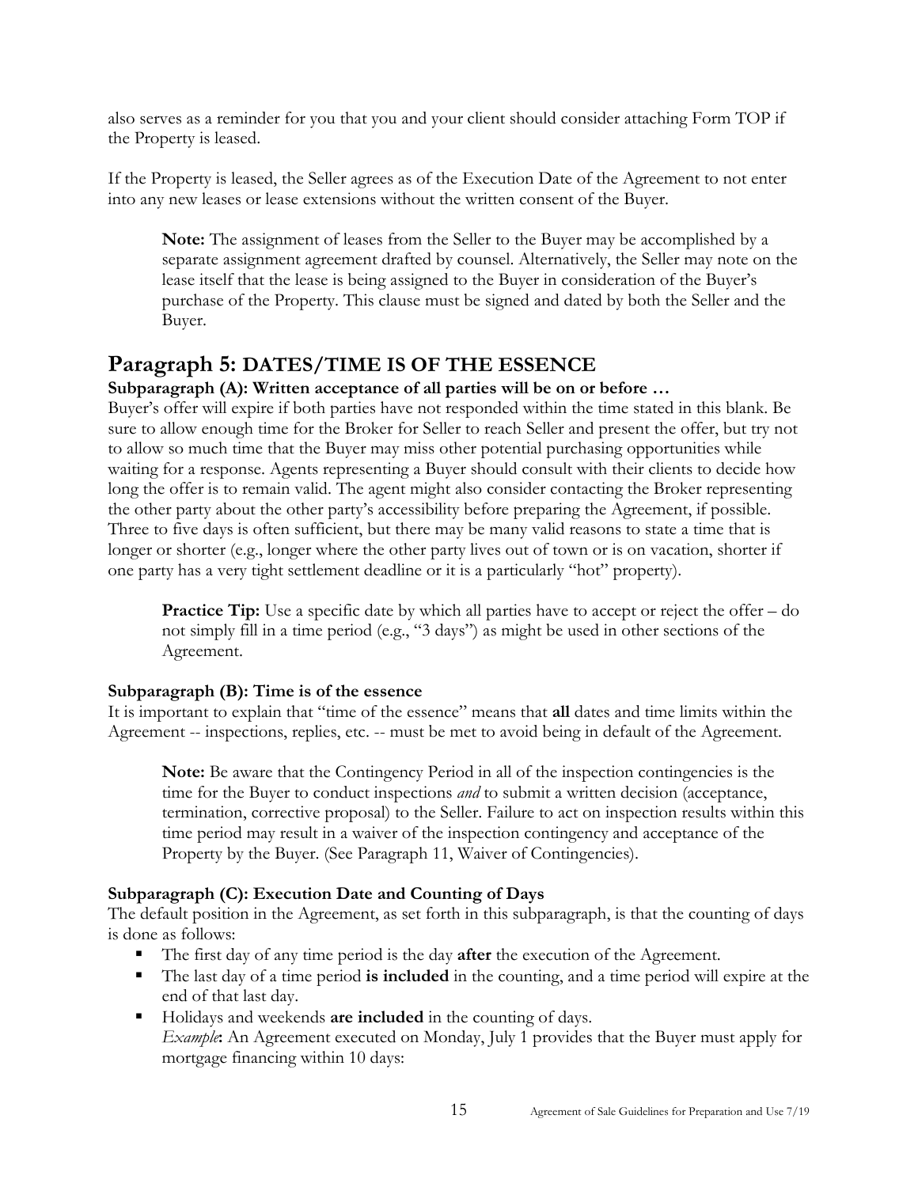also serves as a reminder for you that you and your client should consider attaching Form TOP if the Property is leased.

If the Property is leased, the Seller agrees as of the Execution Date of the Agreement to not enter into any new leases or lease extensions without the written consent of the Buyer.

> **Note:** The assignment of leases from the Seller to the Buyer may be accomplished by a separate assignment agreement drafted by counsel. Alternatively, the Seller may note on the lease itself that the lease is being assigned to the Buyer in consideration of the Buyer's purchase of the Property. This clause must be signed and dated by both the Seller and the Buyer.

## Paragraph 5: DATES/TIME IS OF THE ESSENCE

**Subparagraph (A): Written acceptance of all parties will be on or before …**

Buyer's offer will expire if both parties have not responded within the time stated in this blank. Be sure to allow enough time for the Broker for Seller to reach Seller and present the offer, but try not to allow so much time that the Buyer may miss other potential purchasing opportunities while waiting for a response. Agents representing a Buyer should consult with their clients to decide how long the offer is to remain valid. The agent might also consider contacting the Broker representing the other party about the other party's accessibility before preparing the Agreement, if possible. Three to five days is often sufficient, but there may be many valid reasons to state a time that is longer or shorter (e.g., longer where the other party lives out of town or is on vacation, shorter if one party has a very tight settlement deadline or it is a particularly "hot" property).

> **Practice Tip:** Use a specific date by which all parties have to accept or reject the offer – do not simply fill in a time period (e.g., "3 days") as might be used in other sections of the Agreement.

**Subparagraph (B): Time is of the essence**

It is important to explain that "time of the essence" means that **all** dates and time limits within the Agreement -- inspections, replies, etc. -- must be met to avoid being in default of the Agreement.

> **Note:** Be aware that the Contingency Period in all of the inspection contingencies is the time for the Buyer to conduct inspections *and* to submit a written decision (acceptance, termination, corrective proposal) to the Seller. Failure to act on inspection results within this time period may result in a waiver of the inspection contingency and acceptance of the Property by the Buyer. (See Paragraph 11, Waiver of Contingencies).

**Subparagraph (C): Execution Date and Counting of Days**

The default position in the Agreement, as set forth in this subparagraph, is that the counting of days is done as follows:

- The first day of any time period is the day **after** the execution of the Agreement.
- The last day of a time period **is included** in the counting, and a time period will expire at the end of that last day.
- Holidays and weekends **are included** in the counting of days.
  *Example***:** An Agreement executed on Monday, July 1 provides that the Buyer must apply for mortgage financing within 10 days: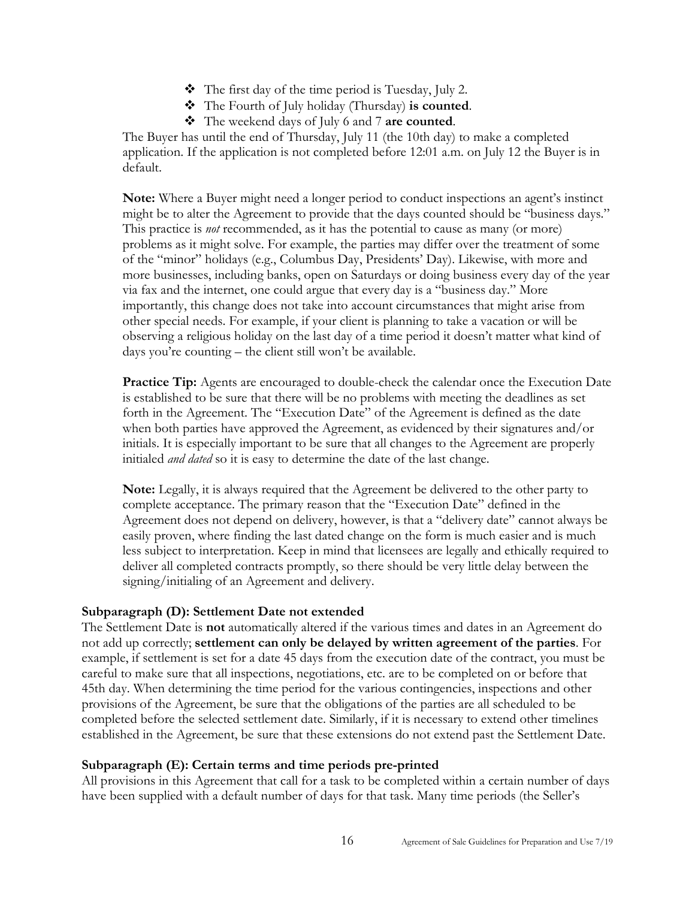- The first day of the time period is Tuesday, July 2.
- The Fourth of July holiday (Thursday) **is counted**.
- The weekend days of July 6 and 7 **are counted**.

The Buyer has until the end of Thursday, July 11 (the 10th day) to make a completed application. If the application is not completed before 12:01 a.m. on July 12 the Buyer is in default.

**Note:** Where a Buyer might need a longer period to conduct inspections an agent's instinct might be to alter the Agreement to provide that the days counted should be "business days." This practice is *not* recommended, as it has the potential to cause as many (or more) problems as it might solve. For example, the parties may differ over the treatment of some of the "minor" holidays (e.g., Columbus Day, Presidents' Day). Likewise, with more and more businesses, including banks, open on Saturdays or doing business every day of the year via fax and the internet, one could argue that every day is a "business day." More importantly, this change does not take into account circumstances that might arise from other special needs. For example, if your client is planning to take a vacation or will be observing a religious holiday on the last day of a time period it doesn't matter what kind of days you're counting – the client still won't be available.

**Practice Tip:** Agents are encouraged to double-check the calendar once the Execution Date is established to be sure that there will be no problems with meeting the deadlines as set forth in the Agreement. The "Execution Date" of the Agreement is defined as the date when both parties have approved the Agreement, as evidenced by their signatures and/or initials. It is especially important to be sure that all changes to the Agreement are properly initialed *and dated* so it is easy to determine the date of the last change.

**Note:** Legally, it is always required that the Agreement be delivered to the other party to complete acceptance. The primary reason that the "Execution Date" defined in the Agreement does not depend on delivery, however, is that a "delivery date" cannot always be easily proven, where finding the last dated change on the form is much easier and is much less subject to interpretation. Keep in mind that licensees are legally and ethically required to deliver all completed contracts promptly, so there should be very little delay between the signing/initialing of an Agreement and delivery.

### Subparagraph (D): Settlement Date not extended

The Settlement Date is **not** automatically altered if the various times and dates in an Agreement do not add up correctly; **settlement can only be delayed by written agreement of the parties**. For example, if settlement is set for a date 45 days from the execution date of the contract, you must be careful to make sure that all inspections, negotiations, etc. are to be completed on or before that 45th day. When determining the time period for the various contingencies, inspections and other provisions of the Agreement, be sure that the obligations of the parties are all scheduled to be completed before the selected settlement date. Similarly, if it is necessary to extend other timelines established in the Agreement, be sure that these extensions do not extend past the Settlement Date.

### Subparagraph (E): Certain terms and time periods pre-printed

All provisions in this Agreement that call for a task to be completed within a certain number of days have been supplied with a default number of days for that task. Many time periods (the Seller's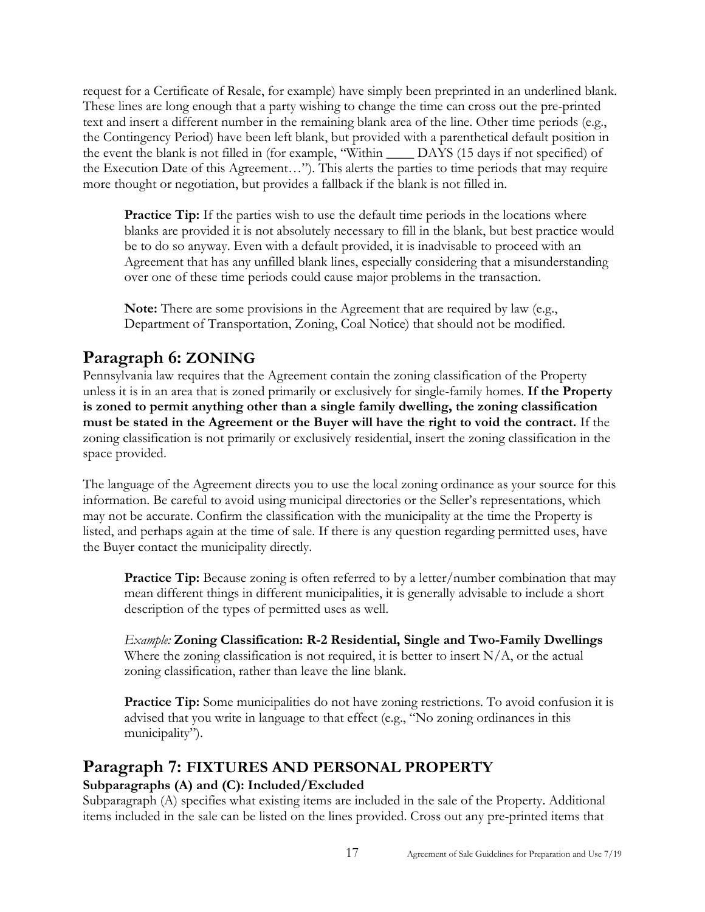request for a Certificate of Resale, for example) have simply been preprinted in an underlined blank. These lines are long enough that a party wishing to change the time can cross out the pre-printed text and insert a different number in the remaining blank area of the line. Other time periods (e.g., the Contingency Period) have been left blank, but provided with a parenthetical default position in the event the blank is not filled in (for example, "Within ____ DAYS (15 days if not specified) of the Execution Date of this Agreement…"). This alerts the parties to time periods that may require more thought or negotiation, but provides a fallback if the blank is not filled in.

> **Practice Tip:** If the parties wish to use the default time periods in the locations where blanks are provided it is not absolutely necessary to fill in the blank, but best practice would be to do so anyway. Even with a default provided, it is inadvisable to proceed with an Agreement that has any unfilled blank lines, especially considering that a misunderstanding over one of these time periods could cause major problems in the transaction.

> **Note:** There are some provisions in the Agreement that are required by law (e.g., Department of Transportation, Zoning, Coal Notice) that should not be modified.

## Paragraph 6: ZONING

Pennsylvania law requires that the Agreement contain the zoning classification of the Property unless it is in an area that is zoned primarily or exclusively for single-family homes. **If the Property is zoned to permit anything other than a single family dwelling, the zoning classification must be stated in the Agreement or the Buyer will have the right to void the contract.** If the zoning classification is not primarily or exclusively residential, insert the zoning classification in the space provided.

The language of the Agreement directs you to use the local zoning ordinance as your source for this information. Be careful to avoid using municipal directories or the Seller's representations, which may not be accurate. Confirm the classification with the municipality at the time the Property is listed, and perhaps again at the time of sale. If there is any question regarding permitted uses, have the Buyer contact the municipality directly.

> **Practice Tip:** Because zoning is often referred to by a letter/number combination that may mean different things in different municipalities, it is generally advisable to include a short description of the types of permitted uses as well.

> *Example:* **Zoning Classification: R-2 Residential, Single and Two-Family Dwellings**
> Where the zoning classification is not required, it is better to insert N/A, or the actual zoning classification, rather than leave the line blank.

> **Practice Tip:** Some municipalities do not have zoning restrictions. To avoid confusion it is advised that you write in language to that effect (e.g., "No zoning ordinances in this municipality").

## Paragraph 7: FIXTURES AND PERSONAL PROPERTY

### Subparagraphs (A) and (C): Included/Excluded

Subparagraph (A) specifies what existing items are included in the sale of the Property. Additional items included in the sale can be listed on the lines provided. Cross out any pre-printed items that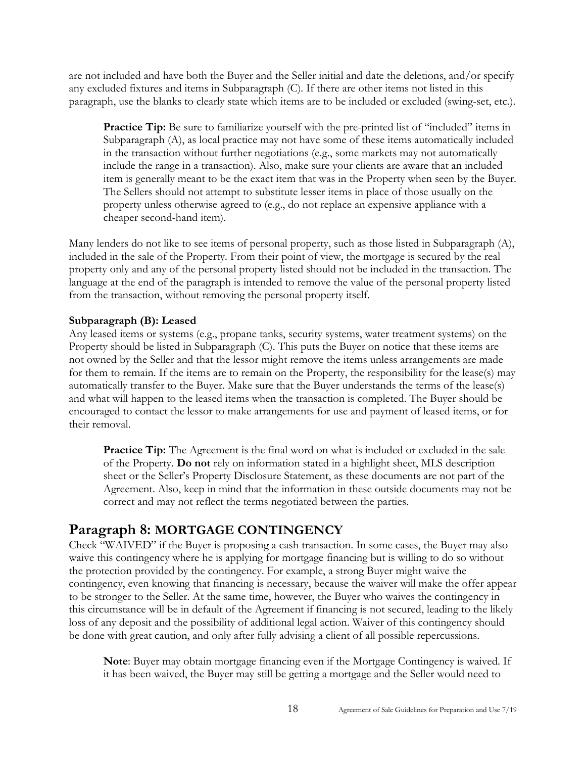are not included and have both the Buyer and the Seller initial and date the deletions, and/or specify any excluded fixtures and items in Subparagraph (C). If there are other items not listed in this paragraph, use the blanks to clearly state which items are to be included or excluded (swing-set, etc.).

> **Practice Tip:** Be sure to familiarize yourself with the pre-printed list of "included" items in Subparagraph (A), as local practice may not have some of these items automatically included in the transaction without further negotiations (e.g., some markets may not automatically include the range in a transaction). Also, make sure your clients are aware that an included item is generally meant to be the exact item that was in the Property when seen by the Buyer. The Sellers should not attempt to substitute lesser items in place of those usually on the property unless otherwise agreed to (e.g., do not replace an expensive appliance with a cheaper second-hand item).

Many lenders do not like to see items of personal property, such as those listed in Subparagraph (A), included in the sale of the Property. From their point of view, the mortgage is secured by the real property only and any of the personal property listed should not be included in the transaction. The language at the end of the paragraph is intended to remove the value of the personal property listed from the transaction, without removing the personal property itself.

**Subparagraph (B): Leased**

Any leased items or systems (e.g., propane tanks, security systems, water treatment systems) on the Property should be listed in Subparagraph (C). This puts the Buyer on notice that these items are not owned by the Seller and that the lessor might remove the items unless arrangements are made for them to remain. If the items are to remain on the Property, the responsibility for the lease(s) may automatically transfer to the Buyer. Make sure that the Buyer understands the terms of the lease(s) and what will happen to the leased items when the transaction is completed. The Buyer should be encouraged to contact the lessor to make arrangements for use and payment of leased items, or for their removal.

> **Practice Tip:** The Agreement is the final word on what is included or excluded in the sale of the Property. **Do not** rely on information stated in a highlight sheet, MLS description sheet or the Seller's Property Disclosure Statement, as these documents are not part of the Agreement. Also, keep in mind that the information in these outside documents may not be correct and may not reflect the terms negotiated between the parties.

## Paragraph 8: MORTGAGE CONTINGENCY

Check "WAIVED" if the Buyer is proposing a cash transaction. In some cases, the Buyer may also waive this contingency where he is applying for mortgage financing but is willing to do so without the protection provided by the contingency. For example, a strong Buyer might waive the contingency, even knowing that financing is necessary, because the waiver will make the offer appear to be stronger to the Seller. At the same time, however, the Buyer who waives the contingency in this circumstance will be in default of the Agreement if financing is not secured, leading to the likely loss of any deposit and the possibility of additional legal action. Waiver of this contingency should be done with great caution, and only after fully advising a client of all possible repercussions.

> **Note**: Buyer may obtain mortgage financing even if the Mortgage Contingency is waived. If it has been waived, the Buyer may still be getting a mortgage and the Seller would need to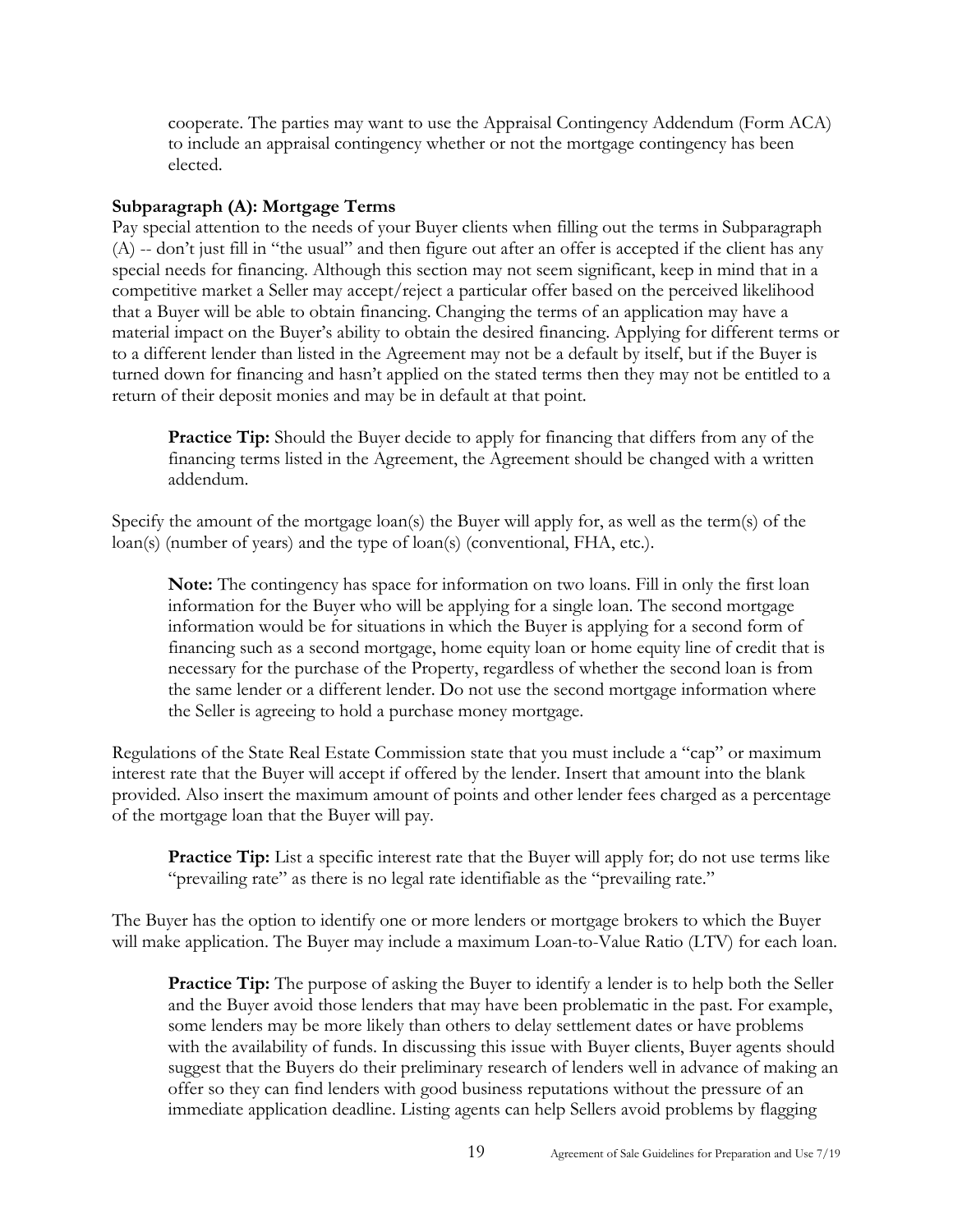cooperate. The parties may want to use the Appraisal Contingency Addendum (Form ACA) to include an appraisal contingency whether or not the mortgage contingency has been elected.

**Subparagraph (A): Mortgage Terms**

Pay special attention to the needs of your Buyer clients when filling out the terms in Subparagraph (A) -- don't just fill in "the usual" and then figure out after an offer is accepted if the client has any special needs for financing. Although this section may not seem significant, keep in mind that in a competitive market a Seller may accept/reject a particular offer based on the perceived likelihood that a Buyer will be able to obtain financing. Changing the terms of an application may have a material impact on the Buyer's ability to obtain the desired financing. Applying for different terms or to a different lender than listed in the Agreement may not be a default by itself, but if the Buyer is turned down for financing and hasn't applied on the stated terms then they may not be entitled to a return of their deposit monies and may be in default at that point.

> **Practice Tip:** Should the Buyer decide to apply for financing that differs from any of the financing terms listed in the Agreement, the Agreement should be changed with a written addendum.

Specify the amount of the mortgage loan(s) the Buyer will apply for, as well as the term(s) of the loan(s) (number of years) and the type of loan(s) (conventional, FHA, etc.).

> **Note:** The contingency has space for information on two loans. Fill in only the first loan information for the Buyer who will be applying for a single loan. The second mortgage information would be for situations in which the Buyer is applying for a second form of financing such as a second mortgage, home equity loan or home equity line of credit that is necessary for the purchase of the Property, regardless of whether the second loan is from the same lender or a different lender. Do not use the second mortgage information where the Seller is agreeing to hold a purchase money mortgage.

Regulations of the State Real Estate Commission state that you must include a "cap" or maximum interest rate that the Buyer will accept if offered by the lender. Insert that amount into the blank provided. Also insert the maximum amount of points and other lender fees charged as a percentage of the mortgage loan that the Buyer will pay.

> **Practice Tip:** List a specific interest rate that the Buyer will apply for; do not use terms like "prevailing rate" as there is no legal rate identifiable as the "prevailing rate."

The Buyer has the option to identify one or more lenders or mortgage brokers to which the Buyer will make application. The Buyer may include a maximum Loan-to-Value Ratio (LTV) for each loan.

> **Practice Tip:** The purpose of asking the Buyer to identify a lender is to help both the Seller and the Buyer avoid those lenders that may have been problematic in the past. For example, some lenders may be more likely than others to delay settlement dates or have problems with the availability of funds. In discussing this issue with Buyer clients, Buyer agents should suggest that the Buyers do their preliminary research of lenders well in advance of making an offer so they can find lenders with good business reputations without the pressure of an immediate application deadline. Listing agents can help Sellers avoid problems by flagging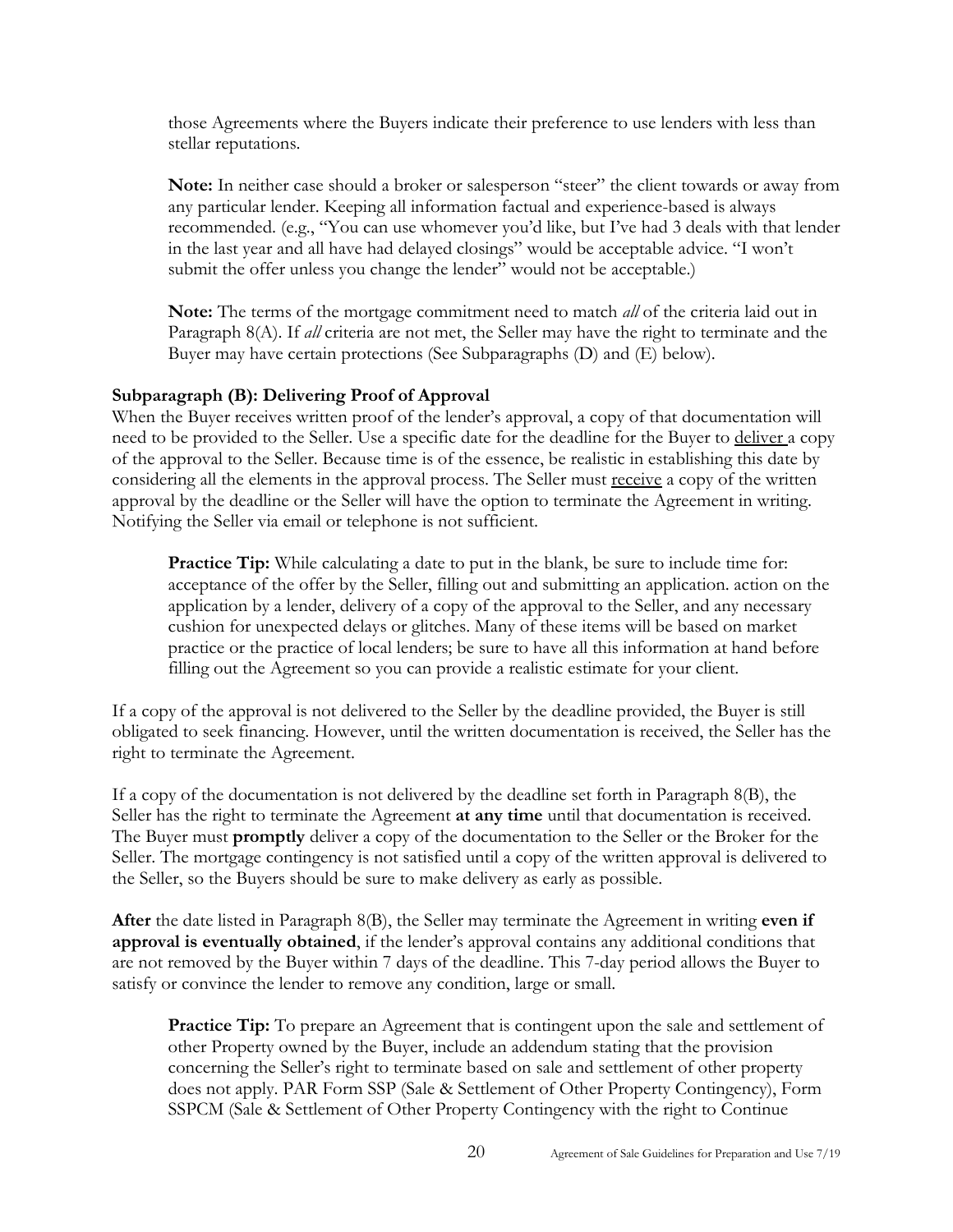those Agreements where the Buyers indicate their preference to use lenders with less than stellar reputations.

**Note:** In neither case should a broker or salesperson "steer" the client towards or away from any particular lender. Keeping all information factual and experience-based is always recommended. (e.g., "You can use whomever you'd like, but I've had 3 deals with that lender in the last year and all have had delayed closings" would be acceptable advice. "I won't submit the offer unless you change the lender" would not be acceptable.)

**Note:** The terms of the mortgage commitment need to match *all* of the criteria laid out in Paragraph 8(A). If *all* criteria are not met, the Seller may have the right to terminate and the Buyer may have certain protections (See Subparagraphs (D) and (E) below).

#### Subparagraph (B): Delivering Proof of Approval

When the Buyer receives written proof of the lender's approval, a copy of that documentation will need to be provided to the Seller. Use a specific date for the deadline for the Buyer to <u>deliver</u> a copy of the approval to the Seller. Because time is of the essence, be realistic in establishing this date by considering all the elements in the approval process. The Seller must <u>receive</u> a copy of the written approval by the deadline or the Seller will have the option to terminate the Agreement in writing. Notifying the Seller via email or telephone is not sufficient.

**Practice Tip:** While calculating a date to put in the blank, be sure to include time for: acceptance of the offer by the Seller, filling out and submitting an application. action on the application by a lender, delivery of a copy of the approval to the Seller, and any necessary cushion for unexpected delays or glitches. Many of these items will be based on market practice or the practice of local lenders; be sure to have all this information at hand before filling out the Agreement so you can provide a realistic estimate for your client.

If a copy of the approval is not delivered to the Seller by the deadline provided, the Buyer is still obligated to seek financing. However, until the written documentation is received, the Seller has the right to terminate the Agreement.

If a copy of the documentation is not delivered by the deadline set forth in Paragraph 8(B), the Seller has the right to terminate the Agreement **at any time** until that documentation is received. The Buyer must **promptly** deliver a copy of the documentation to the Seller or the Broker for the Seller. The mortgage contingency is not satisfied until a copy of the written approval is delivered to the Seller, so the Buyers should be sure to make delivery as early as possible.

**After** the date listed in Paragraph 8(B), the Seller may terminate the Agreement in writing **even if approval is eventually obtained**, if the lender's approval contains any additional conditions that are not removed by the Buyer within 7 days of the deadline. This 7-day period allows the Buyer to satisfy or convince the lender to remove any condition, large or small.

**Practice Tip:** To prepare an Agreement that is contingent upon the sale and settlement of other Property owned by the Buyer, include an addendum stating that the provision concerning the Seller's right to terminate based on sale and settlement of other property does not apply. PAR Form SSP (Sale & Settlement of Other Property Contingency), Form SSPCM (Sale & Settlement of Other Property Contingency with the right to Continue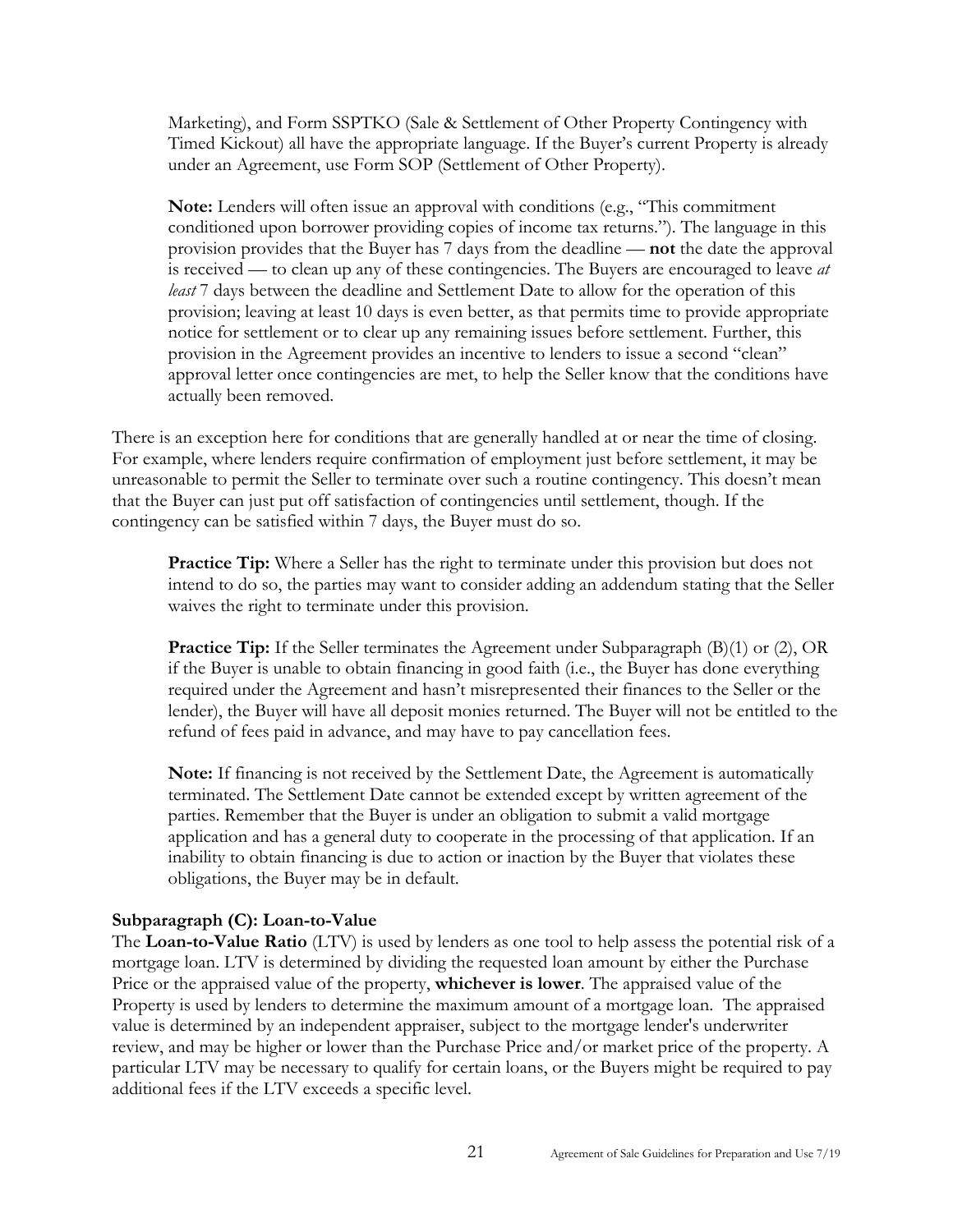Marketing), and Form SSPTKO (Sale & Settlement of Other Property Contingency with Timed Kickout) all have the appropriate language. If the Buyer's current Property is already under an Agreement, use Form SOP (Settlement of Other Property).

**Note:** Lenders will often issue an approval with conditions (e.g., "This commitment conditioned upon borrower providing copies of income tax returns."). The language in this provision provides that the Buyer has 7 days from the deadline — **not** the date the approval is received — to clean up any of these contingencies. The Buyers are encouraged to leave *at least* 7 days between the deadline and Settlement Date to allow for the operation of this provision; leaving at least 10 days is even better, as that permits time to provide appropriate notice for settlement or to clear up any remaining issues before settlement. Further, this provision in the Agreement provides an incentive to lenders to issue a second "clean" approval letter once contingencies are met, to help the Seller know that the conditions have actually been removed.

There is an exception here for conditions that are generally handled at or near the time of closing. For example, where lenders require confirmation of employment just before settlement, it may be unreasonable to permit the Seller to terminate over such a routine contingency. This doesn't mean that the Buyer can just put off satisfaction of contingencies until settlement, though. If the contingency can be satisfied within 7 days, the Buyer must do so.

**Practice Tip:** Where a Seller has the right to terminate under this provision but does not intend to do so, the parties may want to consider adding an addendum stating that the Seller waives the right to terminate under this provision.

**Practice Tip:** If the Seller terminates the Agreement under Subparagraph (B)(1) or (2), OR if the Buyer is unable to obtain financing in good faith (i.e., the Buyer has done everything required under the Agreement and hasn't misrepresented their finances to the Seller or the lender), the Buyer will have all deposit monies returned. The Buyer will not be entitled to the refund of fees paid in advance, and may have to pay cancellation fees.

**Note:** If financing is not received by the Settlement Date, the Agreement is automatically terminated. The Settlement Date cannot be extended except by written agreement of the parties. Remember that the Buyer is under an obligation to submit a valid mortgage application and has a general duty to cooperate in the processing of that application. If an inability to obtain financing is due to action or inaction by the Buyer that violates these obligations, the Buyer may be in default.

**Subparagraph (C): Loan-to-Value**

The **Loan-to-Value Ratio** (LTV) is used by lenders as one tool to help assess the potential risk of a mortgage loan. LTV is determined by dividing the requested loan amount by either the Purchase Price or the appraised value of the property, **whichever is lower**. The appraised value of the Property is used by lenders to determine the maximum amount of a mortgage loan. The appraised value is determined by an independent appraiser, subject to the mortgage lender's underwriter review, and may be higher or lower than the Purchase Price and/or market price of the property. A particular LTV may be necessary to qualify for certain loans, or the Buyers might be required to pay additional fees if the LTV exceeds a specific level.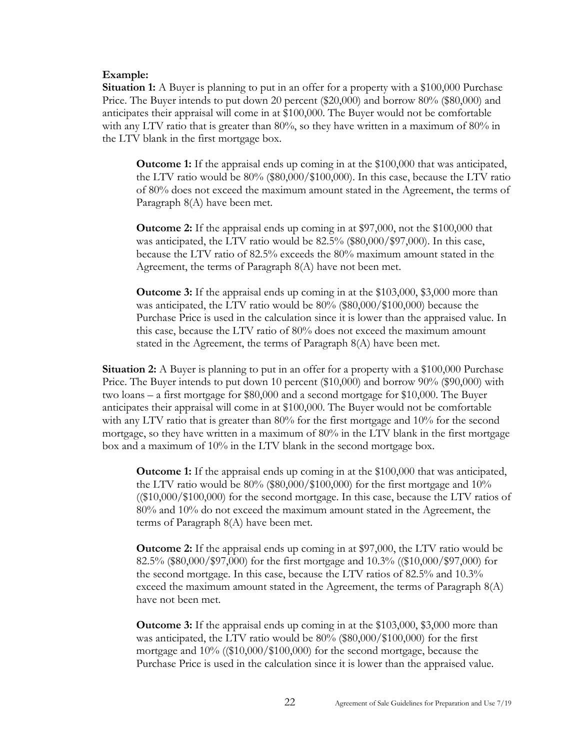**Example:**

**Situation 1:** A Buyer is planning to put in an offer for a property with a $100,000 Purchase Price. The Buyer intends to put down 20 percent ($20,000) and borrow 80% ($80,000) and anticipates their appraisal will come in at $100,000. The Buyer would not be comfortable with any LTV ratio that is greater than 80%, so they have written in a maximum of 80% in the LTV blank in the first mortgage box.

> **Outcome 1:** If the appraisal ends up coming in at the $100,000 that was anticipated, the LTV ratio would be 80% ($80,000/$100,000). In this case, because the LTV ratio of 80% does not exceed the maximum amount stated in the Agreement, the terms of Paragraph 8(A) have been met.
>
> **Outcome 2:** If the appraisal ends up coming in at $97,000, not the $100,000 that was anticipated, the LTV ratio would be 82.5% ($80,000/$97,000). In this case, because the LTV ratio of 82.5% exceeds the 80% maximum amount stated in the Agreement, the terms of Paragraph 8(A) have not been met.
>
> **Outcome 3:** If the appraisal ends up coming in at the $103,000, $3,000 more than was anticipated, the LTV ratio would be 80% ($80,000/$100,000) because the Purchase Price is used in the calculation since it is lower than the appraised value. In this case, because the LTV ratio of 80% does not exceed the maximum amount stated in the Agreement, the terms of Paragraph 8(A) have been met.

**Situation 2:** A Buyer is planning to put in an offer for a property with a $100,000 Purchase Price. The Buyer intends to put down 10 percent ($10,000) and borrow 90% ($90,000) with two loans – a first mortgage for $80,000 and a second mortgage for $10,000. The Buyer anticipates their appraisal will come in at $100,000. The Buyer would not be comfortable with any LTV ratio that is greater than 80% for the first mortgage and 10% for the second mortgage, so they have written in a maximum of 80% in the LTV blank in the first mortgage box and a maximum of 10% in the LTV blank in the second mortgage box.

> **Outcome 1:** If the appraisal ends up coming in at the $100,000 that was anticipated, the LTV ratio would be 80% ($80,000/$100,000) for the first mortgage and 10% (($10,000/$100,000) for the second mortgage. In this case, because the LTV ratios of 80% and 10% do not exceed the maximum amount stated in the Agreement, the terms of Paragraph 8(A) have been met.
>
> **Outcome 2:** If the appraisal ends up coming in at $97,000, the LTV ratio would be 82.5% ($80,000/$97,000) for the first mortgage and 10.3% (($10,000/$97,000) for the second mortgage. In this case, because the LTV ratios of 82.5% and 10.3% exceed the maximum amount stated in the Agreement, the terms of Paragraph 8(A) have not been met.
>
> **Outcome 3:** If the appraisal ends up coming in at the $103,000, $3,000 more than was anticipated, the LTV ratio would be 80% ($80,000/$100,000) for the first mortgage and 10% (($10,000/$100,000) for the second mortgage, because the Purchase Price is used in the calculation since it is lower than the appraised value.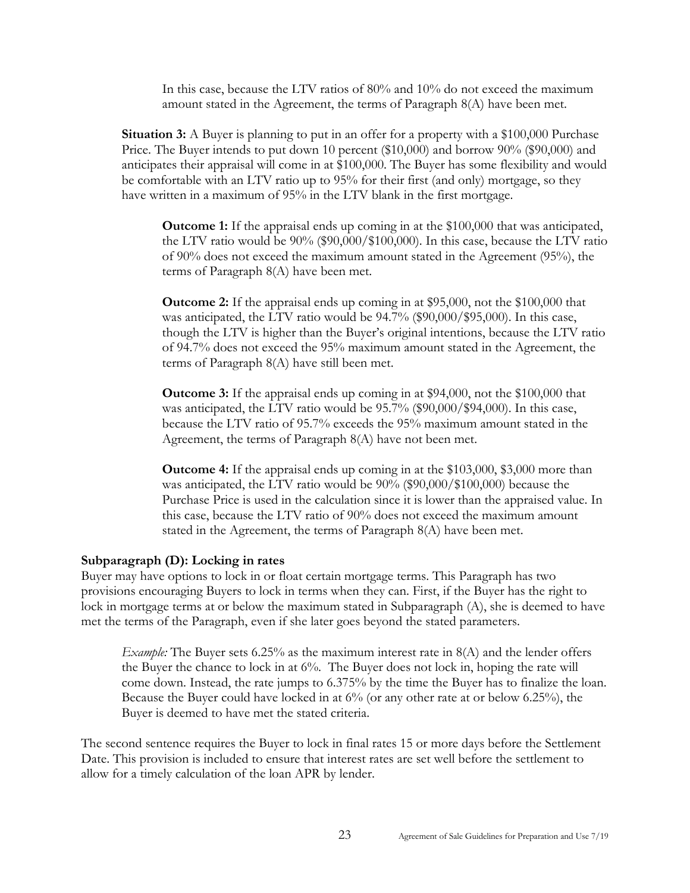In this case, because the LTV ratios of 80% and 10% do not exceed the maximum amount stated in the Agreement, the terms of Paragraph 8(A) have been met.

**Situation 3:** A Buyer is planning to put in an offer for a property with a $100,000 Purchase Price. The Buyer intends to put down 10 percent ($10,000) and borrow 90% ($90,000) and anticipates their appraisal will come in at $100,000. The Buyer has some flexibility and would be comfortable with an LTV ratio up to 95% for their first (and only) mortgage, so they have written in a maximum of 95% in the LTV blank in the first mortgage.

**Outcome 1:** If the appraisal ends up coming in at the $100,000 that was anticipated, the LTV ratio would be 90% ($90,000/$100,000). In this case, because the LTV ratio of 90% does not exceed the maximum amount stated in the Agreement (95%), the terms of Paragraph 8(A) have been met.

**Outcome 2:** If the appraisal ends up coming in at $95,000, not the $100,000 that was anticipated, the LTV ratio would be 94.7% ($90,000/$95,000). In this case, though the LTV is higher than the Buyer's original intentions, because the LTV ratio of 94.7% does not exceed the 95% maximum amount stated in the Agreement, the terms of Paragraph 8(A) have still been met.

**Outcome 3:** If the appraisal ends up coming in at $94,000, not the $100,000 that was anticipated, the LTV ratio would be 95.7% ($90,000/$94,000). In this case, because the LTV ratio of 95.7% exceeds the 95% maximum amount stated in the Agreement, the terms of Paragraph 8(A) have not been met.

**Outcome 4:** If the appraisal ends up coming in at the $103,000, $3,000 more than was anticipated, the LTV ratio would be 90% ($90,000/$100,000) because the Purchase Price is used in the calculation since it is lower than the appraised value. In this case, because the LTV ratio of 90% does not exceed the maximum amount stated in the Agreement, the terms of Paragraph 8(A) have been met.

### Subparagraph (D): Locking in rates

Buyer may have options to lock in or float certain mortgage terms. This Paragraph has two provisions encouraging Buyers to lock in terms when they can. First, if the Buyer has the right to lock in mortgage terms at or below the maximum stated in Subparagraph (A), she is deemed to have met the terms of the Paragraph, even if she later goes beyond the stated parameters.

*Example:* The Buyer sets 6.25% as the maximum interest rate in 8(A) and the lender offers the Buyer the chance to lock in at 6%. The Buyer does not lock in, hoping the rate will come down. Instead, the rate jumps to 6.375% by the time the Buyer has to finalize the loan. Because the Buyer could have locked in at 6% (or any other rate at or below 6.25%), the Buyer is deemed to have met the stated criteria.

The second sentence requires the Buyer to lock in final rates 15 or more days before the Settlement Date. This provision is included to ensure that interest rates are set well before the settlement to allow for a timely calculation of the loan APR by lender.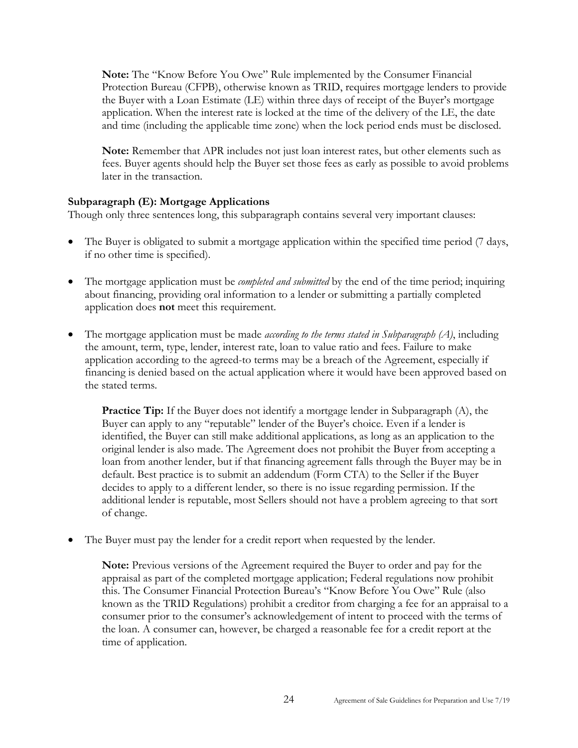**Note:** The "Know Before You Owe" Rule implemented by the Consumer Financial Protection Bureau (CFPB), otherwise known as TRID, requires mortgage lenders to provide the Buyer with a Loan Estimate (LE) within three days of receipt of the Buyer's mortgage application. When the interest rate is locked at the time of the delivery of the LE, the date and time (including the applicable time zone) when the lock period ends must be disclosed.

**Note:** Remember that APR includes not just loan interest rates, but other elements such as fees. Buyer agents should help the Buyer set those fees as early as possible to avoid problems later in the transaction.

### Subparagraph (E): Mortgage Applications

Though only three sentences long, this subparagraph contains several very important clauses:

- The Buyer is obligated to submit a mortgage application within the specified time period (7 days, if no other time is specified).
- The mortgage application must be *completed and submitted* by the end of the time period; inquiring about financing, providing oral information to a lender or submitting a partially completed application does **not** meet this requirement.
- The mortgage application must be made *according to the terms stated in Subparagraph (A)*, including the amount, term, type, lender, interest rate, loan to value ratio and fees. Failure to make application according to the agreed-to terms may be a breach of the Agreement, especially if financing is denied based on the actual application where it would have been approved based on the stated terms.

  **Practice Tip:** If the Buyer does not identify a mortgage lender in Subparagraph (A), the Buyer can apply to any "reputable" lender of the Buyer's choice. Even if a lender is identified, the Buyer can still make additional applications, as long as an application to the original lender is also made. The Agreement does not prohibit the Buyer from accepting a loan from another lender, but if that financing agreement falls through the Buyer may be in default. Best practice is to submit an addendum (Form CTA) to the Seller if the Buyer decides to apply to a different lender, so there is no issue regarding permission. If the additional lender is reputable, most Sellers should not have a problem agreeing to that sort of change.

- The Buyer must pay the lender for a credit report when requested by the lender.

  **Note:** Previous versions of the Agreement required the Buyer to order and pay for the appraisal as part of the completed mortgage application; Federal regulations now prohibit this. The Consumer Financial Protection Bureau's "Know Before You Owe" Rule (also known as the TRID Regulations) prohibit a creditor from charging a fee for an appraisal to a consumer prior to the consumer's acknowledgement of intent to proceed with the terms of the loan. A consumer can, however, be charged a reasonable fee for a credit report at the time of application.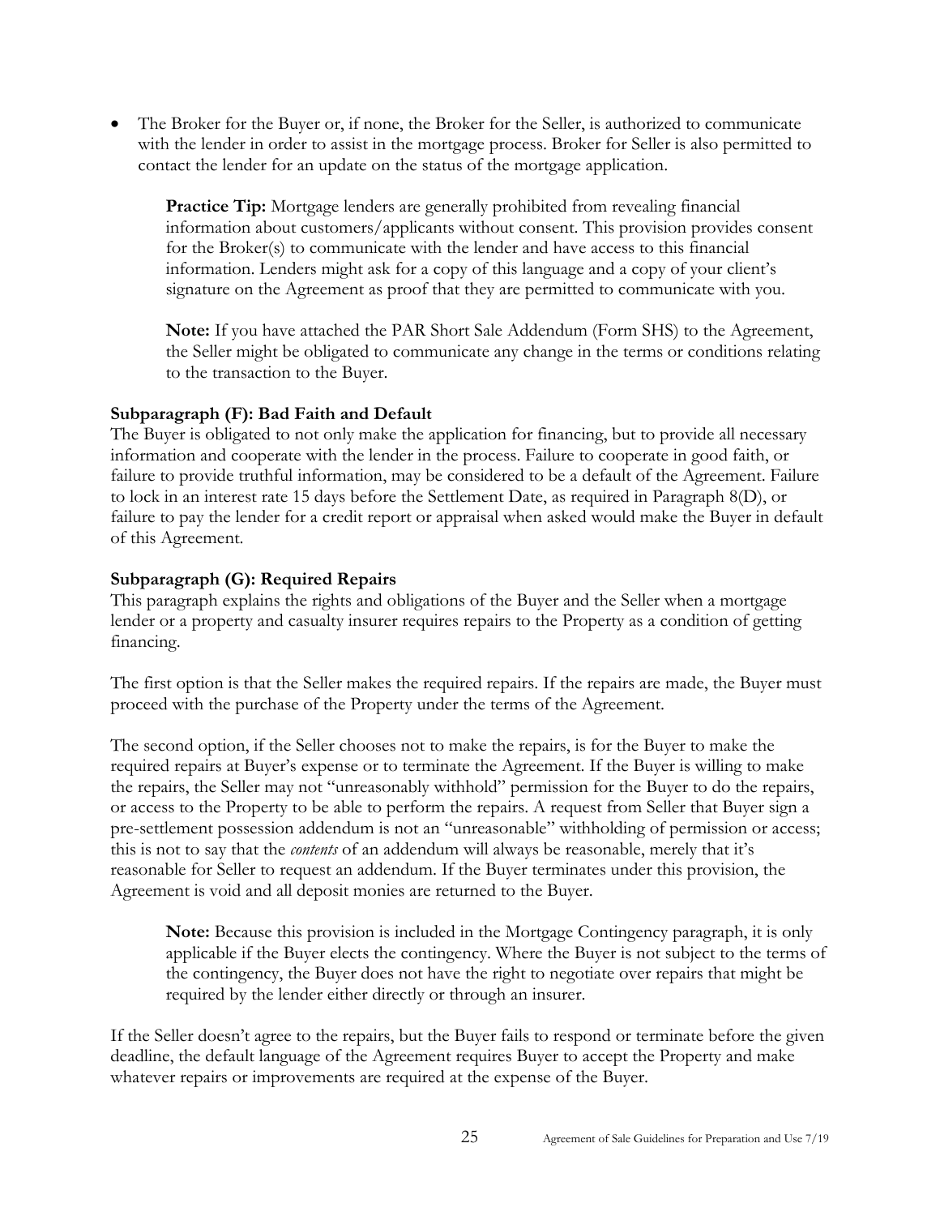- The Broker for the Buyer or, if none, the Broker for the Seller, is authorized to communicate with the lender in order to assist in the mortgage process. Broker for Seller is also permitted to contact the lender for an update on the status of the mortgage application.

  **Practice Tip:** Mortgage lenders are generally prohibited from revealing financial information about customers/applicants without consent. This provision provides consent for the Broker(s) to communicate with the lender and have access to this financial information. Lenders might ask for a copy of this language and a copy of your client's signature on the Agreement as proof that they are permitted to communicate with you.

  **Note:** If you have attached the PAR Short Sale Addendum (Form SHS) to the Agreement, the Seller might be obligated to communicate any change in the terms or conditions relating to the transaction to the Buyer.

**Subparagraph (F): Bad Faith and Default**

The Buyer is obligated to not only make the application for financing, but to provide all necessary information and cooperate with the lender in the process. Failure to cooperate in good faith, or failure to provide truthful information, may be considered to be a default of the Agreement. Failure to lock in an interest rate 15 days before the Settlement Date, as required in Paragraph 8(D), or failure to pay the lender for a credit report or appraisal when asked would make the Buyer in default of this Agreement.

**Subparagraph (G): Required Repairs**

This paragraph explains the rights and obligations of the Buyer and the Seller when a mortgage lender or a property and casualty insurer requires repairs to the Property as a condition of getting financing.

The first option is that the Seller makes the required repairs. If the repairs are made, the Buyer must proceed with the purchase of the Property under the terms of the Agreement.

The second option, if the Seller chooses not to make the repairs, is for the Buyer to make the required repairs at Buyer's expense or to terminate the Agreement. If the Buyer is willing to make the repairs, the Seller may not "unreasonably withhold" permission for the Buyer to do the repairs, or access to the Property to be able to perform the repairs. A request from Seller that Buyer sign a pre-settlement possession addendum is not an "unreasonable" withholding of permission or access; this is not to say that the *contents* of an addendum will always be reasonable, merely that it's reasonable for Seller to request an addendum. If the Buyer terminates under this provision, the Agreement is void and all deposit monies are returned to the Buyer.

> **Note:** Because this provision is included in the Mortgage Contingency paragraph, it is only applicable if the Buyer elects the contingency. Where the Buyer is not subject to the terms of the contingency, the Buyer does not have the right to negotiate over repairs that might be required by the lender either directly or through an insurer.

If the Seller doesn't agree to the repairs, but the Buyer fails to respond or terminate before the given deadline, the default language of the Agreement requires Buyer to accept the Property and make whatever repairs or improvements are required at the expense of the Buyer.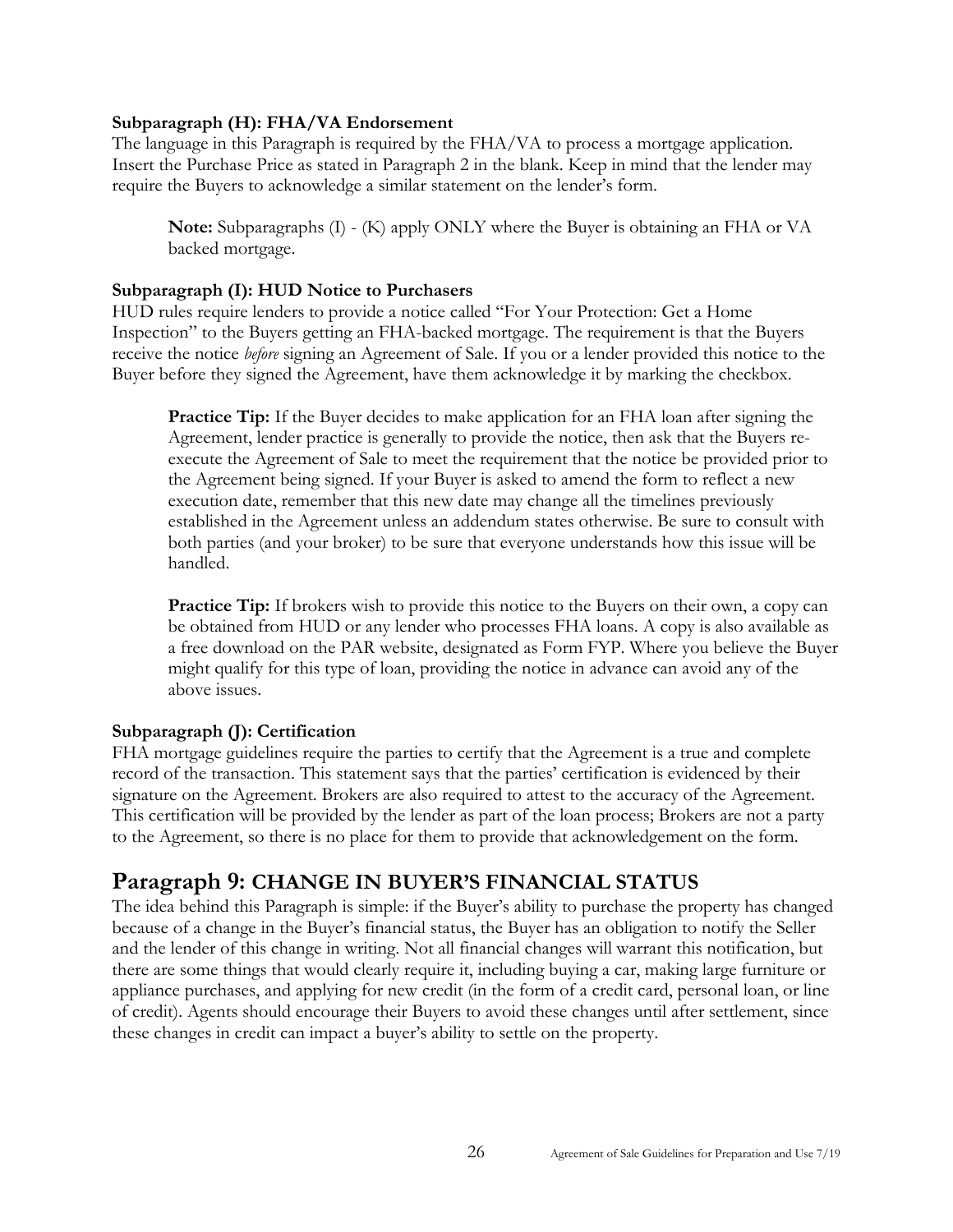### Subparagraph (H): FHA/VA Endorsement

The language in this Paragraph is required by the FHA/VA to process a mortgage application. Insert the Purchase Price as stated in Paragraph 2 in the blank. Keep in mind that the lender may require the Buyers to acknowledge a similar statement on the lender's form.

> **Note:** Subparagraphs (I) - (K) apply ONLY where the Buyer is obtaining an FHA or VA backed mortgage.

### Subparagraph (I): HUD Notice to Purchasers

HUD rules require lenders to provide a notice called "For Your Protection: Get a Home Inspection" to the Buyers getting an FHA-backed mortgage. The requirement is that the Buyers receive the notice *before* signing an Agreement of Sale. If you or a lender provided this notice to the Buyer before they signed the Agreement, have them acknowledge it by marking the checkbox.

> **Practice Tip:** If the Buyer decides to make application for an FHA loan after signing the Agreement, lender practice is generally to provide the notice, then ask that the Buyers re-execute the Agreement of Sale to meet the requirement that the notice be provided prior to the Agreement being signed. If your Buyer is asked to amend the form to reflect a new execution date, remember that this new date may change all the timelines previously established in the Agreement unless an addendum states otherwise. Be sure to consult with both parties (and your broker) to be sure that everyone understands how this issue will be handled.

> **Practice Tip:** If brokers wish to provide this notice to the Buyers on their own, a copy can be obtained from HUD or any lender who processes FHA loans. A copy is also available as a free download on the PAR website, designated as Form FYP. Where you believe the Buyer might qualify for this type of loan, providing the notice in advance can avoid any of the above issues.

### Subparagraph (J): Certification

FHA mortgage guidelines require the parties to certify that the Agreement is a true and complete record of the transaction. This statement says that the parties' certification is evidenced by their signature on the Agreement. Brokers are also required to attest to the accuracy of the Agreement. This certification will be provided by the lender as part of the loan process; Brokers are not a party to the Agreement, so there is no place for them to provide that acknowledgement on the form.

## Paragraph 9: CHANGE IN BUYER'S FINANCIAL STATUS

The idea behind this Paragraph is simple: if the Buyer's ability to purchase the property has changed because of a change in the Buyer's financial status, the Buyer has an obligation to notify the Seller and the lender of this change in writing. Not all financial changes will warrant this notification, but there are some things that would clearly require it, including buying a car, making large furniture or appliance purchases, and applying for new credit (in the form of a credit card, personal loan, or line of credit). Agents should encourage their Buyers to avoid these changes until after settlement, since these changes in credit can impact a buyer's ability to settle on the property.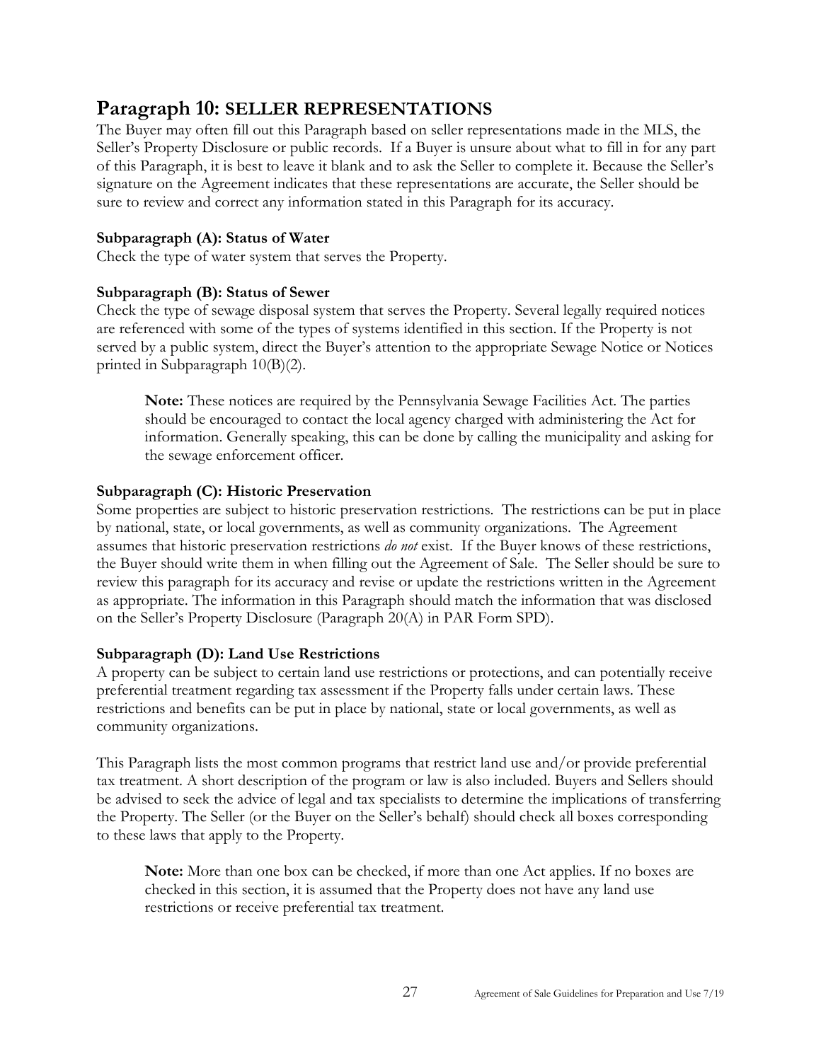## Paragraph 10: SELLER REPRESENTATIONS

The Buyer may often fill out this Paragraph based on seller representations made in the MLS, the Seller's Property Disclosure or public records. If a Buyer is unsure about what to fill in for any part of this Paragraph, it is best to leave it blank and to ask the Seller to complete it. Because the Seller's signature on the Agreement indicates that these representations are accurate, the Seller should be sure to review and correct any information stated in this Paragraph for its accuracy.

**Subparagraph (A): Status of Water**

Check the type of water system that serves the Property.

**Subparagraph (B): Status of Sewer**

Check the type of sewage disposal system that serves the Property. Several legally required notices are referenced with some of the types of systems identified in this section. If the Property is not served by a public system, direct the Buyer's attention to the appropriate Sewage Notice or Notices printed in Subparagraph 10(B)(2).

> **Note:** These notices are required by the Pennsylvania Sewage Facilities Act. The parties should be encouraged to contact the local agency charged with administering the Act for information. Generally speaking, this can be done by calling the municipality and asking for the sewage enforcement officer.

**Subparagraph (C): Historic Preservation**

Some properties are subject to historic preservation restrictions. The restrictions can be put in place by national, state, or local governments, as well as community organizations. The Agreement assumes that historic preservation restrictions *do not* exist. If the Buyer knows of these restrictions, the Buyer should write them in when filling out the Agreement of Sale. The Seller should be sure to review this paragraph for its accuracy and revise or update the restrictions written in the Agreement as appropriate. The information in this Paragraph should match the information that was disclosed on the Seller's Property Disclosure (Paragraph 20(A) in PAR Form SPD).

**Subparagraph (D): Land Use Restrictions**

A property can be subject to certain land use restrictions or protections, and can potentially receive preferential treatment regarding tax assessment if the Property falls under certain laws. These restrictions and benefits can be put in place by national, state or local governments, as well as community organizations.

This Paragraph lists the most common programs that restrict land use and/or provide preferential tax treatment. A short description of the program or law is also included. Buyers and Sellers should be advised to seek the advice of legal and tax specialists to determine the implications of transferring the Property. The Seller (or the Buyer on the Seller's behalf) should check all boxes corresponding to these laws that apply to the Property.

> **Note:** More than one box can be checked, if more than one Act applies. If no boxes are checked in this section, it is assumed that the Property does not have any land use restrictions or receive preferential tax treatment.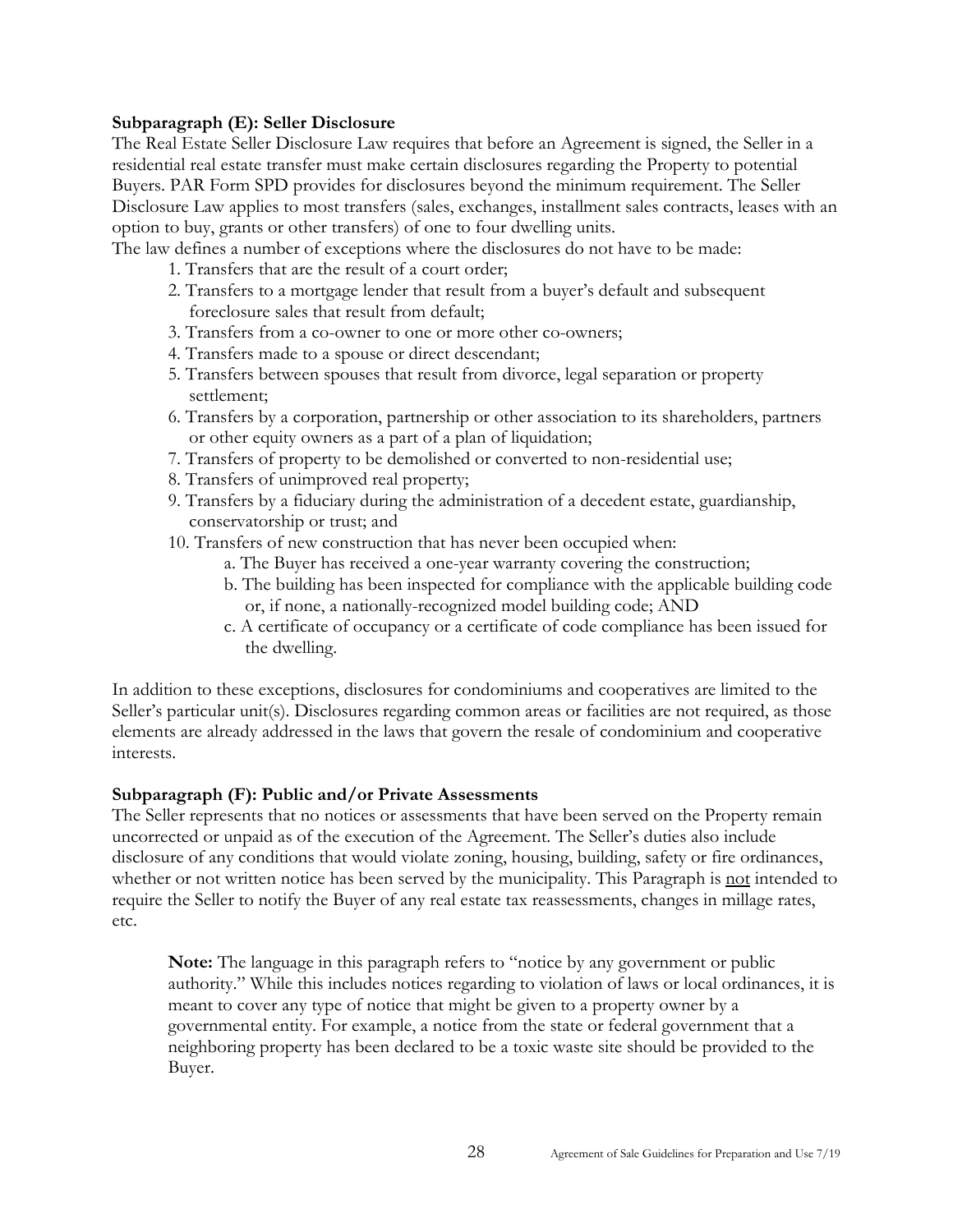**Subparagraph (E): Seller Disclosure**

The Real Estate Seller Disclosure Law requires that before an Agreement is signed, the Seller in a residential real estate transfer must make certain disclosures regarding the Property to potential Buyers. PAR Form SPD provides for disclosures beyond the minimum requirement. The Seller Disclosure Law applies to most transfers (sales, exchanges, installment sales contracts, leases with an option to buy, grants or other transfers) of one to four dwelling units.

The law defines a number of exceptions where the disclosures do not have to be made:

1. Transfers that are the result of a court order;
2. Transfers to a mortgage lender that result from a buyer's default and subsequent foreclosure sales that result from default;
3. Transfers from a co-owner to one or more other co-owners;
4. Transfers made to a spouse or direct descendant;
5. Transfers between spouses that result from divorce, legal separation or property settlement;
6. Transfers by a corporation, partnership or other association to its shareholders, partners or other equity owners as a part of a plan of liquidation;
7. Transfers of property to be demolished or converted to non-residential use;
8. Transfers of unimproved real property;
9. Transfers by a fiduciary during the administration of a decedent estate, guardianship, conservatorship or trust; and
10. Transfers of new construction that has never been occupied when:
    a. The Buyer has received a one-year warranty covering the construction;
    b. The building has been inspected for compliance with the applicable building code or, if none, a nationally-recognized model building code; AND
    c. A certificate of occupancy or a certificate of code compliance has been issued for the dwelling.

In addition to these exceptions, disclosures for condominiums and cooperatives are limited to the Seller's particular unit(s). Disclosures regarding common areas or facilities are not required, as those elements are already addressed in the laws that govern the resale of condominium and cooperative interests.

**Subparagraph (F): Public and/or Private Assessments**

The Seller represents that no notices or assessments that have been served on the Property remain uncorrected or unpaid as of the execution of the Agreement. The Seller's duties also include disclosure of any conditions that would violate zoning, housing, building, safety or fire ordinances, whether or not written notice has been served by the municipality. This Paragraph is <u>not</u> intended to require the Seller to notify the Buyer of any real estate tax reassessments, changes in millage rates, etc.

> **Note:** The language in this paragraph refers to "notice by any government or public authority." While this includes notices regarding to violation of laws or local ordinances, it is meant to cover any type of notice that might be given to a property owner by a governmental entity. For example, a notice from the state or federal government that a neighboring property has been declared to be a toxic waste site should be provided to the Buyer.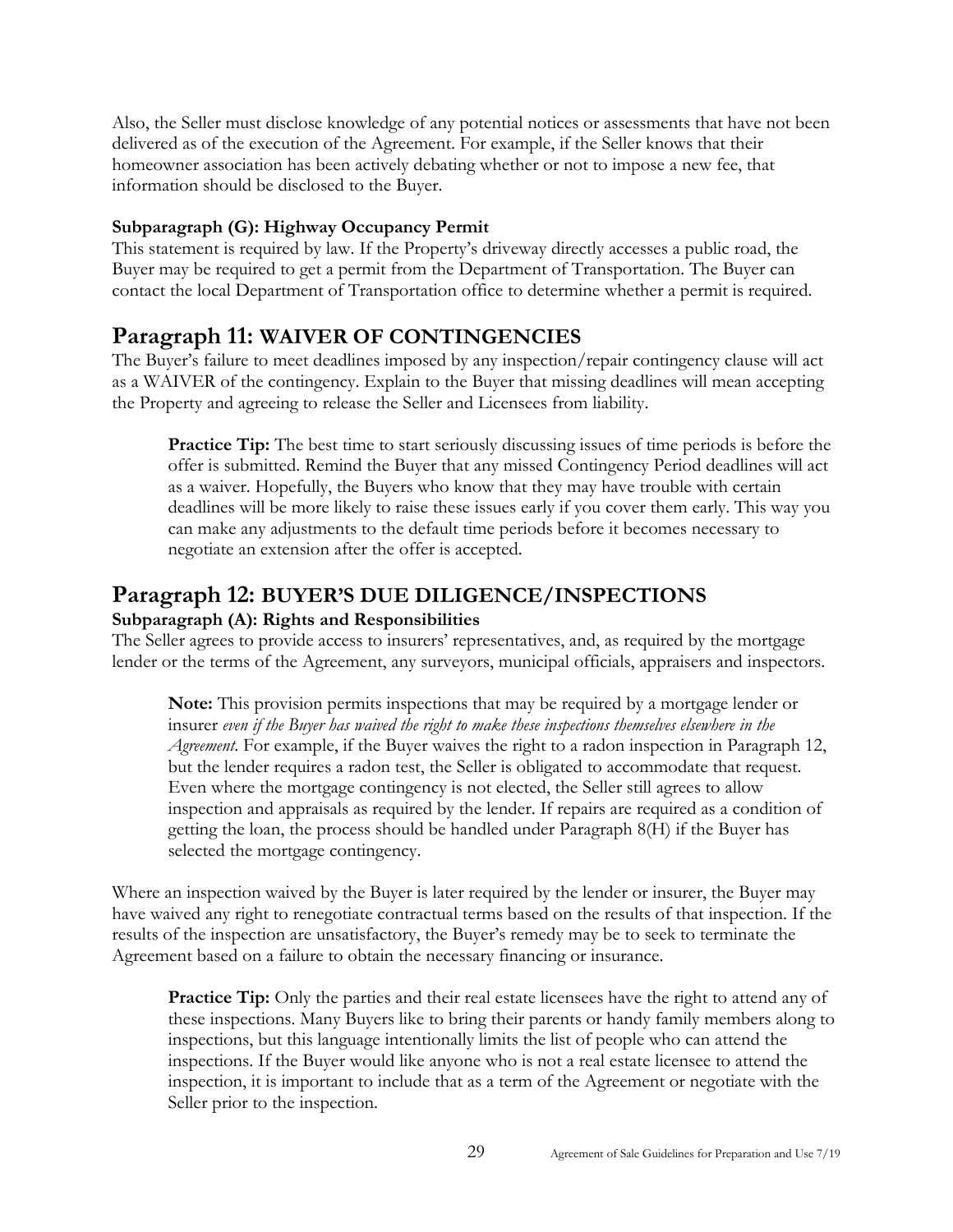Also, the Seller must disclose knowledge of any potential notices or assessments that have not been delivered as of the execution of the Agreement. For example, if the Seller knows that their homeowner association has been actively debating whether or not to impose a new fee, that information should be disclosed to the Buyer.

#### Subparagraph (G): Highway Occupancy Permit

This statement is required by law. If the Property's driveway directly accesses a public road, the Buyer may be required to get a permit from the Department of Transportation. The Buyer can contact the local Department of Transportation office to determine whether a permit is required.

## Paragraph 11: WAIVER OF CONTINGENCIES

The Buyer's failure to meet deadlines imposed by any inspection/repair contingency clause will act as a WAIVER of the contingency. Explain to the Buyer that missing deadlines will mean accepting the Property and agreeing to release the Seller and Licensees from liability.

> **Practice Tip:** The best time to start seriously discussing issues of time periods is before the offer is submitted. Remind the Buyer that any missed Contingency Period deadlines will act as a waiver. Hopefully, the Buyers who know that they may have trouble with certain deadlines will be more likely to raise these issues early if you cover them early. This way you can make any adjustments to the default time periods before it becomes necessary to negotiate an extension after the offer is accepted.

## Paragraph 12: BUYER'S DUE DILIGENCE/INSPECTIONS

#### Subparagraph (A): Rights and Responsibilities

The Seller agrees to provide access to insurers' representatives, and, as required by the mortgage lender or the terms of the Agreement, any surveyors, municipal officials, appraisers and inspectors.

> **Note:** This provision permits inspections that may be required by a mortgage lender or insurer *even if the Buyer has waived the right to make these inspections themselves elsewhere in the Agreement*. For example, if the Buyer waives the right to a radon inspection in Paragraph 12, but the lender requires a radon test, the Seller is obligated to accommodate that request. Even where the mortgage contingency is not elected, the Seller still agrees to allow inspection and appraisals as required by the lender. If repairs are required as a condition of getting the loan, the process should be handled under Paragraph 8(H) if the Buyer has selected the mortgage contingency.

Where an inspection waived by the Buyer is later required by the lender or insurer, the Buyer may have waived any right to renegotiate contractual terms based on the results of that inspection. If the results of the inspection are unsatisfactory, the Buyer's remedy may be to seek to terminate the Agreement based on a failure to obtain the necessary financing or insurance.

> **Practice Tip:** Only the parties and their real estate licensees have the right to attend any of these inspections. Many Buyers like to bring their parents or handy family members along to inspections, but this language intentionally limits the list of people who can attend the inspections. If the Buyer would like anyone who is not a real estate licensee to attend the inspection, it is important to include that as a term of the Agreement or negotiate with the Seller prior to the inspection.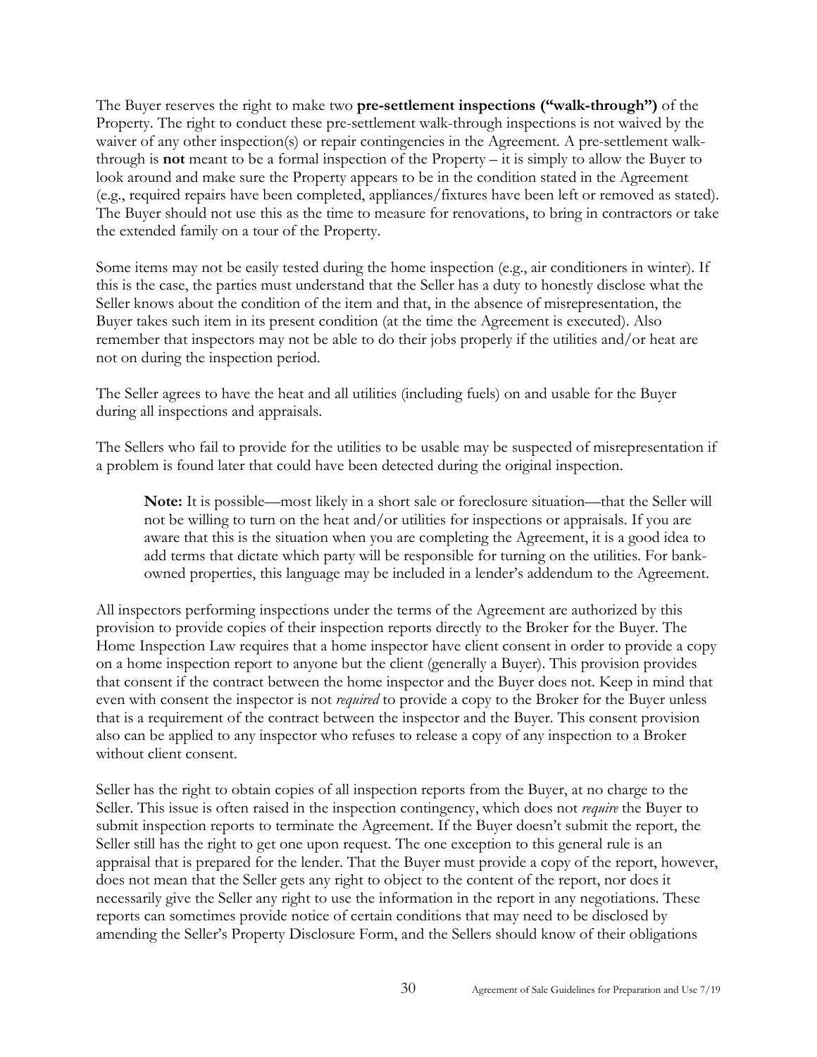The Buyer reserves the right to make two **pre-settlement inspections ("walk-through")** of the Property. The right to conduct these pre-settlement walk-through inspections is not waived by the waiver of any other inspection(s) or repair contingencies in the Agreement. A pre-settlement walk-through is **not** meant to be a formal inspection of the Property – it is simply to allow the Buyer to look around and make sure the Property appears to be in the condition stated in the Agreement (e.g., required repairs have been completed, appliances/fixtures have been left or removed as stated). The Buyer should not use this as the time to measure for renovations, to bring in contractors or take the extended family on a tour of the Property.

Some items may not be easily tested during the home inspection (e.g., air conditioners in winter). If this is the case, the parties must understand that the Seller has a duty to honestly disclose what the Seller knows about the condition of the item and that, in the absence of misrepresentation, the Buyer takes such item in its present condition (at the time the Agreement is executed). Also remember that inspectors may not be able to do their jobs properly if the utilities and/or heat are not on during the inspection period.

The Seller agrees to have the heat and all utilities (including fuels) on and usable for the Buyer during all inspections and appraisals.

The Sellers who fail to provide for the utilities to be usable may be suspected of misrepresentation if a problem is found later that could have been detected during the original inspection.

> **Note:** It is possible—most likely in a short sale or foreclosure situation—that the Seller will not be willing to turn on the heat and/or utilities for inspections or appraisals. If you are aware that this is the situation when you are completing the Agreement, it is a good idea to add terms that dictate which party will be responsible for turning on the utilities. For bank-owned properties, this language may be included in a lender's addendum to the Agreement.

All inspectors performing inspections under the terms of the Agreement are authorized by this provision to provide copies of their inspection reports directly to the Broker for the Buyer. The Home Inspection Law requires that a home inspector have client consent in order to provide a copy on a home inspection report to anyone but the client (generally a Buyer). This provision provides that consent if the contract between the home inspector and the Buyer does not. Keep in mind that even with consent the inspector is not *required* to provide a copy to the Broker for the Buyer unless that is a requirement of the contract between the inspector and the Buyer. This consent provision also can be applied to any inspector who refuses to release a copy of any inspection to a Broker without client consent.

Seller has the right to obtain copies of all inspection reports from the Buyer, at no charge to the Seller. This issue is often raised in the inspection contingency, which does not *require* the Buyer to submit inspection reports to terminate the Agreement. If the Buyer doesn't submit the report, the Seller still has the right to get one upon request. The one exception to this general rule is an appraisal that is prepared for the lender. That the Buyer must provide a copy of the report, however, does not mean that the Seller gets any right to object to the content of the report, nor does it necessarily give the Seller any right to use the information in the report in any negotiations. These reports can sometimes provide notice of certain conditions that may need to be disclosed by amending the Seller's Property Disclosure Form, and the Sellers should know of their obligations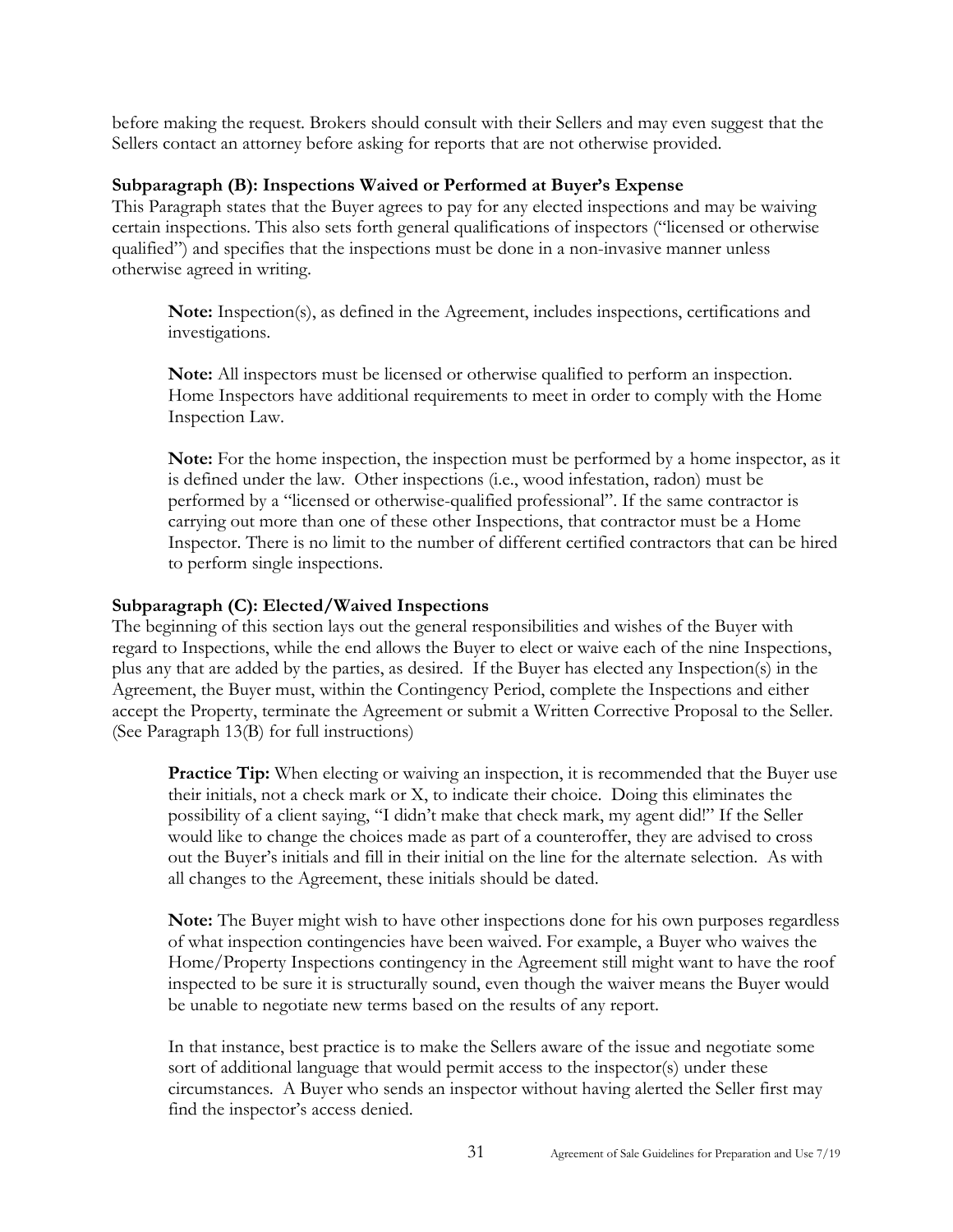before making the request. Brokers should consult with their Sellers and may even suggest that the Sellers contact an attorney before asking for reports that are not otherwise provided.

### Subparagraph (B): Inspections Waived or Performed at Buyer's Expense

This Paragraph states that the Buyer agrees to pay for any elected inspections and may be waiving certain inspections. This also sets forth general qualifications of inspectors ("licensed or otherwise qualified") and specifies that the inspections must be done in a non-invasive manner unless otherwise agreed in writing.

> **Note:** Inspection(s), as defined in the Agreement, includes inspections, certifications and investigations.
>
> **Note:** All inspectors must be licensed or otherwise qualified to perform an inspection. Home Inspectors have additional requirements to meet in order to comply with the Home Inspection Law.
>
> **Note:** For the home inspection, the inspection must be performed by a home inspector, as it is defined under the law. Other inspections (i.e., wood infestation, radon) must be performed by a "licensed or otherwise-qualified professional". If the same contractor is carrying out more than one of these other Inspections, that contractor must be a Home Inspector. There is no limit to the number of different certified contractors that can be hired to perform single inspections.

### Subparagraph (C): Elected/Waived Inspections

The beginning of this section lays out the general responsibilities and wishes of the Buyer with regard to Inspections, while the end allows the Buyer to elect or waive each of the nine Inspections, plus any that are added by the parties, as desired. If the Buyer has elected any Inspection(s) in the Agreement, the Buyer must, within the Contingency Period, complete the Inspections and either accept the Property, terminate the Agreement or submit a Written Corrective Proposal to the Seller. (See Paragraph 13(B) for full instructions)

> **Practice Tip:** When electing or waiving an inspection, it is recommended that the Buyer use their initials, not a check mark or X, to indicate their choice. Doing this eliminates the possibility of a client saying, "I didn't make that check mark, my agent did!" If the Seller would like to change the choices made as part of a counteroffer, they are advised to cross out the Buyer's initials and fill in their initial on the line for the alternate selection. As with all changes to the Agreement, these initials should be dated.
>
> **Note:** The Buyer might wish to have other inspections done for his own purposes regardless of what inspection contingencies have been waived. For example, a Buyer who waives the Home/Property Inspections contingency in the Agreement still might want to have the roof inspected to be sure it is structurally sound, even though the waiver means the Buyer would be unable to negotiate new terms based on the results of any report.
>
> In that instance, best practice is to make the Sellers aware of the issue and negotiate some sort of additional language that would permit access to the inspector(s) under these circumstances. A Buyer who sends an inspector without having alerted the Seller first may find the inspector's access denied.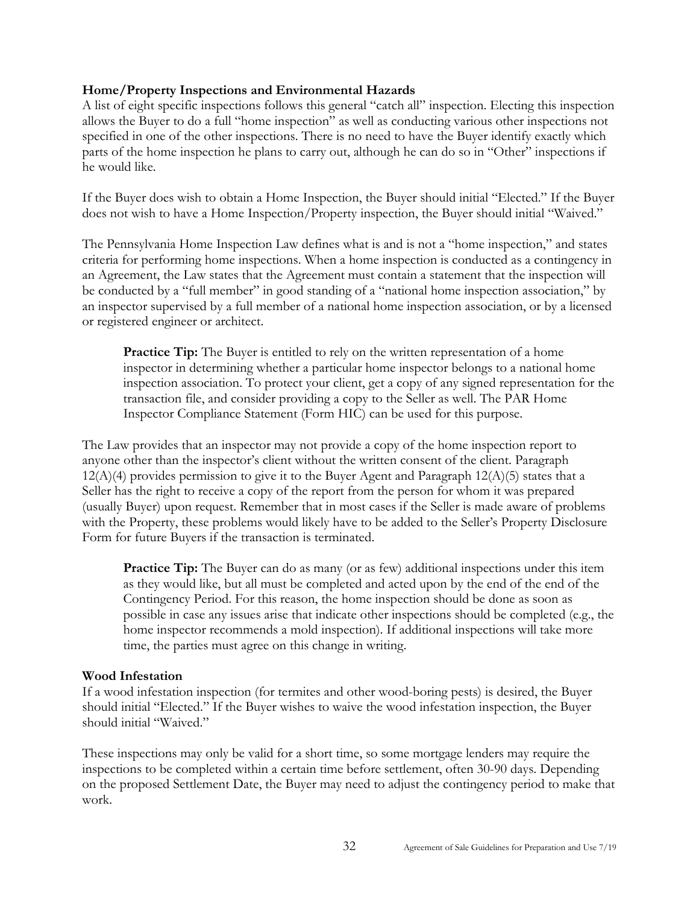**Home/Property Inspections and Environmental Hazards**

A list of eight specific inspections follows this general "catch all" inspection. Electing this inspection allows the Buyer to do a full "home inspection" as well as conducting various other inspections not specified in one of the other inspections. There is no need to have the Buyer identify exactly which parts of the home inspection he plans to carry out, although he can do so in "Other" inspections if he would like.

If the Buyer does wish to obtain a Home Inspection, the Buyer should initial "Elected." If the Buyer does not wish to have a Home Inspection/Property inspection, the Buyer should initial "Waived."

The Pennsylvania Home Inspection Law defines what is and is not a "home inspection," and states criteria for performing home inspections. When a home inspection is conducted as a contingency in an Agreement, the Law states that the Agreement must contain a statement that the inspection will be conducted by a "full member" in good standing of a "national home inspection association," by an inspector supervised by a full member of a national home inspection association, or by a licensed or registered engineer or architect.

> **Practice Tip:** The Buyer is entitled to rely on the written representation of a home inspector in determining whether a particular home inspector belongs to a national home inspection association. To protect your client, get a copy of any signed representation for the transaction file, and consider providing a copy to the Seller as well. The PAR Home Inspector Compliance Statement (Form HIC) can be used for this purpose.

The Law provides that an inspector may not provide a copy of the home inspection report to anyone other than the inspector's client without the written consent of the client. Paragraph 12(A)(4) provides permission to give it to the Buyer Agent and Paragraph 12(A)(5) states that a Seller has the right to receive a copy of the report from the person for whom it was prepared (usually Buyer) upon request. Remember that in most cases if the Seller is made aware of problems with the Property, these problems would likely have to be added to the Seller's Property Disclosure Form for future Buyers if the transaction is terminated.

> **Practice Tip:** The Buyer can do as many (or as few) additional inspections under this item as they would like, but all must be completed and acted upon by the end of the end of the Contingency Period. For this reason, the home inspection should be done as soon as possible in case any issues arise that indicate other inspections should be completed (e.g., the home inspector recommends a mold inspection). If additional inspections will take more time, the parties must agree on this change in writing.

**Wood Infestation**

If a wood infestation inspection (for termites and other wood-boring pests) is desired, the Buyer should initial "Elected." If the Buyer wishes to waive the wood infestation inspection, the Buyer should initial "Waived."

These inspections may only be valid for a short time, so some mortgage lenders may require the inspections to be completed within a certain time before settlement, often 30-90 days. Depending on the proposed Settlement Date, the Buyer may need to adjust the contingency period to make that work.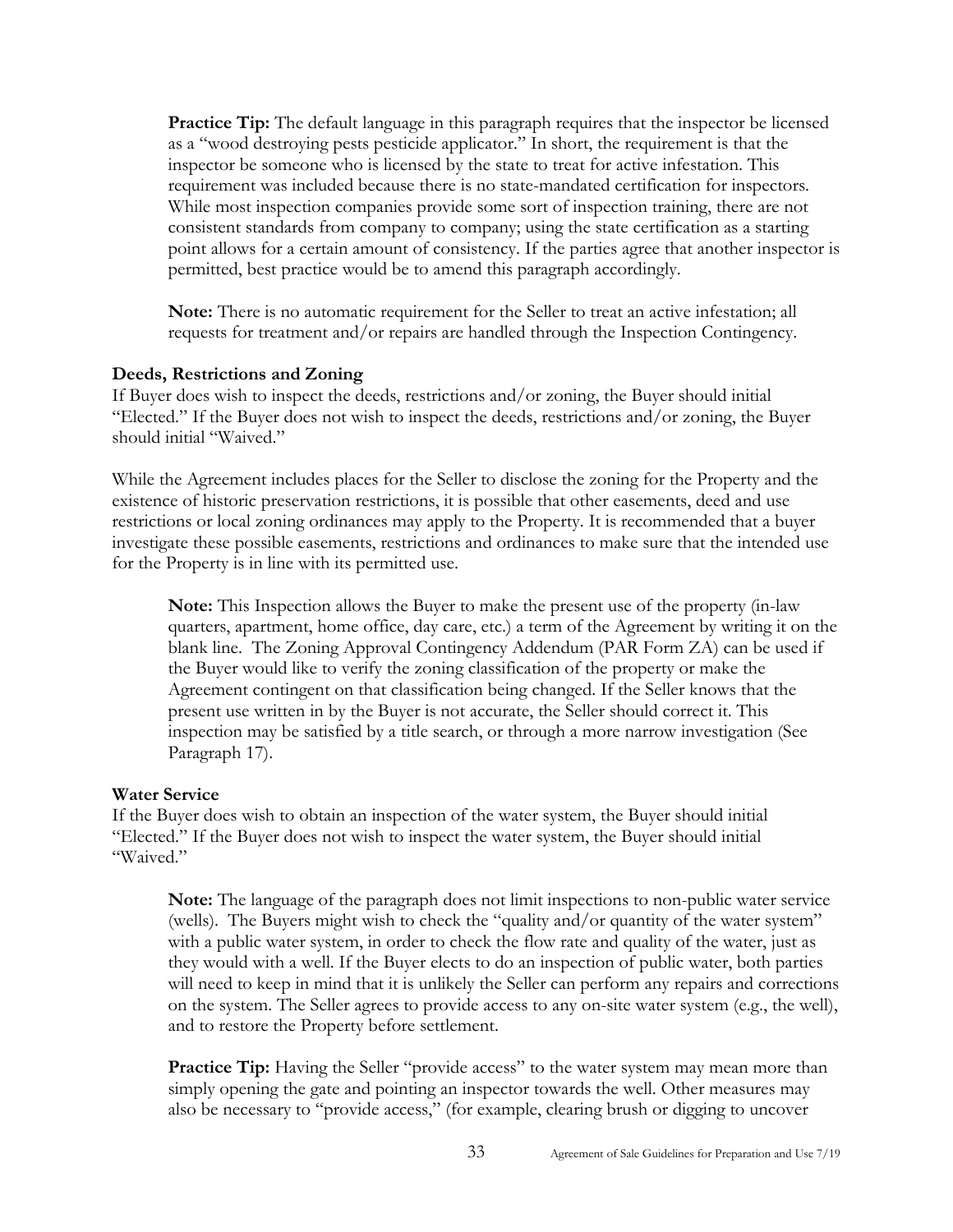**Practice Tip:** The default language in this paragraph requires that the inspector be licensed as a "wood destroying pests pesticide applicator." In short, the requirement is that the inspector be someone who is licensed by the state to treat for active infestation. This requirement was included because there is no state-mandated certification for inspectors. While most inspection companies provide some sort of inspection training, there are not consistent standards from company to company; using the state certification as a starting point allows for a certain amount of consistency. If the parties agree that another inspector is permitted, best practice would be to amend this paragraph accordingly.

**Note:** There is no automatic requirement for the Seller to treat an active infestation; all requests for treatment and/or repairs are handled through the Inspection Contingency.

**Deeds, Restrictions and Zoning**

If Buyer does wish to inspect the deeds, restrictions and/or zoning, the Buyer should initial "Elected." If the Buyer does not wish to inspect the deeds, restrictions and/or zoning, the Buyer should initial "Waived."

While the Agreement includes places for the Seller to disclose the zoning for the Property and the existence of historic preservation restrictions, it is possible that other easements, deed and use restrictions or local zoning ordinances may apply to the Property. It is recommended that a buyer investigate these possible easements, restrictions and ordinances to make sure that the intended use for the Property is in line with its permitted use.

**Note:** This Inspection allows the Buyer to make the present use of the property (in-law quarters, apartment, home office, day care, etc.) a term of the Agreement by writing it on the blank line. The Zoning Approval Contingency Addendum (PAR Form ZA) can be used if the Buyer would like to verify the zoning classification of the property or make the Agreement contingent on that classification being changed. If the Seller knows that the present use written in by the Buyer is not accurate, the Seller should correct it. This inspection may be satisfied by a title search, or through a more narrow investigation (See Paragraph 17).

**Water Service**

If the Buyer does wish to obtain an inspection of the water system, the Buyer should initial "Elected." If the Buyer does not wish to inspect the water system, the Buyer should initial "Waived."

**Note:** The language of the paragraph does not limit inspections to non-public water service (wells). The Buyers might wish to check the "quality and/or quantity of the water system" with a public water system, in order to check the flow rate and quality of the water, just as they would with a well. If the Buyer elects to do an inspection of public water, both parties will need to keep in mind that it is unlikely the Seller can perform any repairs and corrections on the system. The Seller agrees to provide access to any on-site water system (e.g., the well), and to restore the Property before settlement.

**Practice Tip:** Having the Seller "provide access" to the water system may mean more than simply opening the gate and pointing an inspector towards the well. Other measures may also be necessary to "provide access," (for example, clearing brush or digging to uncover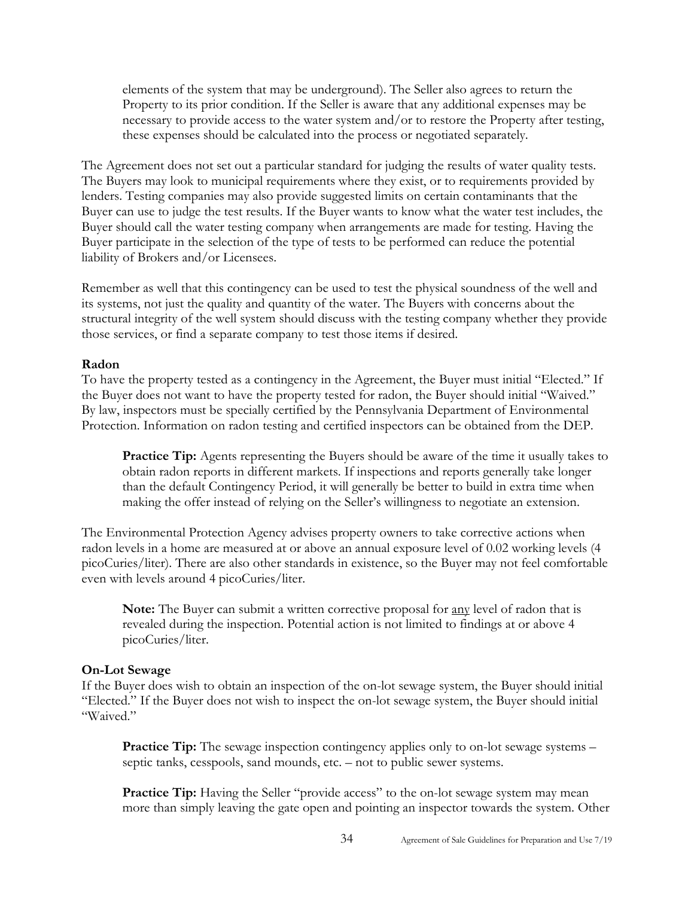elements of the system that may be underground). The Seller also agrees to return the Property to its prior condition. If the Seller is aware that any additional expenses may be necessary to provide access to the water system and/or to restore the Property after testing, these expenses should be calculated into the process or negotiated separately.

The Agreement does not set out a particular standard for judging the results of water quality tests. The Buyers may look to municipal requirements where they exist, or to requirements provided by lenders. Testing companies may also provide suggested limits on certain contaminants that the Buyer can use to judge the test results. If the Buyer wants to know what the water test includes, the Buyer should call the water testing company when arrangements are made for testing. Having the Buyer participate in the selection of the type of tests to be performed can reduce the potential liability of Brokers and/or Licensees.

Remember as well that this contingency can be used to test the physical soundness of the well and its systems, not just the quality and quantity of the water. The Buyers with concerns about the structural integrity of the well system should discuss with the testing company whether they provide those services, or find a separate company to test those items if desired.

**Radon**

To have the property tested as a contingency in the Agreement, the Buyer must initial "Elected." If the Buyer does not want to have the property tested for radon, the Buyer should initial "Waived." By law, inspectors must be specially certified by the Pennsylvania Department of Environmental Protection. Information on radon testing and certified inspectors can be obtained from the DEP.

> **Practice Tip:** Agents representing the Buyers should be aware of the time it usually takes to obtain radon reports in different markets. If inspections and reports generally take longer than the default Contingency Period, it will generally be better to build in extra time when making the offer instead of relying on the Seller's willingness to negotiate an extension.

The Environmental Protection Agency advises property owners to take corrective actions when radon levels in a home are measured at or above an annual exposure level of 0.02 working levels (4 picoCuries/liter). There are also other standards in existence, so the Buyer may not feel comfortable even with levels around 4 picoCuries/liter.

> **Note:** The Buyer can submit a written corrective proposal for <u>any</u> level of radon that is revealed during the inspection. Potential action is not limited to findings at or above 4 picoCuries/liter.

**On-Lot Sewage**

If the Buyer does wish to obtain an inspection of the on-lot sewage system, the Buyer should initial "Elected." If the Buyer does not wish to inspect the on-lot sewage system, the Buyer should initial "Waived."

> **Practice Tip:** The sewage inspection contingency applies only to on-lot sewage systems – septic tanks, cesspools, sand mounds, etc. – not to public sewer systems.

> **Practice Tip:** Having the Seller "provide access" to the on-lot sewage system may mean more than simply leaving the gate open and pointing an inspector towards the system. Other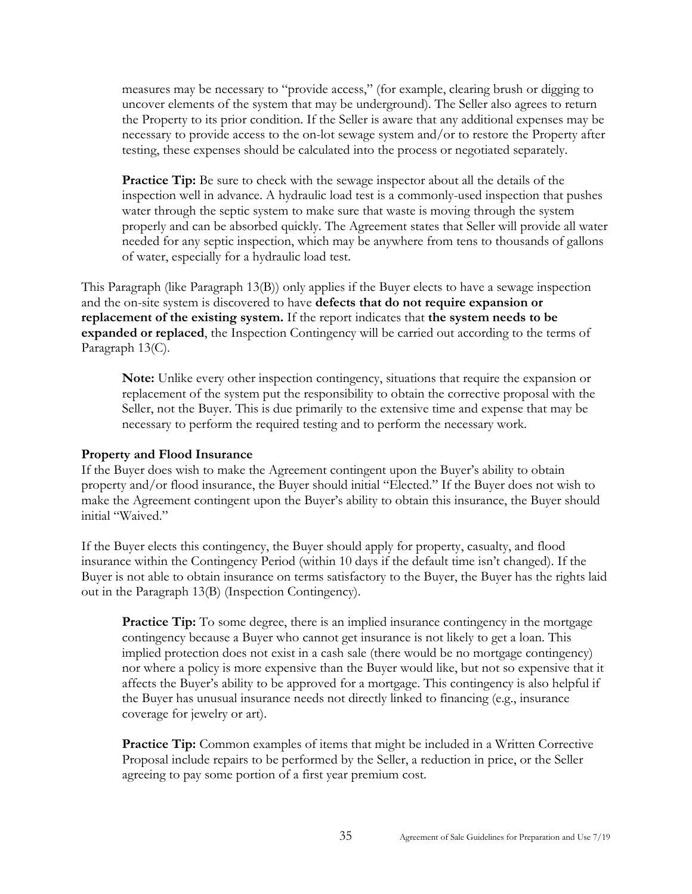measures may be necessary to "provide access," (for example, clearing brush or digging to uncover elements of the system that may be underground). The Seller also agrees to return the Property to its prior condition. If the Seller is aware that any additional expenses may be necessary to provide access to the on-lot sewage system and/or to restore the Property after testing, these expenses should be calculated into the process or negotiated separately.

**Practice Tip:** Be sure to check with the sewage inspector about all the details of the inspection well in advance. A hydraulic load test is a commonly-used inspection that pushes water through the septic system to make sure that waste is moving through the system properly and can be absorbed quickly. The Agreement states that Seller will provide all water needed for any septic inspection, which may be anywhere from tens to thousands of gallons of water, especially for a hydraulic load test.

This Paragraph (like Paragraph 13(B)) only applies if the Buyer elects to have a sewage inspection and the on-site system is discovered to have **defects that do not require expansion or replacement of the existing system.** If the report indicates that **the system needs to be expanded or replaced**, the Inspection Contingency will be carried out according to the terms of Paragraph 13(C).

**Note:** Unlike every other inspection contingency, situations that require the expansion or replacement of the system put the responsibility to obtain the corrective proposal with the Seller, not the Buyer. This is due primarily to the extensive time and expense that may be necessary to perform the required testing and to perform the necessary work.

**Property and Flood Insurance**

If the Buyer does wish to make the Agreement contingent upon the Buyer's ability to obtain property and/or flood insurance, the Buyer should initial "Elected." If the Buyer does not wish to make the Agreement contingent upon the Buyer's ability to obtain this insurance, the Buyer should initial "Waived."

If the Buyer elects this contingency, the Buyer should apply for property, casualty, and flood insurance within the Contingency Period (within 10 days if the default time isn't changed). If the Buyer is not able to obtain insurance on terms satisfactory to the Buyer, the Buyer has the rights laid out in the Paragraph 13(B) (Inspection Contingency).

**Practice Tip:** To some degree, there is an implied insurance contingency in the mortgage contingency because a Buyer who cannot get insurance is not likely to get a loan. This implied protection does not exist in a cash sale (there would be no mortgage contingency) nor where a policy is more expensive than the Buyer would like, but not so expensive that it affects the Buyer's ability to be approved for a mortgage. This contingency is also helpful if the Buyer has unusual insurance needs not directly linked to financing (e.g., insurance coverage for jewelry or art).

**Practice Tip:** Common examples of items that might be included in a Written Corrective Proposal include repairs to be performed by the Seller, a reduction in price, or the Seller agreeing to pay some portion of a first year premium cost.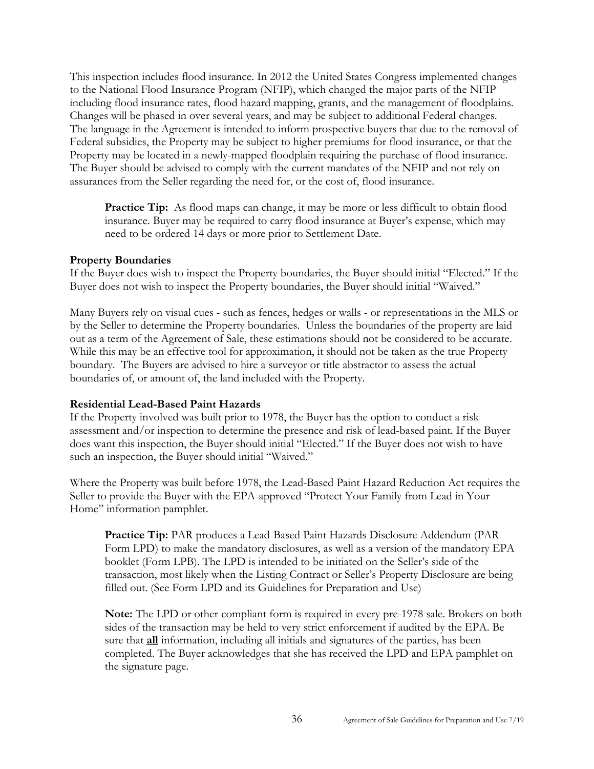This inspection includes flood insurance. In 2012 the United States Congress implemented changes to the National Flood Insurance Program (NFIP), which changed the major parts of the NFIP including flood insurance rates, flood hazard mapping, grants, and the management of floodplains. Changes will be phased in over several years, and may be subject to additional Federal changes. The language in the Agreement is intended to inform prospective buyers that due to the removal of Federal subsidies, the Property may be subject to higher premiums for flood insurance, or that the Property may be located in a newly-mapped floodplain requiring the purchase of flood insurance. The Buyer should be advised to comply with the current mandates of the NFIP and not rely on assurances from the Seller regarding the need for, or the cost of, flood insurance.

> **Practice Tip:** As flood maps can change, it may be more or less difficult to obtain flood insurance. Buyer may be required to carry flood insurance at Buyer's expense, which may need to be ordered 14 days or more prior to Settlement Date.

**Property Boundaries**

If the Buyer does wish to inspect the Property boundaries, the Buyer should initial "Elected." If the Buyer does not wish to inspect the Property boundaries, the Buyer should initial "Waived."

Many Buyers rely on visual cues - such as fences, hedges or walls - or representations in the MLS or by the Seller to determine the Property boundaries. Unless the boundaries of the property are laid out as a term of the Agreement of Sale, these estimations should not be considered to be accurate. While this may be an effective tool for approximation, it should not be taken as the true Property boundary. The Buyers are advised to hire a surveyor or title abstractor to assess the actual boundaries of, or amount of, the land included with the Property.

**Residential Lead-Based Paint Hazards**

If the Property involved was built prior to 1978, the Buyer has the option to conduct a risk assessment and/or inspection to determine the presence and risk of lead-based paint. If the Buyer does want this inspection, the Buyer should initial "Elected." If the Buyer does not wish to have such an inspection, the Buyer should initial "Waived."

Where the Property was built before 1978, the Lead-Based Paint Hazard Reduction Act requires the Seller to provide the Buyer with the EPA-approved "Protect Your Family from Lead in Your Home" information pamphlet.

> **Practice Tip:** PAR produces a Lead-Based Paint Hazards Disclosure Addendum (PAR Form LPD) to make the mandatory disclosures, as well as a version of the mandatory EPA booklet (Form LPB). The LPD is intended to be initiated on the Seller's side of the transaction, most likely when the Listing Contract or Seller's Property Disclosure are being filled out. (See Form LPD and its Guidelines for Preparation and Use)

> **Note:** The LPD or other compliant form is required in every pre-1978 sale. Brokers on both sides of the transaction may be held to very strict enforcement if audited by the EPA. Be sure that **<u>all</u>** information, including all initials and signatures of the parties, has been completed. The Buyer acknowledges that she has received the LPD and EPA pamphlet on the signature page.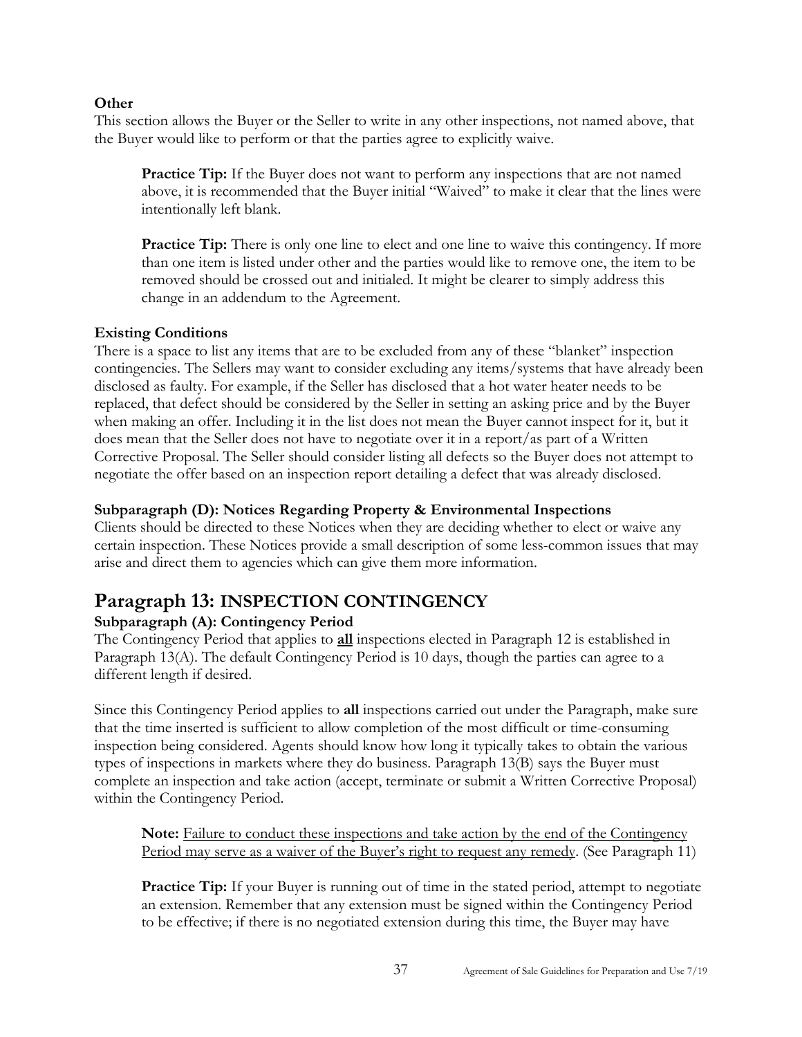**Other**

This section allows the Buyer or the Seller to write in any other inspections, not named above, that the Buyer would like to perform or that the parties agree to explicitly waive.

> **Practice Tip:** If the Buyer does not want to perform any inspections that are not named above, it is recommended that the Buyer initial "Waived" to make it clear that the lines were intentionally left blank.
>
> **Practice Tip:** There is only one line to elect and one line to waive this contingency. If more than one item is listed under other and the parties would like to remove one, the item to be removed should be crossed out and initialed. It might be clearer to simply address this change in an addendum to the Agreement.

**Existing Conditions**

There is a space to list any items that are to be excluded from any of these "blanket" inspection contingencies. The Sellers may want to consider excluding any items/systems that have already been disclosed as faulty. For example, if the Seller has disclosed that a hot water heater needs to be replaced, that defect should be considered by the Seller in setting an asking price and by the Buyer when making an offer. Including it in the list does not mean the Buyer cannot inspect for it, but it does mean that the Seller does not have to negotiate over it in a report/as part of a Written Corrective Proposal. The Seller should consider listing all defects so the Buyer does not attempt to negotiate the offer based on an inspection report detailing a defect that was already disclosed.

**Subparagraph (D): Notices Regarding Property & Environmental Inspections**

Clients should be directed to these Notices when they are deciding whether to elect or waive any certain inspection. These Notices provide a small description of some less-common issues that may arise and direct them to agencies which can give them more information.

# Paragraph 13: INSPECTION CONTINGENCY

**Subparagraph (A): Contingency Period**

The Contingency Period that applies to **<u>all</u>** inspections elected in Paragraph 12 is established in Paragraph 13(A). The default Contingency Period is 10 days, though the parties can agree to a different length if desired.

Since this Contingency Period applies to **all** inspections carried out under the Paragraph, make sure that the time inserted is sufficient to allow completion of the most difficult or time-consuming inspection being considered. Agents should know how long it typically takes to obtain the various types of inspections in markets where they do business. Paragraph 13(B) says the Buyer must complete an inspection and take action (accept, terminate or submit a Written Corrective Proposal) within the Contingency Period.

> **Note:** <u>Failure to conduct these inspections and take action by the end of the Contingency Period may serve as a waiver of the Buyer's right to request any remedy</u>. (See Paragraph 11)
>
> **Practice Tip:** If your Buyer is running out of time in the stated period, attempt to negotiate an extension. Remember that any extension must be signed within the Contingency Period to be effective; if there is no negotiated extension during this time, the Buyer may have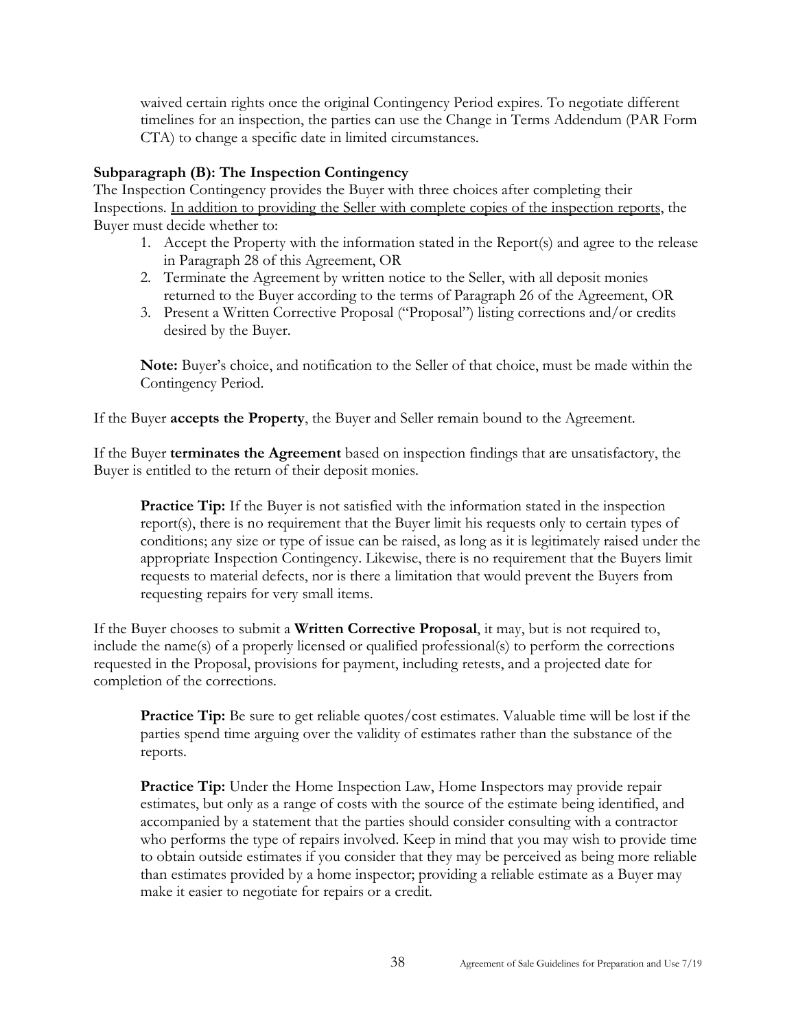waived certain rights once the original Contingency Period expires. To negotiate different timelines for an inspection, the parties can use the Change in Terms Addendum (PAR Form CTA) to change a specific date in limited circumstances.

### Subparagraph (B): The Inspection Contingency

The Inspection Contingency provides the Buyer with three choices after completing their Inspections. <u>In addition to providing the Seller with complete copies of the inspection reports</u>, the Buyer must decide whether to:

1. Accept the Property with the information stated in the Report(s) and agree to the release in Paragraph 28 of this Agreement, OR
2. Terminate the Agreement by written notice to the Seller, with all deposit monies returned to the Buyer according to the terms of Paragraph 26 of the Agreement, OR
3. Present a Written Corrective Proposal ("Proposal") listing corrections and/or credits desired by the Buyer.

> **Note:** Buyer's choice, and notification to the Seller of that choice, must be made within the Contingency Period.

If the Buyer **accepts the Property**, the Buyer and Seller remain bound to the Agreement.

If the Buyer **terminates the Agreement** based on inspection findings that are unsatisfactory, the Buyer is entitled to the return of their deposit monies.

> **Practice Tip:** If the Buyer is not satisfied with the information stated in the inspection report(s), there is no requirement that the Buyer limit his requests only to certain types of conditions; any size or type of issue can be raised, as long as it is legitimately raised under the appropriate Inspection Contingency. Likewise, there is no requirement that the Buyers limit requests to material defects, nor is there a limitation that would prevent the Buyers from requesting repairs for very small items.

If the Buyer chooses to submit a **Written Corrective Proposal**, it may, but is not required to, include the name(s) of a properly licensed or qualified professional(s) to perform the corrections requested in the Proposal, provisions for payment, including retests, and a projected date for completion of the corrections.

> **Practice Tip:** Be sure to get reliable quotes/cost estimates. Valuable time will be lost if the parties spend time arguing over the validity of estimates rather than the substance of the reports.

> **Practice Tip:** Under the Home Inspection Law, Home Inspectors may provide repair estimates, but only as a range of costs with the source of the estimate being identified, and accompanied by a statement that the parties should consider consulting with a contractor who performs the type of repairs involved. Keep in mind that you may wish to provide time to obtain outside estimates if you consider that they may be perceived as being more reliable than estimates provided by a home inspector; providing a reliable estimate as a Buyer may make it easier to negotiate for repairs or a credit.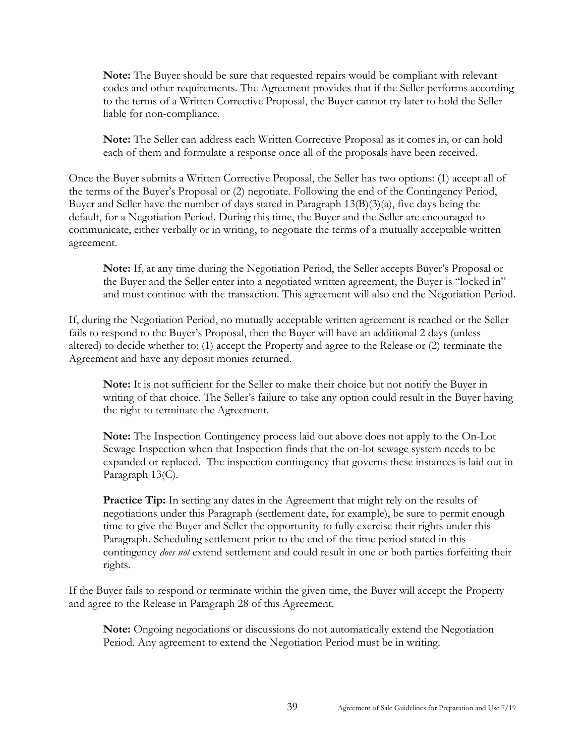**Note:** The Buyer should be sure that requested repairs would be compliant with relevant codes and other requirements. The Agreement provides that if the Seller performs according to the terms of a Written Corrective Proposal, the Buyer cannot try later to hold the Seller liable for non-compliance.

**Note:** The Seller can address each Written Corrective Proposal as it comes in, or can hold each of them and formulate a response once all of the proposals have been received.

Once the Buyer submits a Written Corrective Proposal, the Seller has two options: (1) accept all of the terms of the Buyer's Proposal or (2) negotiate. Following the end of the Contingency Period, Buyer and Seller have the number of days stated in Paragraph 13(B)(3)(a), five days being the default, for a Negotiation Period. During this time, the Buyer and the Seller are encouraged to communicate, either verbally or in writing, to negotiate the terms of a mutually acceptable written agreement.

**Note:** If, at any time during the Negotiation Period, the Seller accepts Buyer's Proposal or the Buyer and the Seller enter into a negotiated written agreement, the Buyer is "locked in" and must continue with the transaction. This agreement will also end the Negotiation Period.

If, during the Negotiation Period, no mutually acceptable written agreement is reached or the Seller fails to respond to the Buyer's Proposal, then the Buyer will have an additional 2 days (unless altered) to decide whether to: (1) accept the Property and agree to the Release or (2) terminate the Agreement and have any deposit monies returned.

**Note:** It is not sufficient for the Seller to make their choice but not notify the Buyer in writing of that choice. The Seller's failure to take any option could result in the Buyer having the right to terminate the Agreement.

**Note:** The Inspection Contingency process laid out above does not apply to the On-Lot Sewage Inspection when that Inspection finds that the on-lot sewage system needs to be expanded or replaced. The inspection contingency that governs these instances is laid out in Paragraph 13(C).

**Practice Tip:** In setting any dates in the Agreement that might rely on the results of negotiations under this Paragraph (settlement date, for example), be sure to permit enough time to give the Buyer and Seller the opportunity to fully exercise their rights under this Paragraph. Scheduling settlement prior to the end of the time period stated in this contingency *does not* extend settlement and could result in one or both parties forfeiting their rights.

If the Buyer fails to respond or terminate within the given time, the Buyer will accept the Property and agree to the Release in Paragraph 28 of this Agreement.

**Note:** Ongoing negotiations or discussions do not automatically extend the Negotiation Period. Any agreement to extend the Negotiation Period must be in writing.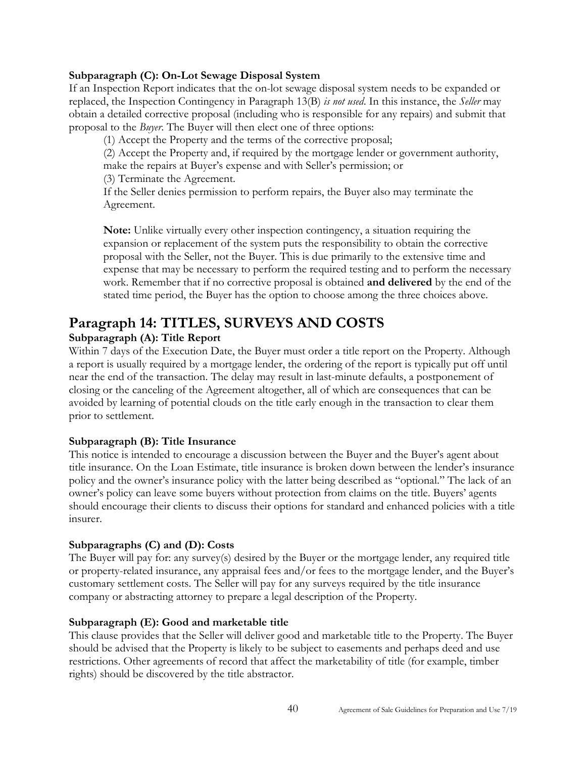**Subparagraph (C): On-Lot Sewage Disposal System**

If an Inspection Report indicates that the on-lot sewage disposal system needs to be expanded or replaced, the Inspection Contingency in Paragraph 13(B) *is not used*. In this instance, the *Seller* may obtain a detailed corrective proposal (including who is responsible for any repairs) and submit that proposal to the *Buyer*. The Buyer will then elect one of three options:

> (1) Accept the Property and the terms of the corrective proposal;
>
> (2) Accept the Property and, if required by the mortgage lender or government authority, make the repairs at Buyer's expense and with Seller's permission; or
>
> (3) Terminate the Agreement.
>
> If the Seller denies permission to perform repairs, the Buyer also may terminate the Agreement.
>
> **Note:** Unlike virtually every other inspection contingency, a situation requiring the expansion or replacement of the system puts the responsibility to obtain the corrective proposal with the Seller, not the Buyer. This is due primarily to the extensive time and expense that may be necessary to perform the required testing and to perform the necessary work. Remember that if no corrective proposal is obtained **and delivered** by the end of the stated time period, the Buyer has the option to choose among the three choices above.

# Paragraph 14: TITLES, SURVEYS AND COSTS

**Subparagraph (A): Title Report**

Within 7 days of the Execution Date, the Buyer must order a title report on the Property. Although a report is usually required by a mortgage lender, the ordering of the report is typically put off until near the end of the transaction. The delay may result in last-minute defaults, a postponement of closing or the canceling of the Agreement altogether, all of which are consequences that can be avoided by learning of potential clouds on the title early enough in the transaction to clear them prior to settlement.

**Subparagraph (B): Title Insurance**

This notice is intended to encourage a discussion between the Buyer and the Buyer's agent about title insurance. On the Loan Estimate, title insurance is broken down between the lender's insurance policy and the owner's insurance policy with the latter being described as "optional." The lack of an owner's policy can leave some buyers without protection from claims on the title. Buyers' agents should encourage their clients to discuss their options for standard and enhanced policies with a title insurer.

**Subparagraphs (C) and (D): Costs**

The Buyer will pay for: any survey(s) desired by the Buyer or the mortgage lender, any required title or property-related insurance, any appraisal fees and/or fees to the mortgage lender, and the Buyer's customary settlement costs. The Seller will pay for any surveys required by the title insurance company or abstracting attorney to prepare a legal description of the Property.

**Subparagraph (E): Good and marketable title**

This clause provides that the Seller will deliver good and marketable title to the Property. The Buyer should be advised that the Property is likely to be subject to easements and perhaps deed and use restrictions. Other agreements of record that affect the marketability of title (for example, timber rights) should be discovered by the title abstractor.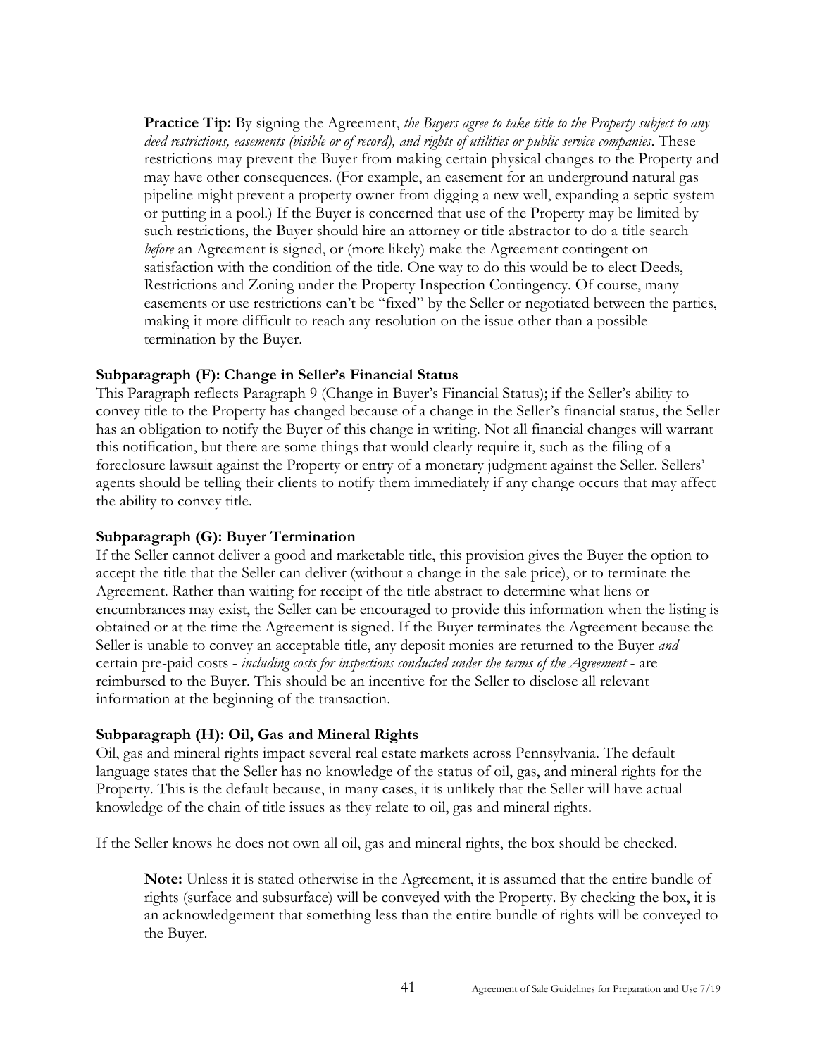**Practice Tip:** By signing the Agreement, *the Buyers agree to take title to the Property subject to any deed restrictions, easements (visible or of record), and rights of utilities or public service companies*. These restrictions may prevent the Buyer from making certain physical changes to the Property and may have other consequences. (For example, an easement for an underground natural gas pipeline might prevent a property owner from digging a new well, expanding a septic system or putting in a pool.) If the Buyer is concerned that use of the Property may be limited by such restrictions, the Buyer should hire an attorney or title abstractor to do a title search *before* an Agreement is signed, or (more likely) make the Agreement contingent on satisfaction with the condition of the title. One way to do this would be to elect Deeds, Restrictions and Zoning under the Property Inspection Contingency. Of course, many easements or use restrictions can't be "fixed" by the Seller or negotiated between the parties, making it more difficult to reach any resolution on the issue other than a possible termination by the Buyer.

### Subparagraph (F): Change in Seller's Financial Status

This Paragraph reflects Paragraph 9 (Change in Buyer's Financial Status); if the Seller's ability to convey title to the Property has changed because of a change in the Seller's financial status, the Seller has an obligation to notify the Buyer of this change in writing. Not all financial changes will warrant this notification, but there are some things that would clearly require it, such as the filing of a foreclosure lawsuit against the Property or entry of a monetary judgment against the Seller. Sellers' agents should be telling their clients to notify them immediately if any change occurs that may affect the ability to convey title.

### Subparagraph (G): Buyer Termination

If the Seller cannot deliver a good and marketable title, this provision gives the Buyer the option to accept the title that the Seller can deliver (without a change in the sale price), or to terminate the Agreement. Rather than waiting for receipt of the title abstract to determine what liens or encumbrances may exist, the Seller can be encouraged to provide this information when the listing is obtained or at the time the Agreement is signed. If the Buyer terminates the Agreement because the Seller is unable to convey an acceptable title, any deposit monies are returned to the Buyer *and* certain pre-paid costs - *including costs for inspections conducted under the terms of the Agreement* - are reimbursed to the Buyer. This should be an incentive for the Seller to disclose all relevant information at the beginning of the transaction.

### Subparagraph (H): Oil, Gas and Mineral Rights

Oil, gas and mineral rights impact several real estate markets across Pennsylvania. The default language states that the Seller has no knowledge of the status of oil, gas, and mineral rights for the Property. This is the default because, in many cases, it is unlikely that the Seller will have actual knowledge of the chain of title issues as they relate to oil, gas and mineral rights.

If the Seller knows he does not own all oil, gas and mineral rights, the box should be checked.

**Note:** Unless it is stated otherwise in the Agreement, it is assumed that the entire bundle of rights (surface and subsurface) will be conveyed with the Property. By checking the box, it is an acknowledgement that something less than the entire bundle of rights will be conveyed to the Buyer.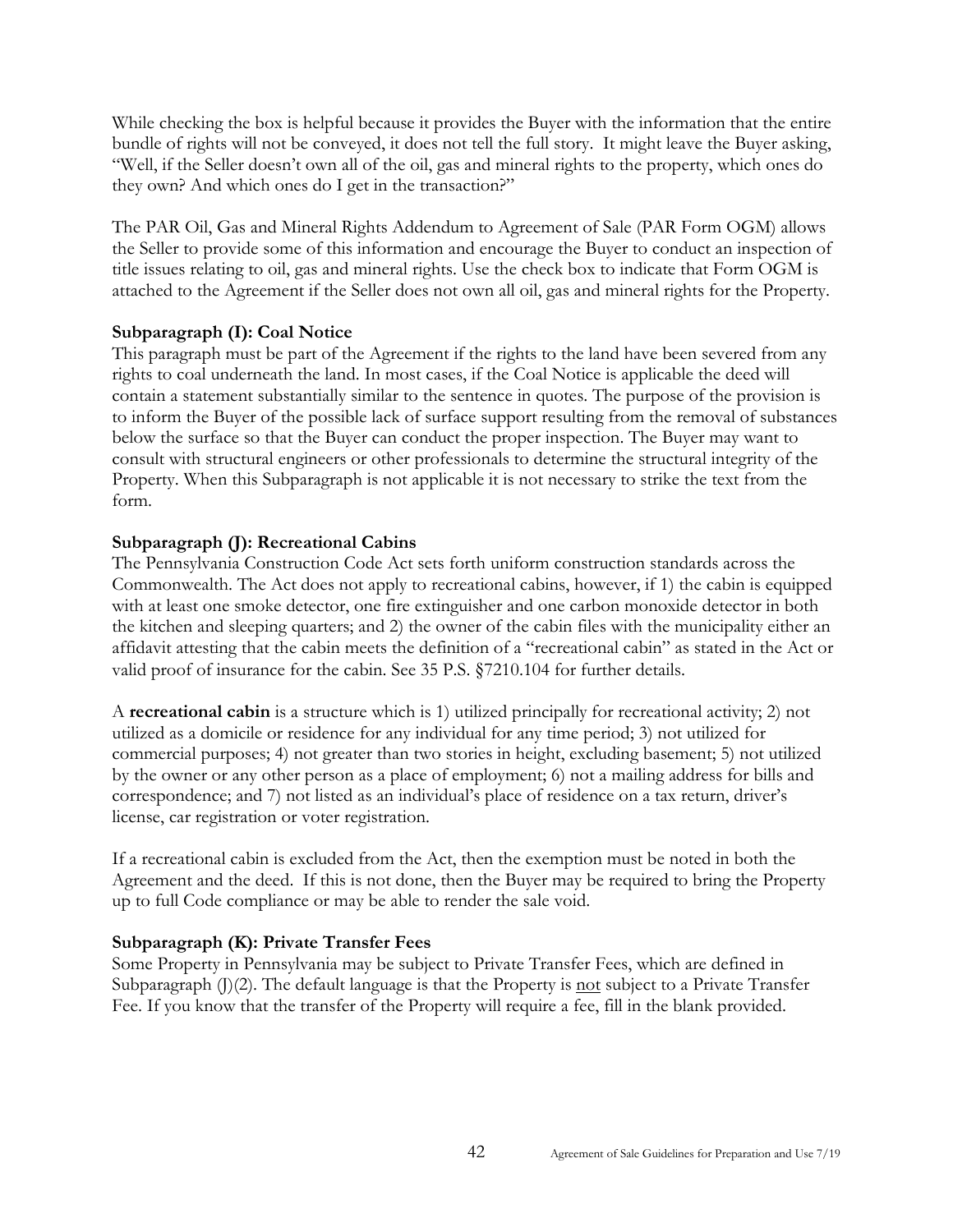While checking the box is helpful because it provides the Buyer with the information that the entire bundle of rights will not be conveyed, it does not tell the full story. It might leave the Buyer asking, "Well, if the Seller doesn't own all of the oil, gas and mineral rights to the property, which ones do they own? And which ones do I get in the transaction?"

The PAR Oil, Gas and Mineral Rights Addendum to Agreement of Sale (PAR Form OGM) allows the Seller to provide some of this information and encourage the Buyer to conduct an inspection of title issues relating to oil, gas and mineral rights. Use the check box to indicate that Form OGM is attached to the Agreement if the Seller does not own all oil, gas and mineral rights for the Property.

**Subparagraph (I): Coal Notice**

This paragraph must be part of the Agreement if the rights to the land have been severed from any rights to coal underneath the land. In most cases, if the Coal Notice is applicable the deed will contain a statement substantially similar to the sentence in quotes. The purpose of the provision is to inform the Buyer of the possible lack of surface support resulting from the removal of substances below the surface so that the Buyer can conduct the proper inspection. The Buyer may want to consult with structural engineers or other professionals to determine the structural integrity of the Property. When this Subparagraph is not applicable it is not necessary to strike the text from the form.

**Subparagraph (J): Recreational Cabins**

The Pennsylvania Construction Code Act sets forth uniform construction standards across the Commonwealth. The Act does not apply to recreational cabins, however, if 1) the cabin is equipped with at least one smoke detector, one fire extinguisher and one carbon monoxide detector in both the kitchen and sleeping quarters; and 2) the owner of the cabin files with the municipality either an affidavit attesting that the cabin meets the definition of a "recreational cabin" as stated in the Act or valid proof of insurance for the cabin. See 35 P.S. §7210.104 for further details.

A **recreational cabin** is a structure which is 1) utilized principally for recreational activity; 2) not utilized as a domicile or residence for any individual for any time period; 3) not utilized for commercial purposes; 4) not greater than two stories in height, excluding basement; 5) not utilized by the owner or any other person as a place of employment; 6) not a mailing address for bills and correspondence; and 7) not listed as an individual's place of residence on a tax return, driver's license, car registration or voter registration.

If a recreational cabin is excluded from the Act, then the exemption must be noted in both the Agreement and the deed. If this is not done, then the Buyer may be required to bring the Property up to full Code compliance or may be able to render the sale void.

**Subparagraph (K): Private Transfer Fees**

Some Property in Pennsylvania may be subject to Private Transfer Fees, which are defined in Subparagraph (J)(2). The default language is that the Property is <u>not</u> subject to a Private Transfer Fee. If you know that the transfer of the Property will require a fee, fill in the blank provided.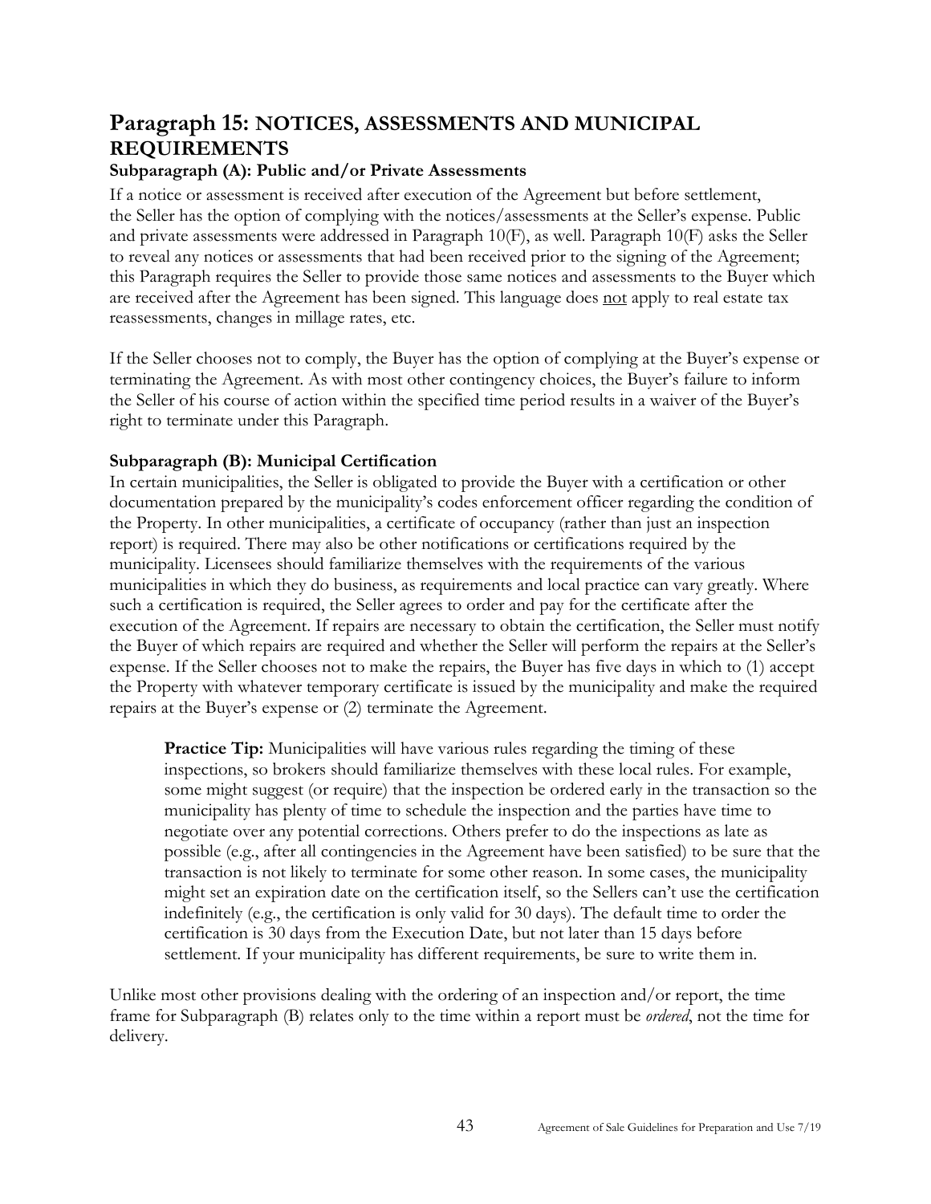## Paragraph 15: NOTICES, ASSESSMENTS AND MUNICIPAL REQUIREMENTS

### Subparagraph (A): Public and/or Private Assessments

If a notice or assessment is received after execution of the Agreement but before settlement, the Seller has the option of complying with the notices/assessments at the Seller's expense. Public and private assessments were addressed in Paragraph 10(F), as well. Paragraph 10(F) asks the Seller to reveal any notices or assessments that had been received prior to the signing of the Agreement; this Paragraph requires the Seller to provide those same notices and assessments to the Buyer which are received after the Agreement has been signed. This language does <u>not</u> apply to real estate tax reassessments, changes in millage rates, etc.

If the Seller chooses not to comply, the Buyer has the option of complying at the Buyer's expense or terminating the Agreement. As with most other contingency choices, the Buyer's failure to inform the Seller of his course of action within the specified time period results in a waiver of the Buyer's right to terminate under this Paragraph.

### Subparagraph (B): Municipal Certification

In certain municipalities, the Seller is obligated to provide the Buyer with a certification or other documentation prepared by the municipality's codes enforcement officer regarding the condition of the Property. In other municipalities, a certificate of occupancy (rather than just an inspection report) is required. There may also be other notifications or certifications required by the municipality. Licensees should familiarize themselves with the requirements of the various municipalities in which they do business, as requirements and local practice can vary greatly. Where such a certification is required, the Seller agrees to order and pay for the certificate after the execution of the Agreement. If repairs are necessary to obtain the certification, the Seller must notify the Buyer of which repairs are required and whether the Seller will perform the repairs at the Seller's expense. If the Seller chooses not to make the repairs, the Buyer has five days in which to (1) accept the Property with whatever temporary certificate is issued by the municipality and make the required repairs at the Buyer's expense or (2) terminate the Agreement.

> **Practice Tip:** Municipalities will have various rules regarding the timing of these inspections, so brokers should familiarize themselves with these local rules. For example, some might suggest (or require) that the inspection be ordered early in the transaction so the municipality has plenty of time to schedule the inspection and the parties have time to negotiate over any potential corrections. Others prefer to do the inspections as late as possible (e.g., after all contingencies in the Agreement have been satisfied) to be sure that the transaction is not likely to terminate for some other reason. In some cases, the municipality might set an expiration date on the certification itself, so the Sellers can't use the certification indefinitely (e.g., the certification is only valid for 30 days). The default time to order the certification is 30 days from the Execution Date, but not later than 15 days before settlement. If your municipality has different requirements, be sure to write them in.

Unlike most other provisions dealing with the ordering of an inspection and/or report, the time frame for Subparagraph (B) relates only to the time within a report must be *ordered*, not the time for delivery.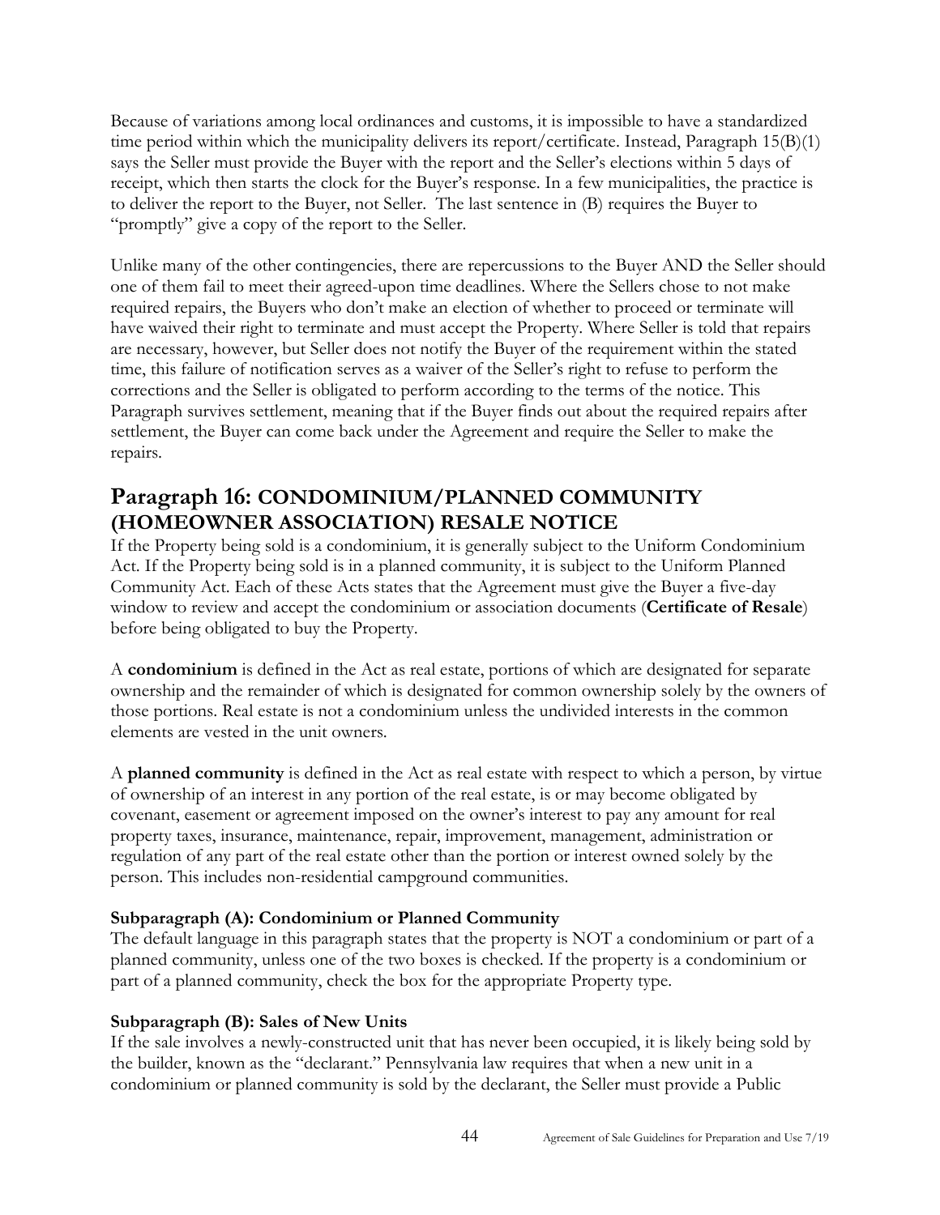Because of variations among local ordinances and customs, it is impossible to have a standardized time period within which the municipality delivers its report/certificate. Instead, Paragraph 15(B)(1) says the Seller must provide the Buyer with the report and the Seller's elections within 5 days of receipt, which then starts the clock for the Buyer's response. In a few municipalities, the practice is to deliver the report to the Buyer, not Seller. The last sentence in (B) requires the Buyer to "promptly" give a copy of the report to the Seller.

Unlike many of the other contingencies, there are repercussions to the Buyer AND the Seller should one of them fail to meet their agreed-upon time deadlines. Where the Sellers chose to not make required repairs, the Buyers who don't make an election of whether to proceed or terminate will have waived their right to terminate and must accept the Property. Where Seller is told that repairs are necessary, however, but Seller does not notify the Buyer of the requirement within the stated time, this failure of notification serves as a waiver of the Seller's right to refuse to perform the corrections and the Seller is obligated to perform according to the terms of the notice. This Paragraph survives settlement, meaning that if the Buyer finds out about the required repairs after settlement, the Buyer can come back under the Agreement and require the Seller to make the repairs.

## Paragraph 16: CONDOMINIUM/PLANNED COMMUNITY (HOMEOWNER ASSOCIATION) RESALE NOTICE

If the Property being sold is a condominium, it is generally subject to the Uniform Condominium Act. If the Property being sold is in a planned community, it is subject to the Uniform Planned Community Act. Each of these Acts states that the Agreement must give the Buyer a five-day window to review and accept the condominium or association documents (**Certificate of Resale**) before being obligated to buy the Property.

A **condominium** is defined in the Act as real estate, portions of which are designated for separate ownership and the remainder of which is designated for common ownership solely by the owners of those portions. Real estate is not a condominium unless the undivided interests in the common elements are vested in the unit owners.

A **planned community** is defined in the Act as real estate with respect to which a person, by virtue of ownership of an interest in any portion of the real estate, is or may become obligated by covenant, easement or agreement imposed on the owner's interest to pay any amount for real property taxes, insurance, maintenance, repair, improvement, management, administration or regulation of any part of the real estate other than the portion or interest owned solely by the person. This includes non-residential campground communities.

### Subparagraph (A): Condominium or Planned Community

The default language in this paragraph states that the property is NOT a condominium or part of a planned community, unless one of the two boxes is checked. If the property is a condominium or part of a planned community, check the box for the appropriate Property type.

### Subparagraph (B): Sales of New Units

If the sale involves a newly-constructed unit that has never been occupied, it is likely being sold by the builder, known as the "declarant." Pennsylvania law requires that when a new unit in a condominium or planned community is sold by the declarant, the Seller must provide a Public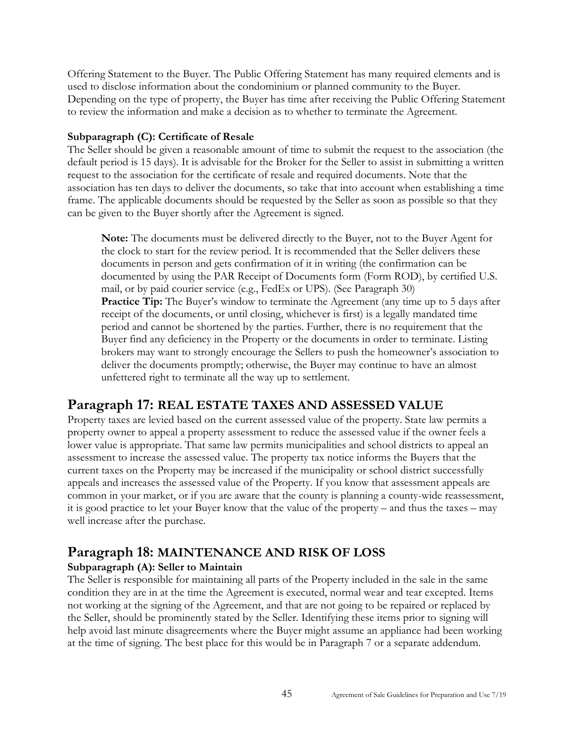Offering Statement to the Buyer. The Public Offering Statement has many required elements and is used to disclose information about the condominium or planned community to the Buyer. Depending on the type of property, the Buyer has time after receiving the Public Offering Statement to review the information and make a decision as to whether to terminate the Agreement.

**Subparagraph (C): Certificate of Resale**

The Seller should be given a reasonable amount of time to submit the request to the association (the default period is 15 days). It is advisable for the Broker for the Seller to assist in submitting a written request to the association for the certificate of resale and required documents. Note that the association has ten days to deliver the documents, so take that into account when establishing a time frame. The applicable documents should be requested by the Seller as soon as possible so that they can be given to the Buyer shortly after the Agreement is signed.

> **Note:** The documents must be delivered directly to the Buyer, not to the Buyer Agent for the clock to start for the review period. It is recommended that the Seller delivers these documents in person and gets confirmation of it in writing (the confirmation can be documented by using the PAR Receipt of Documents form (Form ROD), by certified U.S. mail, or by paid courier service (e.g., FedEx or UPS). (See Paragraph 30)
>
> **Practice Tip:** The Buyer's window to terminate the Agreement (any time up to 5 days after receipt of the documents, or until closing, whichever is first) is a legally mandated time period and cannot be shortened by the parties. Further, there is no requirement that the Buyer find any deficiency in the Property or the documents in order to terminate. Listing brokers may want to strongly encourage the Sellers to push the homeowner's association to deliver the documents promptly; otherwise, the Buyer may continue to have an almost unfettered right to terminate all the way up to settlement.

## Paragraph 17: REAL ESTATE TAXES AND ASSESSED VALUE

Property taxes are levied based on the current assessed value of the property. State law permits a property owner to appeal a property assessment to reduce the assessed value if the owner feels a lower value is appropriate. That same law permits municipalities and school districts to appeal an assessment to increase the assessed value. The property tax notice informs the Buyers that the current taxes on the Property may be increased if the municipality or school district successfully appeals and increases the assessed value of the Property. If you know that assessment appeals are common in your market, or if you are aware that the county is planning a county-wide reassessment, it is good practice to let your Buyer know that the value of the property – and thus the taxes – may well increase after the purchase.

## Paragraph 18: MAINTENANCE AND RISK OF LOSS

**Subparagraph (A): Seller to Maintain**

The Seller is responsible for maintaining all parts of the Property included in the sale in the same condition they are in at the time the Agreement is executed, normal wear and tear excepted. Items not working at the signing of the Agreement, and that are not going to be repaired or replaced by the Seller, should be prominently stated by the Seller. Identifying these items prior to signing will help avoid last minute disagreements where the Buyer might assume an appliance had been working at the time of signing. The best place for this would be in Paragraph 7 or a separate addendum.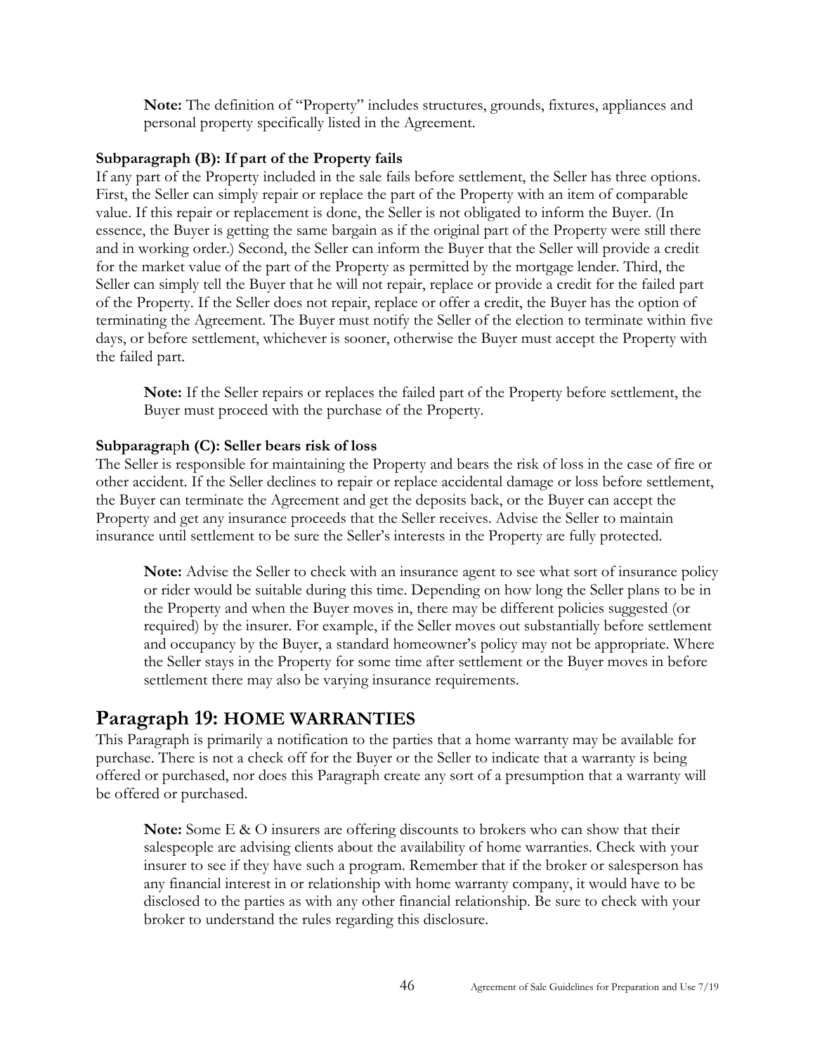**Note:** The definition of "Property" includes structures, grounds, fixtures, appliances and personal property specifically listed in the Agreement.

**Subparagraph (B): If part of the Property fails**

If any part of the Property included in the sale fails before settlement, the Seller has three options. First, the Seller can simply repair or replace the part of the Property with an item of comparable value. If this repair or replacement is done, the Seller is not obligated to inform the Buyer. (In essence, the Buyer is getting the same bargain as if the original part of the Property were still there and in working order.) Second, the Seller can inform the Buyer that the Seller will provide a credit for the market value of the part of the Property as permitted by the mortgage lender. Third, the Seller can simply tell the Buyer that he will not repair, replace or provide a credit for the failed part of the Property. If the Seller does not repair, replace or offer a credit, the Buyer has the option of terminating the Agreement. The Buyer must notify the Seller of the election to terminate within five days, or before settlement, whichever is sooner, otherwise the Buyer must accept the Property with the failed part.

**Note:** If the Seller repairs or replaces the failed part of the Property before settlement, the Buyer must proceed with the purchase of the Property.

**Subparagraph (C): Seller bears risk of loss**

The Seller is responsible for maintaining the Property and bears the risk of loss in the case of fire or other accident. If the Seller declines to repair or replace accidental damage or loss before settlement, the Buyer can terminate the Agreement and get the deposits back, or the Buyer can accept the Property and get any insurance proceeds that the Seller receives. Advise the Seller to maintain insurance until settlement to be sure the Seller's interests in the Property are fully protected.

**Note:** Advise the Seller to check with an insurance agent to see what sort of insurance policy or rider would be suitable during this time. Depending on how long the Seller plans to be in the Property and when the Buyer moves in, there may be different policies suggested (or required) by the insurer. For example, if the Seller moves out substantially before settlement and occupancy by the Buyer, a standard homeowner's policy may not be appropriate. Where the Seller stays in the Property for some time after settlement or the Buyer moves in before settlement there may also be varying insurance requirements.

## Paragraph 19: HOME WARRANTIES

This Paragraph is primarily a notification to the parties that a home warranty may be available for purchase. There is not a check off for the Buyer or the Seller to indicate that a warranty is being offered or purchased, nor does this Paragraph create any sort of a presumption that a warranty will be offered or purchased.

**Note:** Some E & O insurers are offering discounts to brokers who can show that their salespeople are advising clients about the availability of home warranties. Check with your insurer to see if they have such a program. Remember that if the broker or salesperson has any financial interest in or relationship with home warranty company, it would have to be disclosed to the parties as with any other financial relationship. Be sure to check with your broker to understand the rules regarding this disclosure.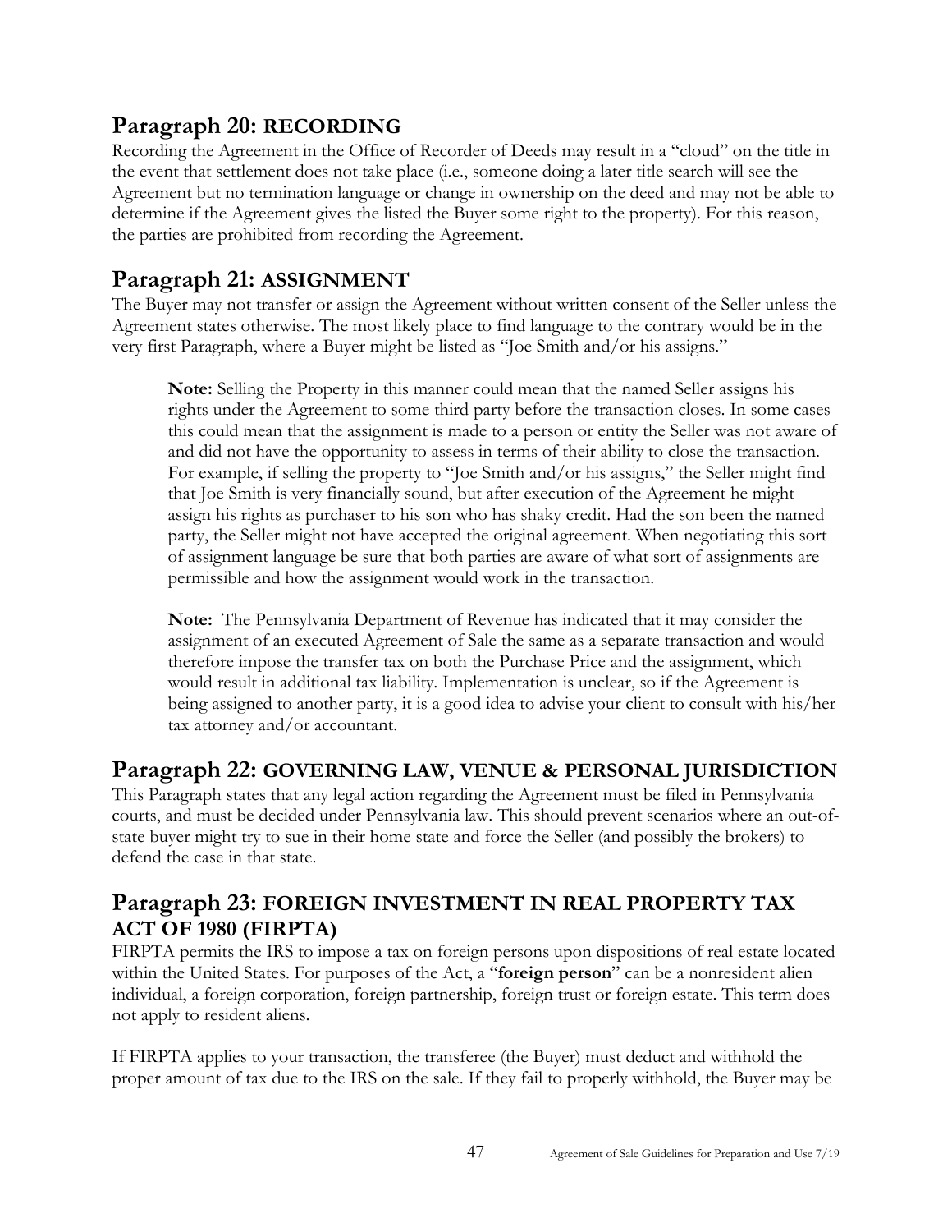## Paragraph 20: RECORDING

Recording the Agreement in the Office of Recorder of Deeds may result in a "cloud" on the title in the event that settlement does not take place (i.e., someone doing a later title search will see the Agreement but no termination language or change in ownership on the deed and may not be able to determine if the Agreement gives the listed the Buyer some right to the property). For this reason, the parties are prohibited from recording the Agreement.

## Paragraph 21: ASSIGNMENT

The Buyer may not transfer or assign the Agreement without written consent of the Seller unless the Agreement states otherwise. The most likely place to find language to the contrary would be in the very first Paragraph, where a Buyer might be listed as "Joe Smith and/or his assigns."

> **Note:** Selling the Property in this manner could mean that the named Seller assigns his rights under the Agreement to some third party before the transaction closes. In some cases this could mean that the assignment is made to a person or entity the Seller was not aware of and did not have the opportunity to assess in terms of their ability to close the transaction. For example, if selling the property to "Joe Smith and/or his assigns," the Seller might find that Joe Smith is very financially sound, but after execution of the Agreement he might assign his rights as purchaser to his son who has shaky credit. Had the son been the named party, the Seller might not have accepted the original agreement. When negotiating this sort of assignment language be sure that both parties are aware of what sort of assignments are permissible and how the assignment would work in the transaction.
>
> **Note:** The Pennsylvania Department of Revenue has indicated that it may consider the assignment of an executed Agreement of Sale the same as a separate transaction and would therefore impose the transfer tax on both the Purchase Price and the assignment, which would result in additional tax liability. Implementation is unclear, so if the Agreement is being assigned to another party, it is a good idea to advise your client to consult with his/her tax attorney and/or accountant.

## Paragraph 22: GOVERNING LAW, VENUE & PERSONAL JURISDICTION

This Paragraph states that any legal action regarding the Agreement must be filed in Pennsylvania courts, and must be decided under Pennsylvania law. This should prevent scenarios where an out-of-state buyer might try to sue in their home state and force the Seller (and possibly the brokers) to defend the case in that state.

## Paragraph 23: FOREIGN INVESTMENT IN REAL PROPERTY TAX ACT OF 1980 (FIRPTA)

FIRPTA permits the IRS to impose a tax on foreign persons upon dispositions of real estate located within the United States. For purposes of the Act, a "**foreign person**" can be a nonresident alien individual, a foreign corporation, foreign partnership, foreign trust or foreign estate. This term does <u>not</u> apply to resident aliens.

If FIRPTA applies to your transaction, the transferee (the Buyer) must deduct and withhold the proper amount of tax due to the IRS on the sale. If they fail to properly withhold, the Buyer may be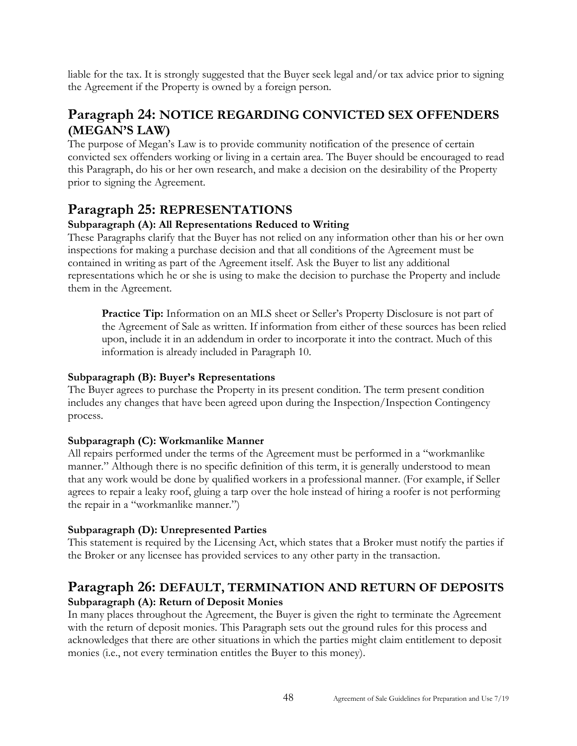liable for the tax. It is strongly suggested that the Buyer seek legal and/or tax advice prior to signing the Agreement if the Property is owned by a foreign person.

## Paragraph 24: NOTICE REGARDING CONVICTED SEX OFFENDERS (MEGAN'S LAW)

The purpose of Megan's Law is to provide community notification of the presence of certain convicted sex offenders working or living in a certain area. The Buyer should be encouraged to read this Paragraph, do his or her own research, and make a decision on the desirability of the Property prior to signing the Agreement.

## Paragraph 25: REPRESENTATIONS

### Subparagraph (A): All Representations Reduced to Writing

These Paragraphs clarify that the Buyer has not relied on any information other than his or her own inspections for making a purchase decision and that all conditions of the Agreement must be contained in writing as part of the Agreement itself. Ask the Buyer to list any additional representations which he or she is using to make the decision to purchase the Property and include them in the Agreement.

> **Practice Tip:** Information on an MLS sheet or Seller's Property Disclosure is not part of the Agreement of Sale as written. If information from either of these sources has been relied upon, include it in an addendum in order to incorporate it into the contract. Much of this information is already included in Paragraph 10.

### Subparagraph (B): Buyer's Representations

The Buyer agrees to purchase the Property in its present condition. The term present condition includes any changes that have been agreed upon during the Inspection/Inspection Contingency process.

### Subparagraph (C): Workmanlike Manner

All repairs performed under the terms of the Agreement must be performed in a "workmanlike manner." Although there is no specific definition of this term, it is generally understood to mean that any work would be done by qualified workers in a professional manner. (For example, if Seller agrees to repair a leaky roof, gluing a tarp over the hole instead of hiring a roofer is not performing the repair in a "workmanlike manner.")

### Subparagraph (D): Unrepresented Parties

This statement is required by the Licensing Act, which states that a Broker must notify the parties if the Broker or any licensee has provided services to any other party in the transaction.

## Paragraph 26: DEFAULT, TERMINATION AND RETURN OF DEPOSITS

### Subparagraph (A): Return of Deposit Monies

In many places throughout the Agreement, the Buyer is given the right to terminate the Agreement with the return of deposit monies. This Paragraph sets out the ground rules for this process and acknowledges that there are other situations in which the parties might claim entitlement to deposit monies (i.e., not every termination entitles the Buyer to this money).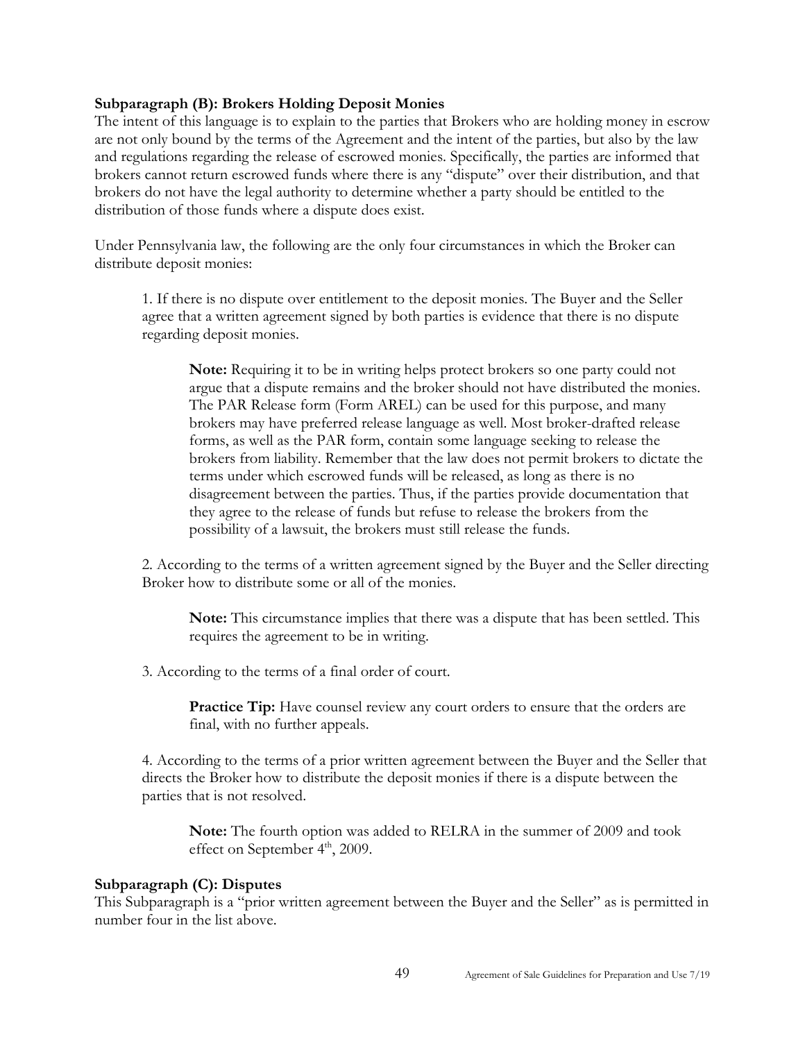**Subparagraph (B): Brokers Holding Deposit Monies**

The intent of this language is to explain to the parties that Brokers who are holding money in escrow are not only bound by the terms of the Agreement and the intent of the parties, but also by the law and regulations regarding the release of escrowed monies. Specifically, the parties are informed that brokers cannot return escrowed funds where there is any "dispute" over their distribution, and that brokers do not have the legal authority to determine whether a party should be entitled to the distribution of those funds where a dispute does exist.

Under Pennsylvania law, the following are the only four circumstances in which the Broker can distribute deposit monies:

> 1. If there is no dispute over entitlement to the deposit monies. The Buyer and the Seller agree that a written agreement signed by both parties is evidence that there is no dispute regarding deposit monies.
>
> > **Note:** Requiring it to be in writing helps protect brokers so one party could not argue that a dispute remains and the broker should not have distributed the monies. The PAR Release form (Form AREL) can be used for this purpose, and many brokers may have preferred release language as well. Most broker-drafted release forms, as well as the PAR form, contain some language seeking to release the brokers from liability. Remember that the law does not permit brokers to dictate the terms under which escrowed funds will be released, as long as there is no disagreement between the parties. Thus, if the parties provide documentation that they agree to the release of funds but refuse to release the brokers from the possibility of a lawsuit, the brokers must still release the funds.
>
> 2. According to the terms of a written agreement signed by the Buyer and the Seller directing Broker how to distribute some or all of the monies.
>
> > **Note:** This circumstance implies that there was a dispute that has been settled. This requires the agreement to be in writing.
>
> 3. According to the terms of a final order of court.
>
> > **Practice Tip:** Have counsel review any court orders to ensure that the orders are final, with no further appeals.
>
> 4. According to the terms of a prior written agreement between the Buyer and the Seller that directs the Broker how to distribute the deposit monies if there is a dispute between the parties that is not resolved.
>
> > **Note:** The fourth option was added to RELRA in the summer of 2009 and took effect on September 4th, 2009.

**Subparagraph (C): Disputes**

This Subparagraph is a "prior written agreement between the Buyer and the Seller" as is permitted in number four in the list above.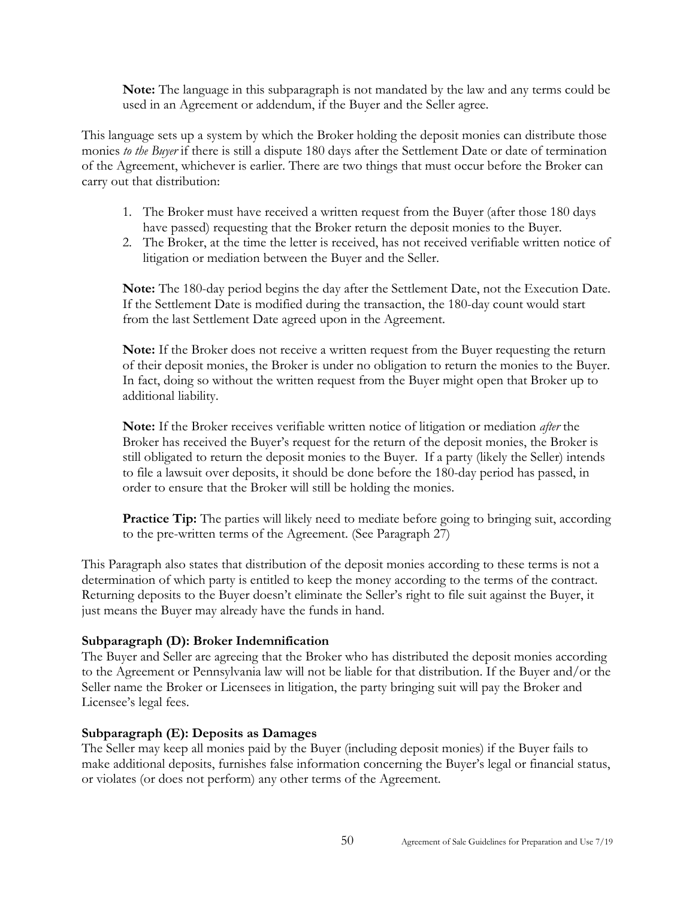**Note:** The language in this subparagraph is not mandated by the law and any terms could be used in an Agreement or addendum, if the Buyer and the Seller agree.

This language sets up a system by which the Broker holding the deposit monies can distribute those monies *to the Buyer* if there is still a dispute 180 days after the Settlement Date or date of termination of the Agreement, whichever is earlier. There are two things that must occur before the Broker can carry out that distribution:

1. The Broker must have received a written request from the Buyer (after those 180 days have passed) requesting that the Broker return the deposit monies to the Buyer.
2. The Broker, at the time the letter is received, has not received verifiable written notice of litigation or mediation between the Buyer and the Seller.

**Note:** The 180-day period begins the day after the Settlement Date, not the Execution Date. If the Settlement Date is modified during the transaction, the 180-day count would start from the last Settlement Date agreed upon in the Agreement.

**Note:** If the Broker does not receive a written request from the Buyer requesting the return of their deposit monies, the Broker is under no obligation to return the monies to the Buyer. In fact, doing so without the written request from the Buyer might open that Broker up to additional liability.

**Note:** If the Broker receives verifiable written notice of litigation or mediation *after* the Broker has received the Buyer's request for the return of the deposit monies, the Broker is still obligated to return the deposit monies to the Buyer. If a party (likely the Seller) intends to file a lawsuit over deposits, it should be done before the 180-day period has passed, in order to ensure that the Broker will still be holding the monies.

**Practice Tip:** The parties will likely need to mediate before going to bringing suit, according to the pre-written terms of the Agreement. (See Paragraph 27)

This Paragraph also states that distribution of the deposit monies according to these terms is not a determination of which party is entitled to keep the money according to the terms of the contract. Returning deposits to the Buyer doesn't eliminate the Seller's right to file suit against the Buyer, it just means the Buyer may already have the funds in hand.

**Subparagraph (D): Broker Indemnification**

The Buyer and Seller are agreeing that the Broker who has distributed the deposit monies according to the Agreement or Pennsylvania law will not be liable for that distribution. If the Buyer and/or the Seller name the Broker or Licensees in litigation, the party bringing suit will pay the Broker and Licensee's legal fees.

**Subparagraph (E): Deposits as Damages**

The Seller may keep all monies paid by the Buyer (including deposit monies) if the Buyer fails to make additional deposits, furnishes false information concerning the Buyer's legal or financial status, or violates (or does not perform) any other terms of the Agreement.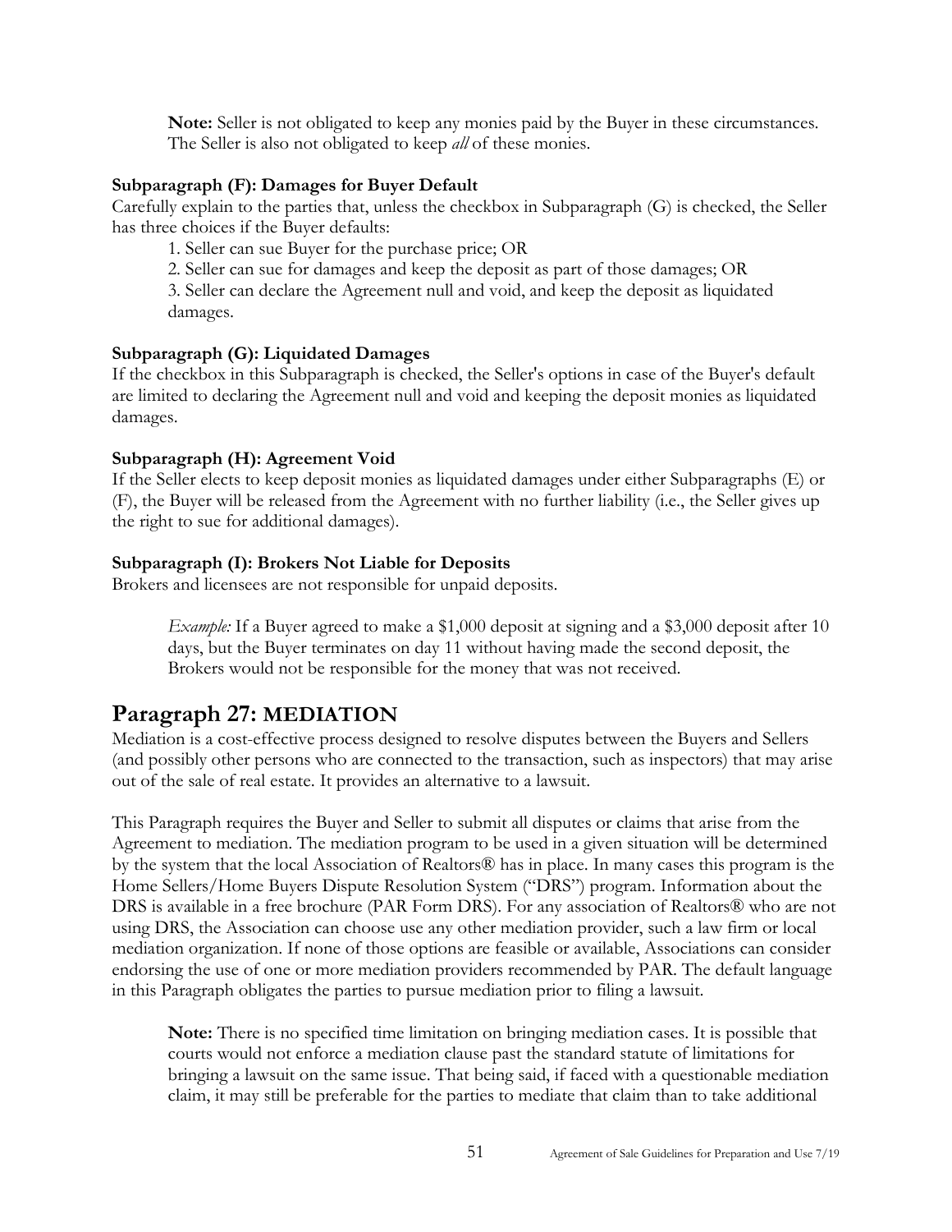**Note:** Seller is not obligated to keep any monies paid by the Buyer in these circumstances. The Seller is also not obligated to keep *all* of these monies.

### Subparagraph (F): Damages for Buyer Default

Carefully explain to the parties that, unless the checkbox in Subparagraph (G) is checked, the Seller has three choices if the Buyer defaults:

1. Seller can sue Buyer for the purchase price; OR
2. Seller can sue for damages and keep the deposit as part of those damages; OR
3. Seller can declare the Agreement null and void, and keep the deposit as liquidated damages.

### Subparagraph (G): Liquidated Damages

If the checkbox in this Subparagraph is checked, the Seller's options in case of the Buyer's default are limited to declaring the Agreement null and void and keeping the deposit monies as liquidated damages.

### Subparagraph (H): Agreement Void

If the Seller elects to keep deposit monies as liquidated damages under either Subparagraphs (E) or (F), the Buyer will be released from the Agreement with no further liability (i.e., the Seller gives up the right to sue for additional damages).

### Subparagraph (I): Brokers Not Liable for Deposits

Brokers and licensees are not responsible for unpaid deposits.

*Example:* If a Buyer agreed to make a $1,000 deposit at signing and a $3,000 deposit after 10 days, but the Buyer terminates on day 11 without having made the second deposit, the Brokers would not be responsible for the money that was not received.

## Paragraph 27: MEDIATION

Mediation is a cost-effective process designed to resolve disputes between the Buyers and Sellers (and possibly other persons who are connected to the transaction, such as inspectors) that may arise out of the sale of real estate. It provides an alternative to a lawsuit.

This Paragraph requires the Buyer and Seller to submit all disputes or claims that arise from the Agreement to mediation. The mediation program to be used in a given situation will be determined by the system that the local Association of Realtors® has in place. In many cases this program is the Home Sellers/Home Buyers Dispute Resolution System ("DRS") program. Information about the DRS is available in a free brochure (PAR Form DRS). For any association of Realtors® who are not using DRS, the Association can choose use any other mediation provider, such a law firm or local mediation organization. If none of those options are feasible or available, Associations can consider endorsing the use of one or more mediation providers recommended by PAR. The default language in this Paragraph obligates the parties to pursue mediation prior to filing a lawsuit.

**Note:** There is no specified time limitation on bringing mediation cases. It is possible that courts would not enforce a mediation clause past the standard statute of limitations for bringing a lawsuit on the same issue. That being said, if faced with a questionable mediation claim, it may still be preferable for the parties to mediate that claim than to take additional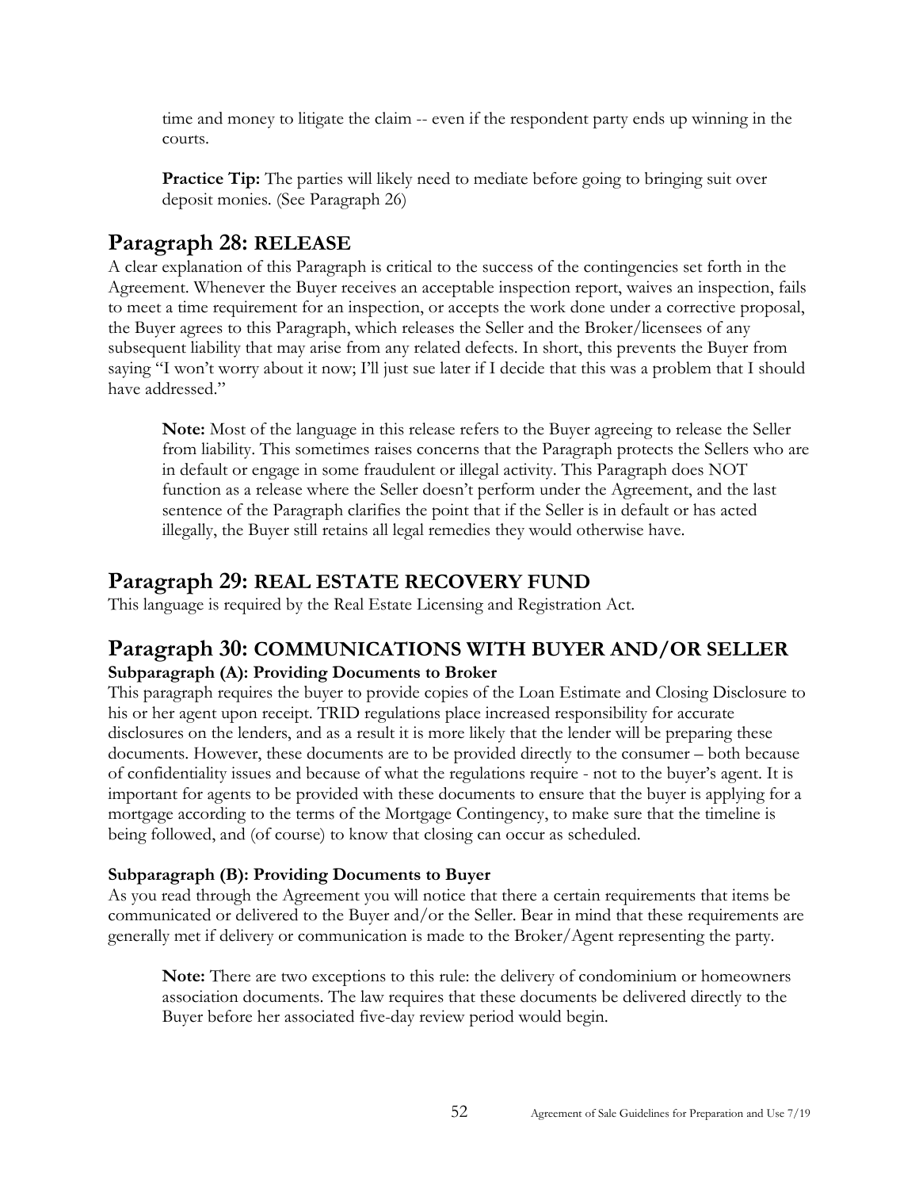time and money to litigate the claim -- even if the respondent party ends up winning in the courts.

**Practice Tip:** The parties will likely need to mediate before going to bringing suit over deposit monies. (See Paragraph 26)

## Paragraph 28: RELEASE

A clear explanation of this Paragraph is critical to the success of the contingencies set forth in the Agreement. Whenever the Buyer receives an acceptable inspection report, waives an inspection, fails to meet a time requirement for an inspection, or accepts the work done under a corrective proposal, the Buyer agrees to this Paragraph, which releases the Seller and the Broker/licensees of any subsequent liability that may arise from any related defects. In short, this prevents the Buyer from saying "I won't worry about it now; I'll just sue later if I decide that this was a problem that I should have addressed."

**Note:** Most of the language in this release refers to the Buyer agreeing to release the Seller from liability. This sometimes raises concerns that the Paragraph protects the Sellers who are in default or engage in some fraudulent or illegal activity. This Paragraph does NOT function as a release where the Seller doesn't perform under the Agreement, and the last sentence of the Paragraph clarifies the point that if the Seller is in default or has acted illegally, the Buyer still retains all legal remedies they would otherwise have.

## Paragraph 29: REAL ESTATE RECOVERY FUND

This language is required by the Real Estate Licensing and Registration Act.

## Paragraph 30: COMMUNICATIONS WITH BUYER AND/OR SELLER

### Subparagraph (A): Providing Documents to Broker

This paragraph requires the buyer to provide copies of the Loan Estimate and Closing Disclosure to his or her agent upon receipt. TRID regulations place increased responsibility for accurate disclosures on the lenders, and as a result it is more likely that the lender will be preparing these documents. However, these documents are to be provided directly to the consumer – both because of confidentiality issues and because of what the regulations require - not to the buyer's agent. It is important for agents to be provided with these documents to ensure that the buyer is applying for a mortgage according to the terms of the Mortgage Contingency, to make sure that the timeline is being followed, and (of course) to know that closing can occur as scheduled.

### Subparagraph (B): Providing Documents to Buyer

As you read through the Agreement you will notice that there a certain requirements that items be communicated or delivered to the Buyer and/or the Seller. Bear in mind that these requirements are generally met if delivery or communication is made to the Broker/Agent representing the party.

**Note:** There are two exceptions to this rule: the delivery of condominium or homeowners association documents. The law requires that these documents be delivered directly to the Buyer before her associated five-day review period would begin.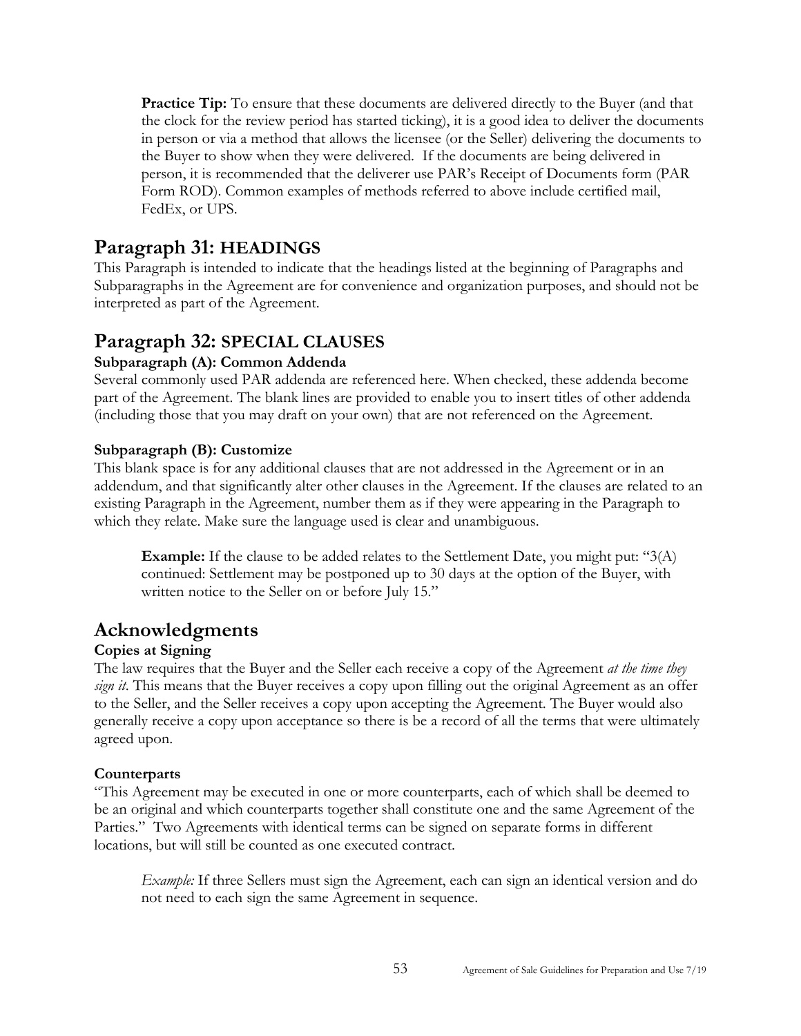**Practice Tip:** To ensure that these documents are delivered directly to the Buyer (and that the clock for the review period has started ticking), it is a good idea to deliver the documents in person or via a method that allows the licensee (or the Seller) delivering the documents to the Buyer to show when they were delivered. If the documents are being delivered in person, it is recommended that the deliverer use PAR's Receipt of Documents form (PAR Form ROD). Common examples of methods referred to above include certified mail, FedEx, or UPS.

## Paragraph 31: HEADINGS

This Paragraph is intended to indicate that the headings listed at the beginning of Paragraphs and Subparagraphs in the Agreement are for convenience and organization purposes, and should not be interpreted as part of the Agreement.

## Paragraph 32: SPECIAL CLAUSES

### Subparagraph (A): Common Addenda

Several commonly used PAR addenda are referenced here. When checked, these addenda become part of the Agreement. The blank lines are provided to enable you to insert titles of other addenda (including those that you may draft on your own) that are not referenced on the Agreement.

### Subparagraph (B): Customize

This blank space is for any additional clauses that are not addressed in the Agreement or in an addendum, and that significantly alter other clauses in the Agreement. If the clauses are related to an existing Paragraph in the Agreement, number them as if they were appearing in the Paragraph to which they relate. Make sure the language used is clear and unambiguous.

**Example:** If the clause to be added relates to the Settlement Date, you might put: "3(A) continued: Settlement may be postponed up to 30 days at the option of the Buyer, with written notice to the Seller on or before July 15."

## Acknowledgments

### Copies at Signing

The law requires that the Buyer and the Seller each receive a copy of the Agreement *at the time they sign it*. This means that the Buyer receives a copy upon filling out the original Agreement as an offer to the Seller, and the Seller receives a copy upon accepting the Agreement. The Buyer would also generally receive a copy upon acceptance so there is be a record of all the terms that were ultimately agreed upon.

### Counterparts

"This Agreement may be executed in one or more counterparts, each of which shall be deemed to be an original and which counterparts together shall constitute one and the same Agreement of the Parties." Two Agreements with identical terms can be signed on separate forms in different locations, but will still be counted as one executed contract.

*Example:* If three Sellers must sign the Agreement, each can sign an identical version and do not need to each sign the same Agreement in sequence.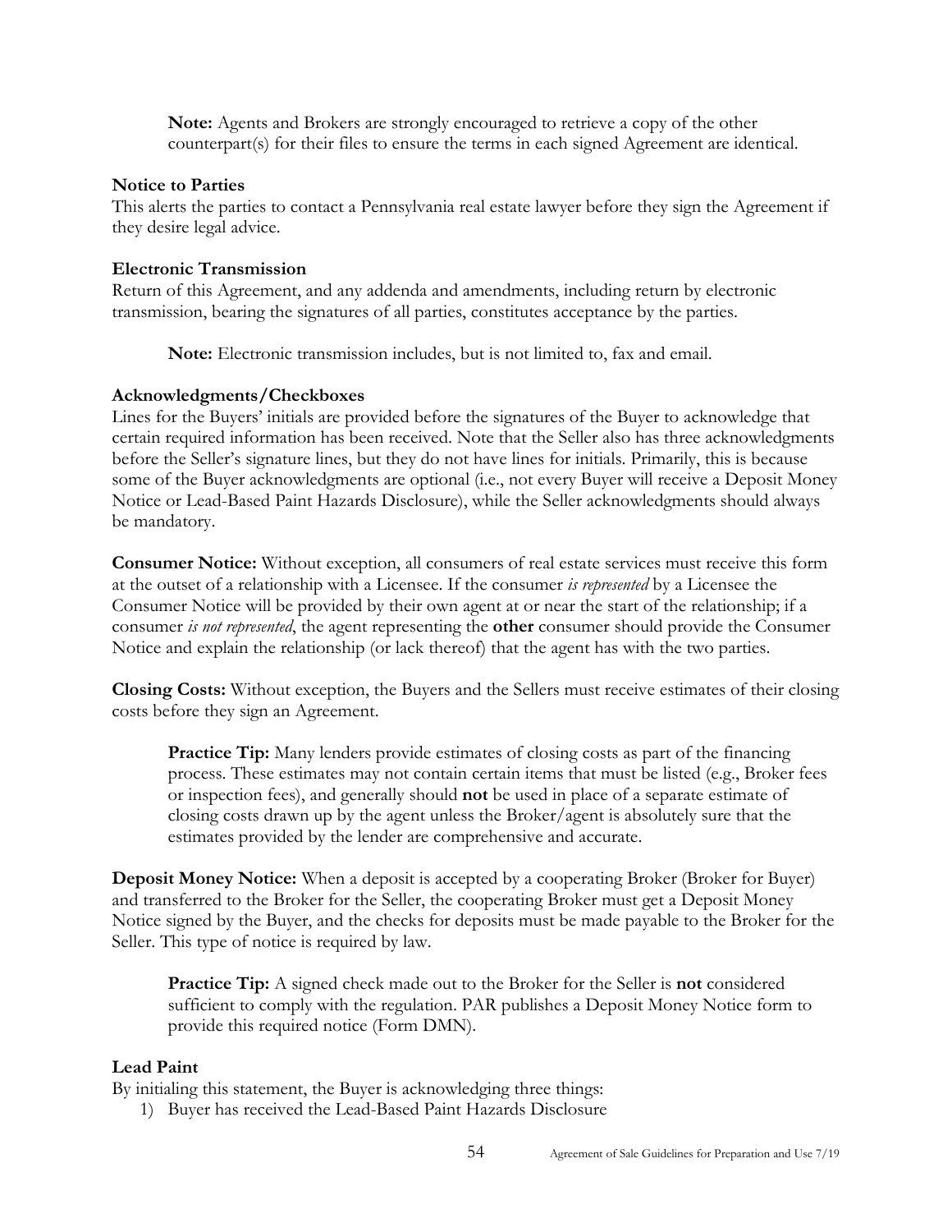**Note:** Agents and Brokers are strongly encouraged to retrieve a copy of the other counterpart(s) for their files to ensure the terms in each signed Agreement are identical.

### Notice to Parties

This alerts the parties to contact a Pennsylvania real estate lawyer before they sign the Agreement if they desire legal advice.

### Electronic Transmission

Return of this Agreement, and any addenda and amendments, including return by electronic transmission, bearing the signatures of all parties, constitutes acceptance by the parties.

**Note:** Electronic transmission includes, but is not limited to, fax and email.

### Acknowledgments/Checkboxes

Lines for the Buyers' initials are provided before the signatures of the Buyer to acknowledge that certain required information has been received. Note that the Seller also has three acknowledgments before the Seller's signature lines, but they do not have lines for initials. Primarily, this is because some of the Buyer acknowledgments are optional (i.e., not every Buyer will receive a Deposit Money Notice or Lead-Based Paint Hazards Disclosure), while the Seller acknowledgments should always be mandatory.

**Consumer Notice:** Without exception, all consumers of real estate services must receive this form at the outset of a relationship with a Licensee. If the consumer *is represented* by a Licensee the Consumer Notice will be provided by their own agent at or near the start of the relationship; if a consumer *is not represented*, the agent representing the **other** consumer should provide the Consumer Notice and explain the relationship (or lack thereof) that the agent has with the two parties.

**Closing Costs:** Without exception, the Buyers and the Sellers must receive estimates of their closing costs before they sign an Agreement.

**Practice Tip:** Many lenders provide estimates of closing costs as part of the financing process. These estimates may not contain certain items that must be listed (e.g., Broker fees or inspection fees), and generally should **not** be used in place of a separate estimate of closing costs drawn up by the agent unless the Broker/agent is absolutely sure that the estimates provided by the lender are comprehensive and accurate.

**Deposit Money Notice:** When a deposit is accepted by a cooperating Broker (Broker for Buyer) and transferred to the Broker for the Seller, the cooperating Broker must get a Deposit Money Notice signed by the Buyer, and the checks for deposits must be made payable to the Broker for the Seller. This type of notice is required by law.

**Practice Tip:** A signed check made out to the Broker for the Seller is **not** considered sufficient to comply with the regulation. PAR publishes a Deposit Money Notice form to provide this required notice (Form DMN).

### Lead Paint

By initialing this statement, the Buyer is acknowledging three things:

1) Buyer has received the Lead-Based Paint Hazards Disclosure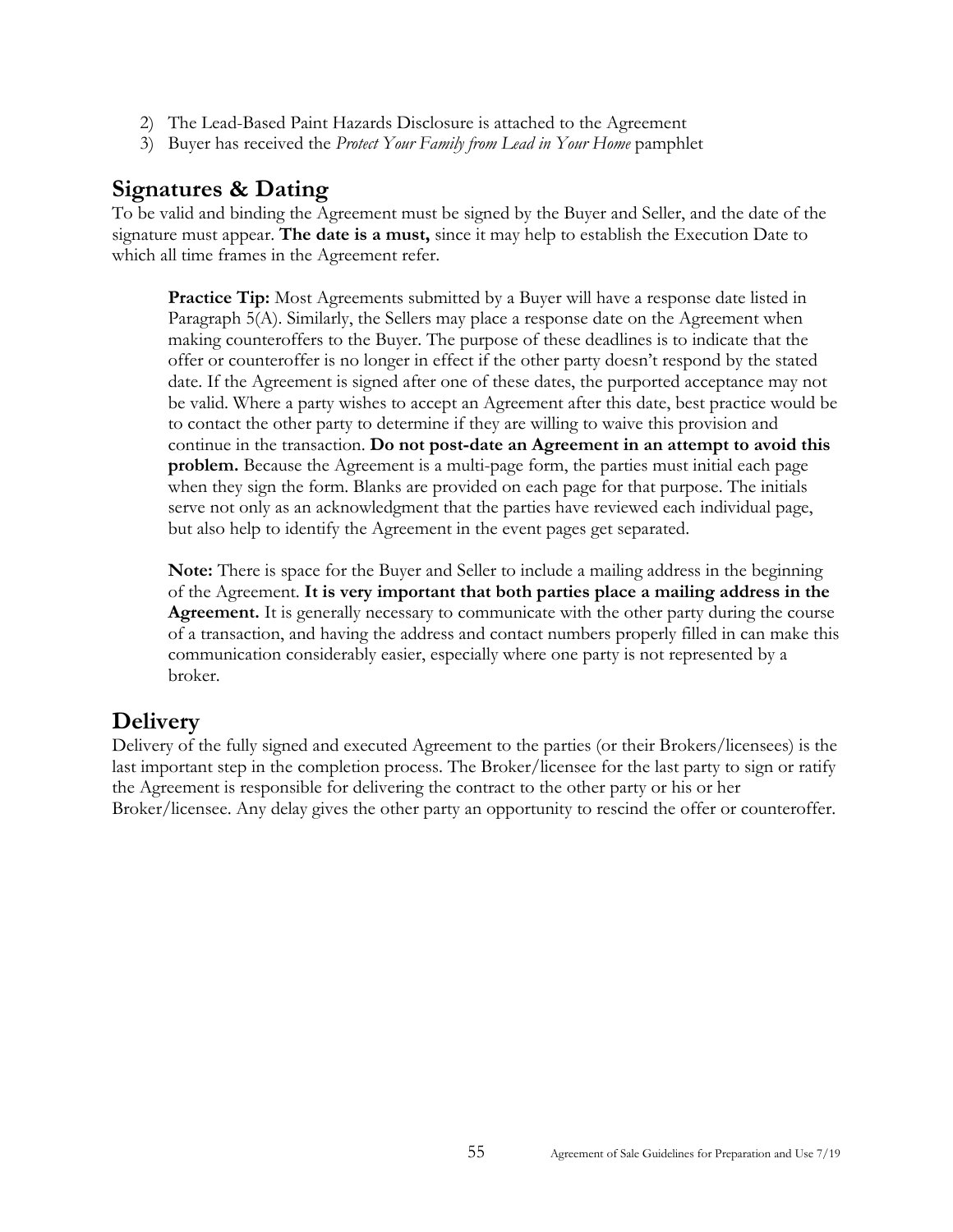2) The Lead-Based Paint Hazards Disclosure is attached to the Agreement
3) Buyer has received the *Protect Your Family from Lead in Your Home* pamphlet

## Signatures & Dating

To be valid and binding the Agreement must be signed by the Buyer and Seller, and the date of the signature must appear. **The date is a must,** since it may help to establish the Execution Date to which all time frames in the Agreement refer.

> **Practice Tip:** Most Agreements submitted by a Buyer will have a response date listed in Paragraph 5(A). Similarly, the Sellers may place a response date on the Agreement when making counteroffers to the Buyer. The purpose of these deadlines is to indicate that the offer or counteroffer is no longer in effect if the other party doesn't respond by the stated date. If the Agreement is signed after one of these dates, the purported acceptance may not be valid. Where a party wishes to accept an Agreement after this date, best practice would be to contact the other party to determine if they are willing to waive this provision and continue in the transaction. **Do not post-date an Agreement in an attempt to avoid this problem.** Because the Agreement is a multi-page form, the parties must initial each page when they sign the form. Blanks are provided on each page for that purpose. The initials serve not only as an acknowledgment that the parties have reviewed each individual page, but also help to identify the Agreement in the event pages get separated.
>
> **Note:** There is space for the Buyer and Seller to include a mailing address in the beginning of the Agreement. **It is very important that both parties place a mailing address in the Agreement.** It is generally necessary to communicate with the other party during the course of a transaction, and having the address and contact numbers properly filled in can make this communication considerably easier, especially where one party is not represented by a broker.

## Delivery

Delivery of the fully signed and executed Agreement to the parties (or their Brokers/licensees) is the last important step in the completion process. The Broker/licensee for the last party to sign or ratify the Agreement is responsible for delivering the contract to the other party or his or her Broker/licensee. Any delay gives the other party an opportunity to rescind the offer or counteroffer.